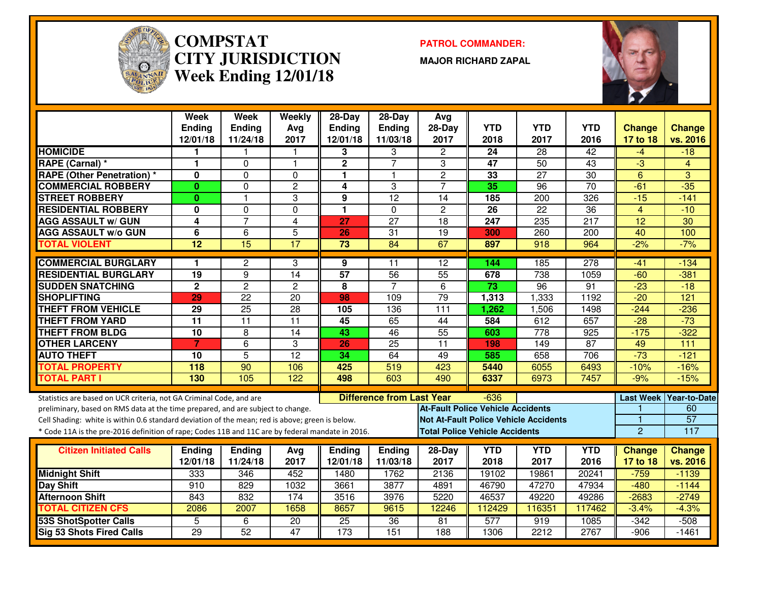# COMPSTAT
# CITY JURISDICTION
# Week Ending 12/01/18

**PATROL COMMANDER:**

**MAJOR RICHARD ZAPAL**

| | Week Ending 12/01/18 | Week Ending 11/24/18 | Weekly Avg 2017 | 28-Day Ending 12/01/18 | 28-Day Ending 11/03/18 | Avg 28-Day 2017 | YTD 2018 | YTD 2017 | YTD 2016 | Change 17 to 18 | Change vs. 2016 |
|---|---|---|---|---|---|---|---|---|---|---|---|
| HOMICIDE | 1 | 1 | 1 | 3 | 3 | 2 | 24 | 28 | 42 | -4 | -18 |
| RAPE (Carnal) * | 1 | 0 | 1 | 2 | 7 | 3 | 47 | 50 | 43 | -3 | 4 |
| RAPE (Other Penetration) * | 0 | 0 | 0 | 1 | 1 | 2 | 33 | 27 | 30 | 6 | 3 |
| COMMERCIAL ROBBERY | 0 | 0 | 2 | 4 | 3 | 7 | 35 | 96 | 70 | -61 | -35 |
| STREET ROBBERY | 0 | 1 | 3 | 9 | 12 | 14 | 185 | 200 | 326 | -15 | -141 |
| RESIDENTIAL ROBBERY | 0 | 0 | 0 | 1 | 0 | 2 | 26 | 22 | 36 | 4 | -10 |
| AGG ASSAULT w/ GUN | 4 | 7 | 4 | 27 | 27 | 18 | 247 | 235 | 217 | 12 | 30 |
| AGG ASSAULT w/o GUN | 6 | 6 | 5 | 26 | 31 | 19 | 300 | 260 | 200 | 40 | 100 |
| TOTAL VIOLENT | 12 | 15 | 17 | 73 | 84 | 67 | 897 | 918 | 964 | -2% | -7% |
| COMMERCIAL BURGLARY | 1 | 2 | 3 | 9 | 11 | 12 | 144 | 185 | 278 | -41 | -134 |
| RESIDENTIAL BURGLARY | 19 | 9 | 14 | 57 | 56 | 55 | 678 | 738 | 1059 | -60 | -381 |
| SUDDEN SNATCHING | 2 | 2 | 2 | 8 | 7 | 6 | 73 | 96 | 91 | -23 | -18 |
| SHOPLIFTING | 29 | 22 | 20 | 98 | 109 | 79 | 1,313 | 1,333 | 1192 | -20 | 121 |
| THEFT FROM VEHICLE | 29 | 25 | 28 | 105 | 136 | 111 | 1,262 | 1,506 | 1498 | -244 | -236 |
| THEFT FROM YARD | 11 | 11 | 11 | 45 | 65 | 44 | 584 | 612 | 657 | -28 | -73 |
| THEFT FROM BLDG | 10 | 8 | 14 | 43 | 46 | 55 | 603 | 778 | 925 | -175 | -322 |
| OTHER LARCENY | 7 | 6 | 3 | 26 | 25 | 11 | 198 | 149 | 87 | 49 | 111 |
| AUTO THEFT | 10 | 5 | 12 | 34 | 64 | 49 | 585 | 658 | 706 | -73 | -121 |
| TOTAL PROPERTY | 118 | 90 | 106 | 425 | 519 | 423 | 5440 | 6055 | 6493 | -10% | -16% |
| TOTAL PART I | 130 | 105 | 122 | 498 | 603 | 490 | 6337 | 6973 | 7457 | -9% | -15% |

**Difference from Last Year:** -636

Statistics are based on UCR criteria, not GA Criminal Code, and are preliminary, based on RMS data at the time prepared, and are subject to change.

Cell Shading: white is within 0.6 standard deviation of the mean; red is above; green is below.

\* Code 11A is the pre-2016 definition of rape; Codes 11B and 11C are by federal mandate in 2016.

| | Last Week | Year-to-Date |
|---|---|---|
| At-Fault Police Vehicle Accidents | 1 | 60 |
| Not At-Fault Police Vehicle Accidents | 1 | 57 |
| Total Police Vehicle Accidents | 2 | 117 |

| Citizen Initiated Calls | Ending 12/01/18 | Ending 11/24/18 | Avg 2017 | Ending 12/01/18 | Ending 11/03/18 | 28-Day 2017 | YTD 2018 | YTD 2017 | YTD 2016 | Change 17 to 18 | Change vs. 2016 |
|---|---|---|---|---|---|---|---|---|---|---|---|
| Midnight Shift | 333 | 346 | 452 | 1480 | 1762 | 2136 | 19102 | 19861 | 20241 | -759 | -1139 |
| Day Shift | 910 | 829 | 1032 | 3661 | 3877 | 4891 | 46790 | 47270 | 47934 | -480 | -1144 |
| Afternoon Shift | 843 | 832 | 174 | 3516 | 3976 | 5220 | 46537 | 49220 | 49286 | -2683 | -2749 |
| TOTAL CITIZEN CFS | 2086 | 2007 | 1658 | 8657 | 9615 | 12246 | 112429 | 116351 | 117462 | -3.4% | -4.3% |
| 53S ShotSpotter Calls | 5 | 6 | 20 | 25 | 36 | 81 | 577 | 919 | 1085 | -342 | -508 |
| Sig 53 Shots Fired Calls | 29 | 52 | 47 | 173 | 151 | 188 | 1306 | 2212 | 2767 | -906 | -1461 |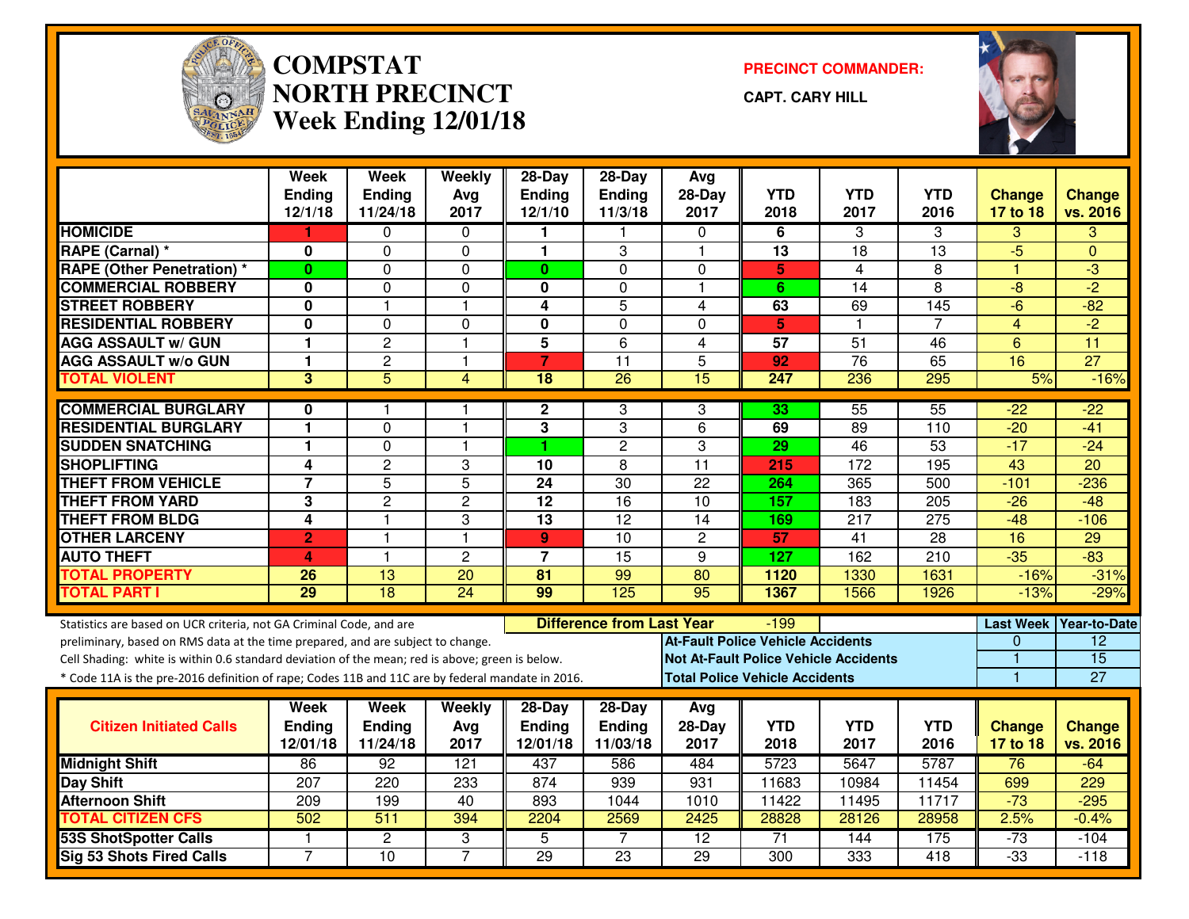# COMPSTAT NORTH PRECINCT Week Ending 12/01/18

**PRECINCT COMMANDER:**

**CAPT. CARY HILL**

| | Week Ending 12/1/18 | Week Ending 11/24/18 | Weekly Avg 2017 | 28-Day Ending 12/1/10 | 28-Day Ending 11/3/18 | Avg 28-Day 2017 | YTD 2018 | YTD 2017 | YTD 2016 | Change 17 to 18 | Change vs. 2016 |
|---|---|---|---|---|---|---|---|---|---|---|---|
| HOMICIDE | 1 | 0 | 0 | 1 | 1 | 0 | 6 | 3 | 3 | 3 | 3 |
| RAPE (Carnal) * | 0 | 0 | 0 | 1 | 3 | 1 | 13 | 18 | 13 | -5 | 0 |
| RAPE (Other Penetration) * | 0 | 0 | 0 | 0 | 0 | 0 | 5 | 4 | 8 | 1 | -3 |
| COMMERCIAL ROBBERY | 0 | 0 | 0 | 0 | 0 | 1 | 6 | 14 | 8 | -8 | -2 |
| STREET ROBBERY | 0 | 1 | 1 | 4 | 5 | 4 | 63 | 69 | 145 | -6 | -82 |
| RESIDENTIAL ROBBERY | 0 | 0 | 0 | 0 | 0 | 0 | 5 | 1 | 7 | 4 | -2 |
| AGG ASSAULT w/ GUN | 1 | 2 | 1 | 5 | 6 | 4 | 57 | 51 | 46 | 6 | 11 |
| AGG ASSAULT w/o GUN | 1 | 2 | 1 | 7 | 11 | 5 | 92 | 76 | 65 | 16 | 27 |
| TOTAL VIOLENT | 3 | 5 | 4 | 18 | 26 | 15 | 247 | 236 | 295 | 5% | -16% |
| COMMERCIAL BURGLARY | 0 | 1 | 1 | 2 | 3 | 3 | 33 | 55 | 55 | -22 | -22 |
| RESIDENTIAL BURGLARY | 1 | 0 | 1 | 3 | 3 | 6 | 69 | 89 | 110 | -20 | -41 |
| SUDDEN SNATCHING | 1 | 0 | 1 | 1 | 2 | 3 | 29 | 46 | 53 | -17 | -24 |
| SHOPLIFTING | 4 | 2 | 3 | 10 | 8 | 11 | 215 | 172 | 195 | 43 | 20 |
| THEFT FROM VEHICLE | 7 | 5 | 5 | 24 | 30 | 22 | 264 | 365 | 500 | -101 | -236 |
| THEFT FROM YARD | 3 | 2 | 2 | 12 | 16 | 10 | 157 | 183 | 205 | -26 | -48 |
| THEFT FROM BLDG | 4 | 1 | 3 | 13 | 12 | 14 | 169 | 217 | 275 | -48 | -106 |
| OTHER LARCENY | 2 | 1 | 1 | 9 | 10 | 2 | 57 | 41 | 28 | 16 | 29 |
| AUTO THEFT | 4 | 1 | 2 | 7 | 15 | 9 | 127 | 162 | 210 | -35 | -83 |
| TOTAL PROPERTY | 26 | 13 | 20 | 81 | 99 | 80 | 1120 | 1330 | 1631 | -16% | -31% |
| TOTAL PART I | 29 | 18 | 24 | 99 | 125 | 95 | 1367 | 1566 | 1926 | -13% | -29% |

Statistics are based on UCR criteria, not GA Criminal Code, and are preliminary, based on RMS data at the time prepared, and are subject to change.

Cell Shading: white is within 0.6 standard deviation of the mean; red is above; green is below.

* Code 11A is the pre-2016 definition of rape; Codes 11B and 11C are by federal mandate in 2016.

**Difference from Last Year:** -199

| | Last Week | Year-to-Date |
|---|---|---|
| At-Fault Police Vehicle Accidents | 0 | 12 |
| Not At-Fault Police Vehicle Accidents | 1 | 15 |
| Total Police Vehicle Accidents | 1 | 27 |

| Citizen Initiated Calls | Week Ending 12/01/18 | Week Ending 11/24/18 | Weekly Avg 2017 | 28-Day Ending 12/01/18 | 28-Day Ending 11/03/18 | Avg 28-Day 2017 | YTD 2018 | YTD 2017 | YTD 2016 | Change 17 to 18 | Change vs. 2016 |
|---|---|---|---|---|---|---|---|---|---|---|---|
| Midnight Shift | 86 | 92 | 121 | 437 | 586 | 484 | 5723 | 5647 | 5787 | 76 | -64 |
| Day Shift | 207 | 220 | 233 | 874 | 939 | 931 | 11683 | 10984 | 11454 | 699 | 229 |
| Afternoon Shift | 209 | 199 | 40 | 893 | 1044 | 1010 | 11422 | 11495 | 11717 | -73 | -295 |
| TOTAL CITIZEN CFS | 502 | 511 | 394 | 2204 | 2569 | 2425 | 28828 | 28126 | 28958 | 2.5% | -0.4% |
| 53S ShotSpotter Calls | 1 | 2 | 3 | 5 | 7 | 12 | 71 | 144 | 175 | -73 | -104 |
| Sig 53 Shots Fired Calls | 7 | 10 | 7 | 29 | 23 | 29 | 300 | 333 | 418 | -33 | -118 |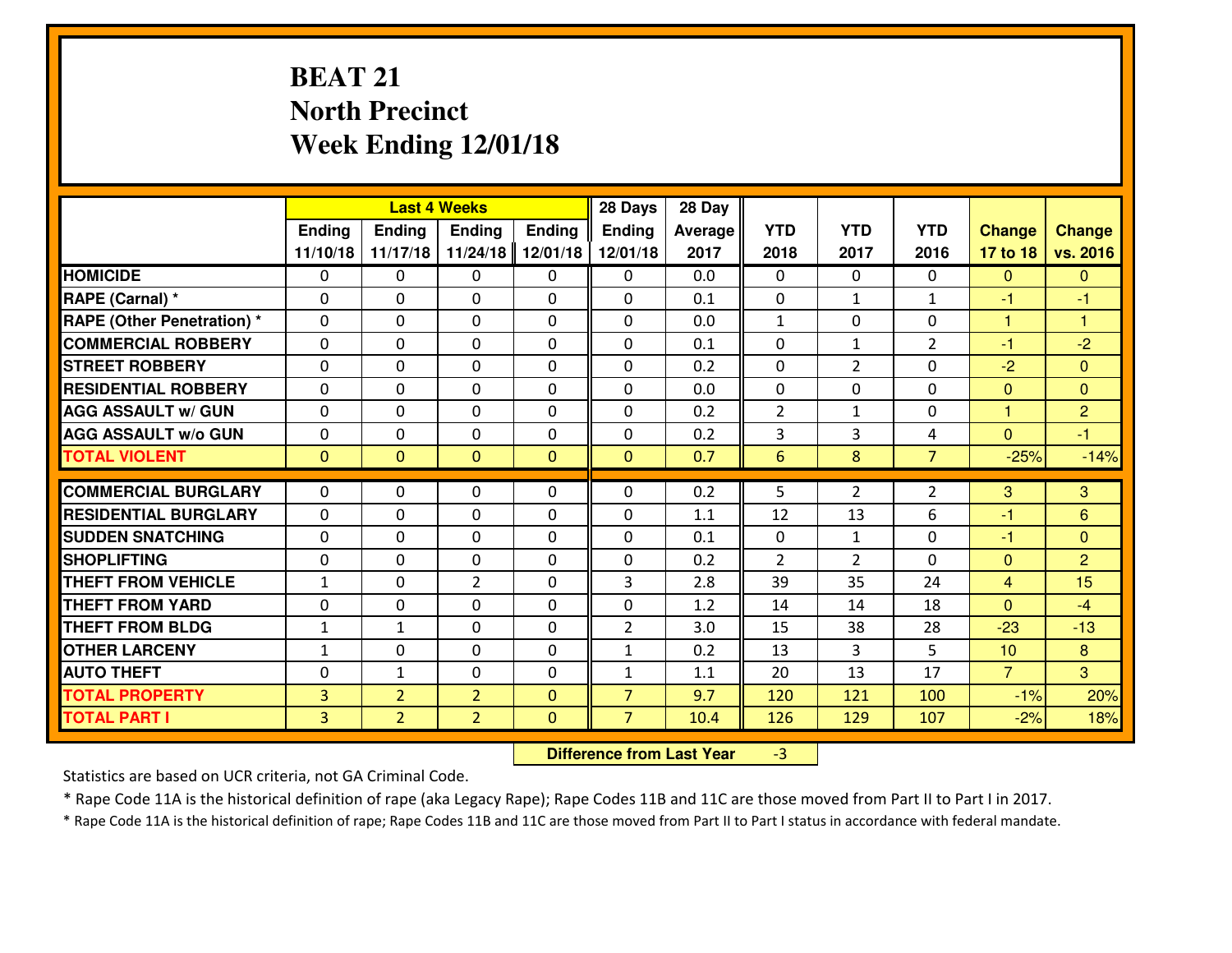# BEAT 21
## North Precinct
## Week Ending 12/01/18

| | Last 4 Weeks | | | | 28 Days | 28 Day | | | | | |
|---|---|---|---|---|---|---|---|---|---|---|---|
| | Ending 11/10/18 | Ending 11/17/18 | Ending 11/24/18 | Ending 12/01/18 | Ending 12/01/18 | Average 2017 | YTD 2018 | YTD 2017 | YTD 2016 | Change 17 to 18 | Change vs. 2016 |
| HOMICIDE | 0 | 0 | 0 | 0 | 0 | 0.0 | 0 | 0 | 0 | 0 | 0 |
| RAPE (Carnal) * | 0 | 0 | 0 | 0 | 0 | 0.1 | 0 | 1 | 1 | -1 | -1 |
| RAPE (Other Penetration) * | 0 | 0 | 0 | 0 | 0 | 0.0 | 1 | 0 | 0 | 1 | 1 |
| COMMERCIAL ROBBERY | 0 | 0 | 0 | 0 | 0 | 0.1 | 0 | 1 | 2 | -1 | -2 |
| STREET ROBBERY | 0 | 0 | 0 | 0 | 0 | 0.2 | 0 | 2 | 0 | -2 | 0 |
| RESIDENTIAL ROBBERY | 0 | 0 | 0 | 0 | 0 | 0.0 | 0 | 0 | 0 | 0 | 0 |
| AGG ASSAULT w/ GUN | 0 | 0 | 0 | 0 | 0 | 0.2 | 2 | 1 | 0 | 1 | 2 |
| AGG ASSAULT w/o GUN | 0 | 0 | 0 | 0 | 0 | 0.2 | 3 | 3 | 4 | 0 | -1 |
| TOTAL VIOLENT | 0 | 0 | 0 | 0 | 0 | 0.7 | 6 | 8 | 7 | -25% | -14% |
| COMMERCIAL BURGLARY | 0 | 0 | 0 | 0 | 0 | 0.2 | 5 | 2 | 2 | 3 | 3 |
| RESIDENTIAL BURGLARY | 0 | 0 | 0 | 0 | 0 | 1.1 | 12 | 13 | 6 | -1 | 6 |
| SUDDEN SNATCHING | 0 | 0 | 0 | 0 | 0 | 0.1 | 0 | 1 | 0 | -1 | 0 |
| SHOPLIFTING | 0 | 0 | 0 | 0 | 0 | 0.2 | 2 | 2 | 0 | 0 | 2 |
| THEFT FROM VEHICLE | 1 | 0 | 2 | 0 | 3 | 2.8 | 39 | 35 | 24 | 4 | 15 |
| THEFT FROM YARD | 0 | 0 | 0 | 0 | 0 | 1.2 | 14 | 14 | 18 | 0 | -4 |
| THEFT FROM BLDG | 1 | 1 | 0 | 0 | 2 | 3.0 | 15 | 38 | 28 | -23 | -13 |
| OTHER LARCENY | 1 | 0 | 0 | 0 | 1 | 0.2 | 13 | 3 | 5 | 10 | 8 |
| AUTO THEFT | 0 | 1 | 0 | 0 | 1 | 1.1 | 20 | 13 | 17 | 7 | 3 |
| TOTAL PROPERTY | 3 | 2 | 2 | 0 | 7 | 9.7 | 120 | 121 | 100 | -1% | 20% |
| TOTAL PART I | 3 | 2 | 2 | 0 | 7 | 10.4 | 126 | 129 | 107 | -2% | 18% |

**Difference from Last Year** -3

Statistics are based on UCR criteria, not GA Criminal Code.

* Rape Code 11A is the historical definition of rape (aka Legacy Rape); Rape Codes 11B and 11C are those moved from Part II to Part I in 2017.

* Rape Code 11A is the historical definition of rape; Rape Codes 11B and 11C are those moved from Part II to Part I status in accordance with federal mandate.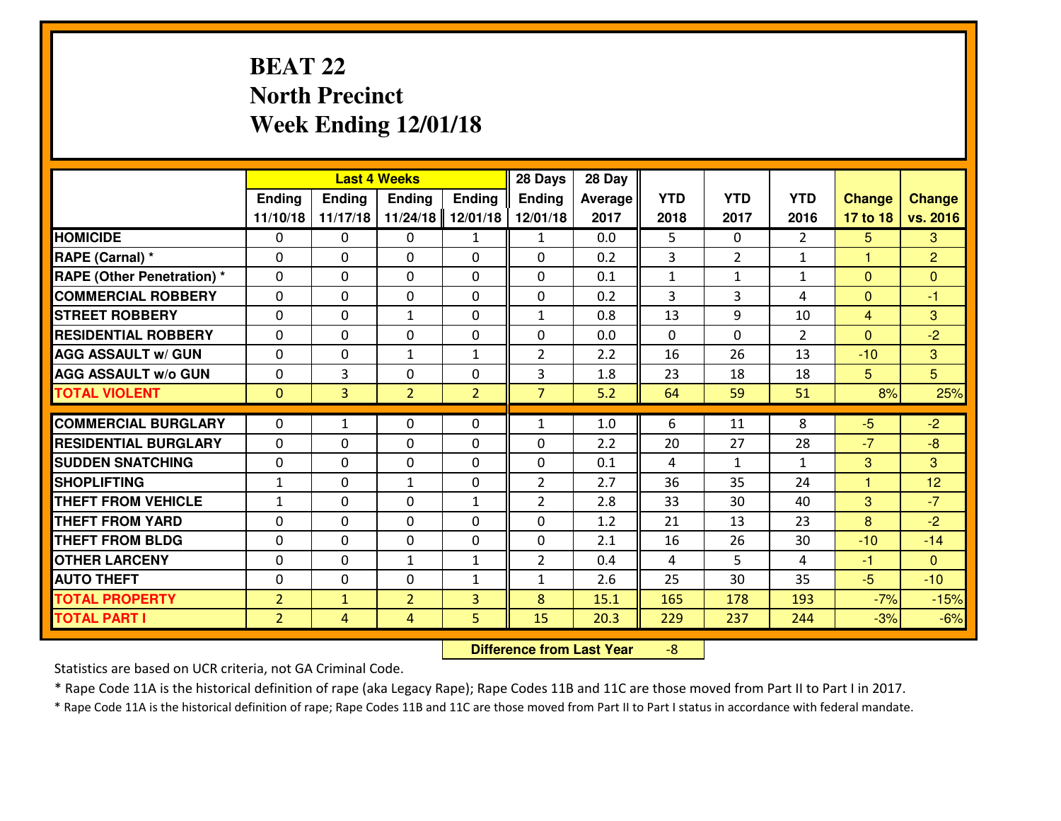# BEAT 22
## North Precinct
## Week Ending 12/01/18

| | Last 4 Weeks | | | | 28 Days | 28 Day | | | | | |
|---|---|---|---|---|---|---|---|---|---|---|---|
| | Ending 11/10/18 | Ending 11/17/18 | Ending 11/24/18 | Ending 12/01/18 | Ending 12/01/18 | Average 2017 | YTD 2018 | YTD 2017 | YTD 2016 | Change 17 to 18 | Change vs. 2016 |
| **HOMICIDE** | 0 | 0 | 0 | 1 | 1 | 0.0 | 5 | 0 | 2 | 5 | 3 |
| **RAPE (Carnal) *** | 0 | 0 | 0 | 0 | 0 | 0.2 | 3 | 2 | 1 | 1 | 2 |
| **RAPE (Other Penetration) *** | 0 | 0 | 0 | 0 | 0 | 0.1 | 1 | 1 | 1 | 0 | 0 |
| **COMMERCIAL ROBBERY** | 0 | 0 | 0 | 0 | 0 | 0.2 | 3 | 3 | 4 | 0 | -1 |
| **STREET ROBBERY** | 0 | 0 | 1 | 0 | 1 | 0.8 | 13 | 9 | 10 | 4 | 3 |
| **RESIDENTIAL ROBBERY** | 0 | 0 | 0 | 0 | 0 | 0.0 | 0 | 0 | 2 | 0 | -2 |
| **AGG ASSAULT w/ GUN** | 0 | 0 | 1 | 1 | 2 | 2.2 | 16 | 26 | 13 | -10 | 3 |
| **AGG ASSAULT w/o GUN** | 0 | 3 | 0 | 0 | 3 | 1.8 | 23 | 18 | 18 | 5 | 5 |
| **TOTAL VIOLENT** | 0 | 3 | 2 | 2 | 7 | 5.2 | 64 | 59 | 51 | 8% | 25% |
| **COMMERCIAL BURGLARY** | 0 | 1 | 0 | 0 | 1 | 1.0 | 6 | 11 | 8 | -5 | -2 |
| **RESIDENTIAL BURGLARY** | 0 | 0 | 0 | 0 | 0 | 2.2 | 20 | 27 | 28 | -7 | -8 |
| **SUDDEN SNATCHING** | 0 | 0 | 0 | 0 | 0 | 0.1 | 4 | 1 | 1 | 3 | 3 |
| **SHOPLIFTING** | 1 | 0 | 1 | 0 | 2 | 2.7 | 36 | 35 | 24 | 1 | 12 |
| **THEFT FROM VEHICLE** | 1 | 0 | 0 | 1 | 2 | 2.8 | 33 | 30 | 40 | 3 | -7 |
| **THEFT FROM YARD** | 0 | 0 | 0 | 0 | 0 | 1.2 | 21 | 13 | 23 | 8 | -2 |
| **THEFT FROM BLDG** | 0 | 0 | 0 | 0 | 0 | 2.1 | 16 | 26 | 30 | -10 | -14 |
| **OTHER LARCENY** | 0 | 0 | 1 | 1 | 2 | 0.4 | 4 | 5 | 4 | -1 | 0 |
| **AUTO THEFT** | 0 | 0 | 0 | 1 | 1 | 2.6 | 25 | 30 | 35 | -5 | -10 |
| **TOTAL PROPERTY** | 2 | 1 | 2 | 3 | 8 | 15.1 | 165 | 178 | 193 | -7% | -15% |
| **TOTAL PART I** | 2 | 4 | 4 | 5 | 15 | 20.3 | 229 | 237 | 244 | -3% | -6% |

**Difference from Last Year** -8

Statistics are based on UCR criteria, not GA Criminal Code.

* Rape Code 11A is the historical definition of rape (aka Legacy Rape); Rape Codes 11B and 11C are those moved from Part II to Part I in 2017.

* Rape Code 11A is the historical definition of rape; Rape Codes 11B and 11C are those moved from Part II to Part I status in accordance with federal mandate.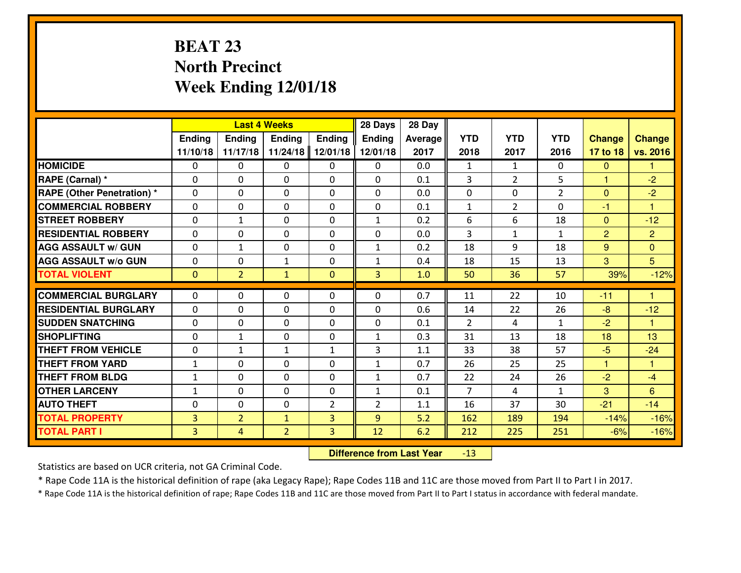# BEAT 23
## North Precinct
## Week Ending 12/01/18

| | Last 4 Weeks | | | | 28 Days | 28 Day | | | | | |
|---|---|---|---|---|---|---|---|---|---|---|---|
| | Ending 11/10/18 | Ending 11/17/18 | Ending 11/24/18 | Ending 12/01/18 | Ending 12/01/18 | Average 2017 | YTD 2018 | YTD 2017 | YTD 2016 | Change 17 to 18 | Change vs. 2016 |
| HOMICIDE | 0 | 0 | 0 | 0 | 0 | 0.0 | 1 | 1 | 0 | 0 | 1 |
| RAPE (Carnal) * | 0 | 0 | 0 | 0 | 0 | 0.1 | 3 | 2 | 5 | 1 | -2 |
| RAPE (Other Penetration) * | 0 | 0 | 0 | 0 | 0 | 0.0 | 0 | 0 | 2 | 0 | -2 |
| COMMERCIAL ROBBERY | 0 | 0 | 0 | 0 | 0 | 0.1 | 1 | 2 | 0 | -1 | 1 |
| STREET ROBBERY | 0 | 1 | 0 | 0 | 1 | 0.2 | 6 | 6 | 18 | 0 | -12 |
| RESIDENTIAL ROBBERY | 0 | 0 | 0 | 0 | 0 | 0.0 | 3 | 1 | 1 | 2 | 2 |
| AGG ASSAULT w/ GUN | 0 | 1 | 0 | 0 | 1 | 0.2 | 18 | 9 | 18 | 9 | 0 |
| AGG ASSAULT w/o GUN | 0 | 0 | 1 | 0 | 1 | 0.4 | 18 | 15 | 13 | 3 | 5 |
| TOTAL VIOLENT | 0 | 2 | 1 | 0 | 3 | 1.0 | 50 | 36 | 57 | 39% | -12% |
| COMMERCIAL BURGLARY | 0 | 0 | 0 | 0 | 0 | 0.7 | 11 | 22 | 10 | -11 | 1 |
| RESIDENTIAL BURGLARY | 0 | 0 | 0 | 0 | 0 | 0.6 | 14 | 22 | 26 | -8 | -12 |
| SUDDEN SNATCHING | 0 | 0 | 0 | 0 | 0 | 0.1 | 2 | 4 | 1 | -2 | 1 |
| SHOPLIFTING | 0 | 1 | 0 | 0 | 1 | 0.3 | 31 | 13 | 18 | 18 | 13 |
| THEFT FROM VEHICLE | 0 | 1 | 1 | 1 | 3 | 1.1 | 33 | 38 | 57 | -5 | -24 |
| THEFT FROM YARD | 1 | 0 | 0 | 0 | 1 | 0.7 | 26 | 25 | 25 | 1 | 1 |
| THEFT FROM BLDG | 1 | 0 | 0 | 0 | 1 | 0.7 | 22 | 24 | 26 | -2 | -4 |
| OTHER LARCENY | 1 | 0 | 0 | 0 | 1 | 0.1 | 7 | 4 | 1 | 3 | 6 |
| AUTO THEFT | 0 | 0 | 0 | 2 | 2 | 1.1 | 16 | 37 | 30 | -21 | -14 |
| TOTAL PROPERTY | 3 | 2 | 1 | 3 | 9 | 5.2 | 162 | 189 | 194 | -14% | -16% |
| TOTAL PART I | 3 | 4 | 2 | 3 | 12 | 6.2 | 212 | 225 | 251 | -6% | -16% |

**Difference from Last Year** -13

Statistics are based on UCR criteria, not GA Criminal Code.

* Rape Code 11A is the historical definition of rape (aka Legacy Rape); Rape Codes 11B and 11C are those moved from Part II to Part I in 2017.

* Rape Code 11A is the historical definition of rape; Rape Codes 11B and 11C are those moved from Part II to Part I status in accordance with federal mandate.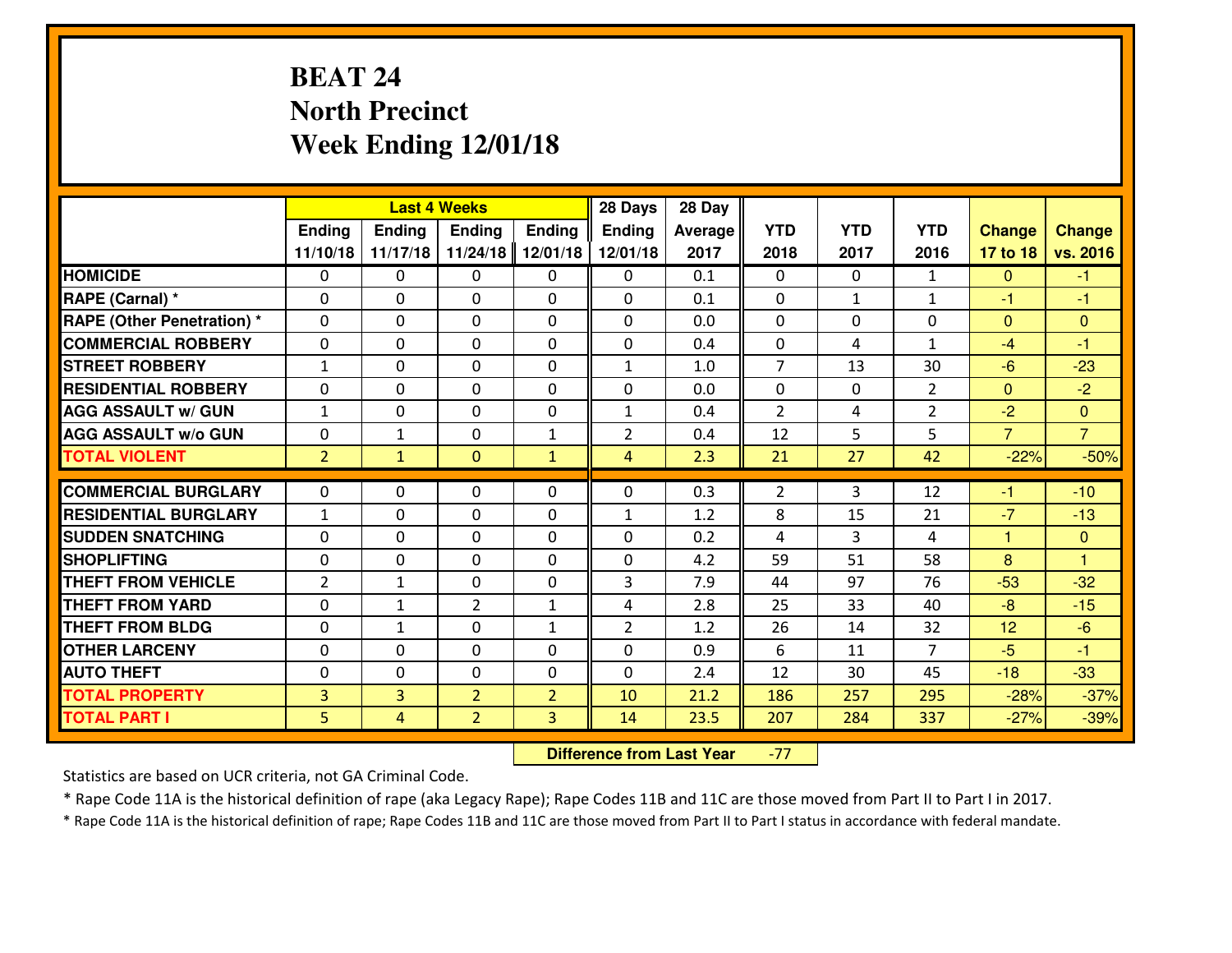# BEAT 24
## North Precinct
## Week Ending 12/01/18

| | Last 4 Weeks | | | | 28 Days | 28 Day | | | | | |
|---|---|---|---|---|---|---|---|---|---|---|---|
| | Ending 11/10/18 | Ending 11/17/18 | Ending 11/24/18 | Ending 12/01/18 | Ending 12/01/18 | Average 2017 | YTD 2018 | YTD 2017 | YTD 2016 | Change 17 to 18 | Change vs. 2016 |
| **HOMICIDE** | 0 | 0 | 0 | 0 | 0 | 0.1 | 0 | 0 | 1 | 0 | -1 |
| **RAPE (Carnal) *** | 0 | 0 | 0 | 0 | 0 | 0.1 | 0 | 1 | 1 | -1 | -1 |
| **RAPE (Other Penetration) *** | 0 | 0 | 0 | 0 | 0 | 0.0 | 0 | 0 | 0 | 0 | 0 |
| **COMMERCIAL ROBBERY** | 0 | 0 | 0 | 0 | 0 | 0.4 | 0 | 4 | 1 | -4 | -1 |
| **STREET ROBBERY** | 1 | 0 | 0 | 0 | 1 | 1.0 | 7 | 13 | 30 | -6 | -23 |
| **RESIDENTIAL ROBBERY** | 0 | 0 | 0 | 0 | 0 | 0.0 | 0 | 0 | 2 | 0 | -2 |
| **AGG ASSAULT w/ GUN** | 1 | 0 | 0 | 0 | 1 | 0.4 | 2 | 4 | 2 | -2 | 0 |
| **AGG ASSAULT w/o GUN** | 0 | 1 | 0 | 1 | 2 | 0.4 | 12 | 5 | 5 | 7 | 7 |
| **TOTAL VIOLENT** | 2 | 1 | 0 | 1 | 4 | 2.3 | 21 | 27 | 42 | -22% | -50% |
| **COMMERCIAL BURGLARY** | 0 | 0 | 0 | 0 | 0 | 0.3 | 2 | 3 | 12 | -1 | -10 |
| **RESIDENTIAL BURGLARY** | 1 | 0 | 0 | 0 | 1 | 1.2 | 8 | 15 | 21 | -7 | -13 |
| **SUDDEN SNATCHING** | 0 | 0 | 0 | 0 | 0 | 0.2 | 4 | 3 | 4 | 1 | 0 |
| **SHOPLIFTING** | 0 | 0 | 0 | 0 | 0 | 4.2 | 59 | 51 | 58 | 8 | 1 |
| **THEFT FROM VEHICLE** | 2 | 1 | 0 | 0 | 3 | 7.9 | 44 | 97 | 76 | -53 | -32 |
| **THEFT FROM YARD** | 0 | 1 | 2 | 1 | 4 | 2.8 | 25 | 33 | 40 | -8 | -15 |
| **THEFT FROM BLDG** | 0 | 1 | 0 | 1 | 2 | 1.2 | 26 | 14 | 32 | 12 | -6 |
| **OTHER LARCENY** | 0 | 0 | 0 | 0 | 0 | 0.9 | 6 | 11 | 7 | -5 | -1 |
| **AUTO THEFT** | 0 | 0 | 0 | 0 | 0 | 2.4 | 12 | 30 | 45 | -18 | -33 |
| **TOTAL PROPERTY** | 3 | 3 | 2 | 2 | 10 | 21.2 | 186 | 257 | 295 | -28% | -37% |
| **TOTAL PART I** | 5 | 4 | 2 | 3 | 14 | 23.5 | 207 | 284 | 337 | -27% | -39% |

**Difference from Last Year** -77

Statistics are based on UCR criteria, not GA Criminal Code.

* Rape Code 11A is the historical definition of rape (aka Legacy Rape); Rape Codes 11B and 11C are those moved from Part II to Part I in 2017.

* Rape Code 11A is the historical definition of rape; Rape Codes 11B and 11C are those moved from Part II to Part I status in accordance with federal mandate.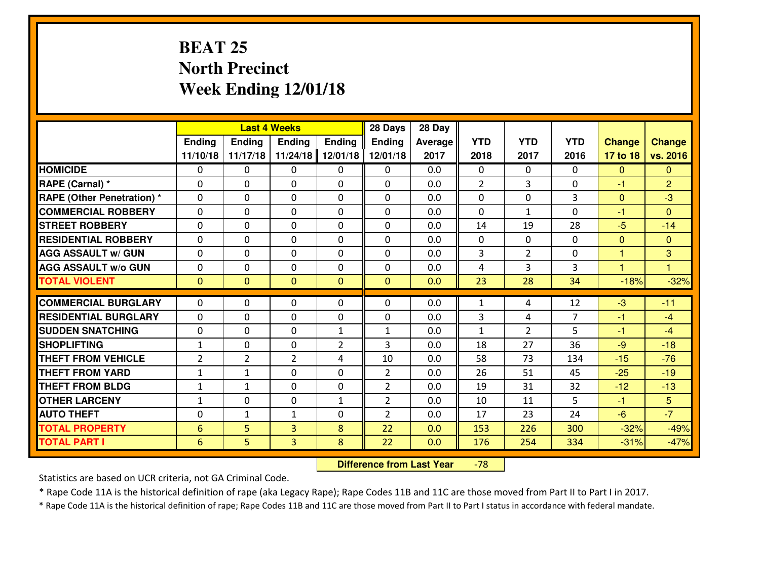# BEAT 25
## North Precinct
## Week Ending 12/01/18

| | Last 4 Weeks | | | | 28 Days | 28 Day | | | | | |
|---|---|---|---|---|---|---|---|---|---|---|---|
| | Ending 11/10/18 | Ending 11/17/18 | Ending 11/24/18 | Ending 12/01/18 | Ending 12/01/18 | Average 2017 | YTD 2018 | YTD 2017 | YTD 2016 | Change 17 to 18 | Change vs. 2016 |
| HOMICIDE | 0 | 0 | 0 | 0 | 0 | 0.0 | 0 | 0 | 0 | 0 | 0 |
| RAPE (Carnal) * | 0 | 0 | 0 | 0 | 0 | 0.0 | 2 | 3 | 0 | -1 | 2 |
| RAPE (Other Penetration) * | 0 | 0 | 0 | 0 | 0 | 0.0 | 0 | 0 | 3 | 0 | -3 |
| COMMERCIAL ROBBERY | 0 | 0 | 0 | 0 | 0 | 0.0 | 0 | 1 | 0 | -1 | 0 |
| STREET ROBBERY | 0 | 0 | 0 | 0 | 0 | 0.0 | 14 | 19 | 28 | -5 | -14 |
| RESIDENTIAL ROBBERY | 0 | 0 | 0 | 0 | 0 | 0.0 | 0 | 0 | 0 | 0 | 0 |
| AGG ASSAULT w/ GUN | 0 | 0 | 0 | 0 | 0 | 0.0 | 3 | 2 | 0 | 1 | 3 |
| AGG ASSAULT w/o GUN | 0 | 0 | 0 | 0 | 0 | 0.0 | 4 | 3 | 3 | 1 | 1 |
| TOTAL VIOLENT | 0 | 0 | 0 | 0 | 0 | 0.0 | 23 | 28 | 34 | -18% | -32% |
| COMMERCIAL BURGLARY | 0 | 0 | 0 | 0 | 0 | 0.0 | 1 | 4 | 12 | -3 | -11 |
| RESIDENTIAL BURGLARY | 0 | 0 | 0 | 0 | 0 | 0.0 | 3 | 4 | 7 | -1 | -4 |
| SUDDEN SNATCHING | 0 | 0 | 0 | 1 | 1 | 0.0 | 1 | 2 | 5 | -1 | -4 |
| SHOPLIFTING | 1 | 0 | 0 | 2 | 3 | 0.0 | 18 | 27 | 36 | -9 | -18 |
| THEFT FROM VEHICLE | 2 | 2 | 2 | 4 | 10 | 0.0 | 58 | 73 | 134 | -15 | -76 |
| THEFT FROM YARD | 1 | 1 | 0 | 0 | 2 | 0.0 | 26 | 51 | 45 | -25 | -19 |
| THEFT FROM BLDG | 1 | 1 | 0 | 0 | 2 | 0.0 | 19 | 31 | 32 | -12 | -13 |
| OTHER LARCENY | 1 | 0 | 0 | 1 | 2 | 0.0 | 10 | 11 | 5 | -1 | 5 |
| AUTO THEFT | 0 | 1 | 1 | 0 | 2 | 0.0 | 17 | 23 | 24 | -6 | -7 |
| TOTAL PROPERTY | 6 | 5 | 3 | 8 | 22 | 0.0 | 153 | 226 | 300 | -32% | -49% |
| TOTAL PART I | 6 | 5 | 3 | 8 | 22 | 0.0 | 176 | 254 | 334 | -31% | -47% |

**Difference from Last Year** -78

Statistics are based on UCR criteria, not GA Criminal Code.

* Rape Code 11A is the historical definition of rape (aka Legacy Rape); Rape Codes 11B and 11C are those moved from Part II to Part I in 2017.

* Rape Code 11A is the historical definition of rape; Rape Codes 11B and 11C are those moved from Part II to Part I status in accordance with federal mandate.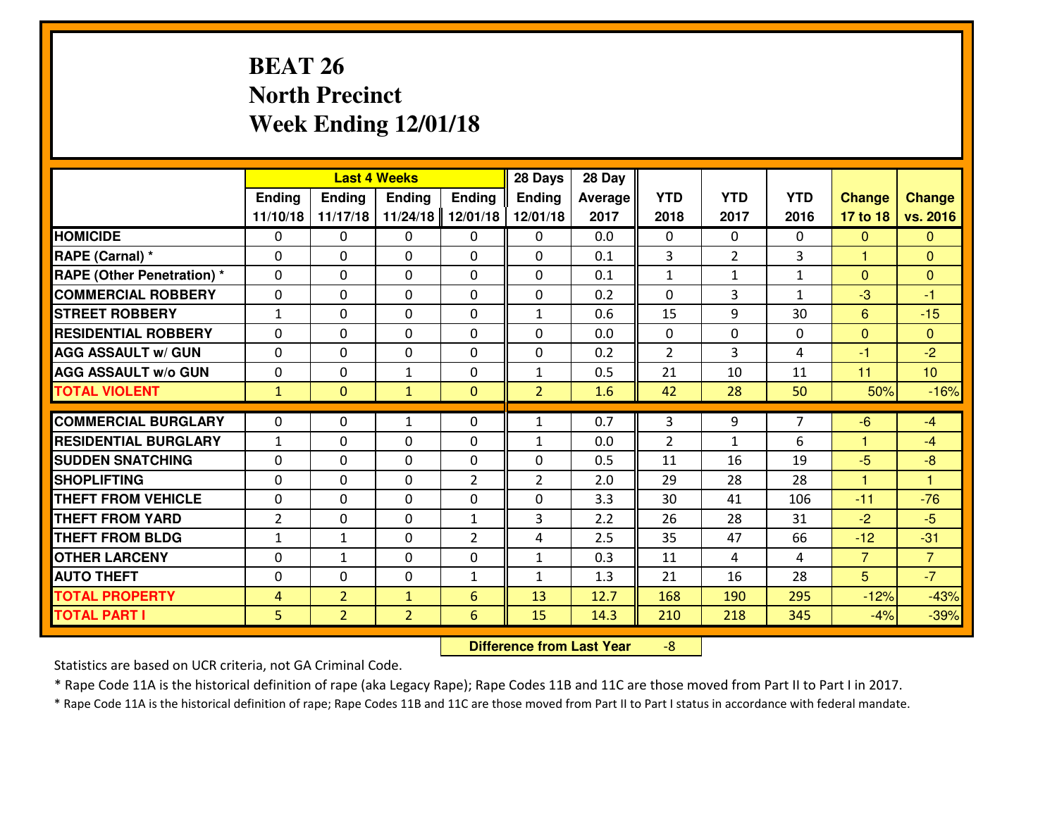# BEAT 26
## North Precinct
## Week Ending 12/01/18

| | Last 4 Weeks | | | | 28 Days | 28 Day | | | | | |
|---|---|---|---|---|---|---|---|---|---|---|---|
| | Ending 11/10/18 | Ending 11/17/18 | Ending 11/24/18 | Ending 12/01/18 | Ending 12/01/18 | Average 2017 | YTD 2018 | YTD 2017 | YTD 2016 | Change 17 to 18 | Change vs. 2016 |
| HOMICIDE | 0 | 0 | 0 | 0 | 0 | 0.0 | 0 | 0 | 0 | 0 | 0 |
| RAPE (Carnal) * | 0 | 0 | 0 | 0 | 0 | 0.1 | 3 | 2 | 3 | 1 | 0 |
| RAPE (Other Penetration) * | 0 | 0 | 0 | 0 | 0 | 0.1 | 1 | 1 | 1 | 0 | 0 |
| COMMERCIAL ROBBERY | 0 | 0 | 0 | 0 | 0 | 0.2 | 0 | 3 | 1 | -3 | -1 |
| STREET ROBBERY | 1 | 0 | 0 | 0 | 1 | 0.6 | 15 | 9 | 30 | 6 | -15 |
| RESIDENTIAL ROBBERY | 0 | 0 | 0 | 0 | 0 | 0.0 | 0 | 0 | 0 | 0 | 0 |
| AGG ASSAULT w/ GUN | 0 | 0 | 0 | 0 | 0 | 0.2 | 2 | 3 | 4 | -1 | -2 |
| AGG ASSAULT w/o GUN | 0 | 0 | 1 | 0 | 1 | 0.5 | 21 | 10 | 11 | 11 | 10 |
| TOTAL VIOLENT | 1 | 0 | 1 | 0 | 2 | 1.6 | 42 | 28 | 50 | 50% | -16% |
| COMMERCIAL BURGLARY | 0 | 0 | 1 | 0 | 1 | 0.7 | 3 | 9 | 7 | -6 | -4 |
| RESIDENTIAL BURGLARY | 1 | 0 | 0 | 0 | 1 | 0.0 | 2 | 1 | 6 | 1 | -4 |
| SUDDEN SNATCHING | 0 | 0 | 0 | 0 | 0 | 0.5 | 11 | 16 | 19 | -5 | -8 |
| SHOPLIFTING | 0 | 0 | 0 | 2 | 2 | 2.0 | 29 | 28 | 28 | 1 | 1 |
| THEFT FROM VEHICLE | 0 | 0 | 0 | 0 | 0 | 3.3 | 30 | 41 | 106 | -11 | -76 |
| THEFT FROM YARD | 2 | 0 | 0 | 1 | 3 | 2.2 | 26 | 28 | 31 | -2 | -5 |
| THEFT FROM BLDG | 1 | 1 | 0 | 2 | 4 | 2.5 | 35 | 47 | 66 | -12 | -31 |
| OTHER LARCENY | 0 | 1 | 0 | 0 | 1 | 0.3 | 11 | 4 | 4 | 7 | 7 |
| AUTO THEFT | 0 | 0 | 0 | 1 | 1 | 1.3 | 21 | 16 | 28 | 5 | -7 |
| TOTAL PROPERTY | 4 | 2 | 1 | 6 | 13 | 12.7 | 168 | 190 | 295 | -12% | -43% |
| TOTAL PART I | 5 | 2 | 2 | 6 | 15 | 14.3 | 210 | 218 | 345 | -4% | -39% |

**Difference from Last Year** -8

Statistics are based on UCR criteria, not GA Criminal Code.

* Rape Code 11A is the historical definition of rape (aka Legacy Rape); Rape Codes 11B and 11C are those moved from Part II to Part I in 2017.

* Rape Code 11A is the historical definition of rape; Rape Codes 11B and 11C are those moved from Part II to Part I status in accordance with federal mandate.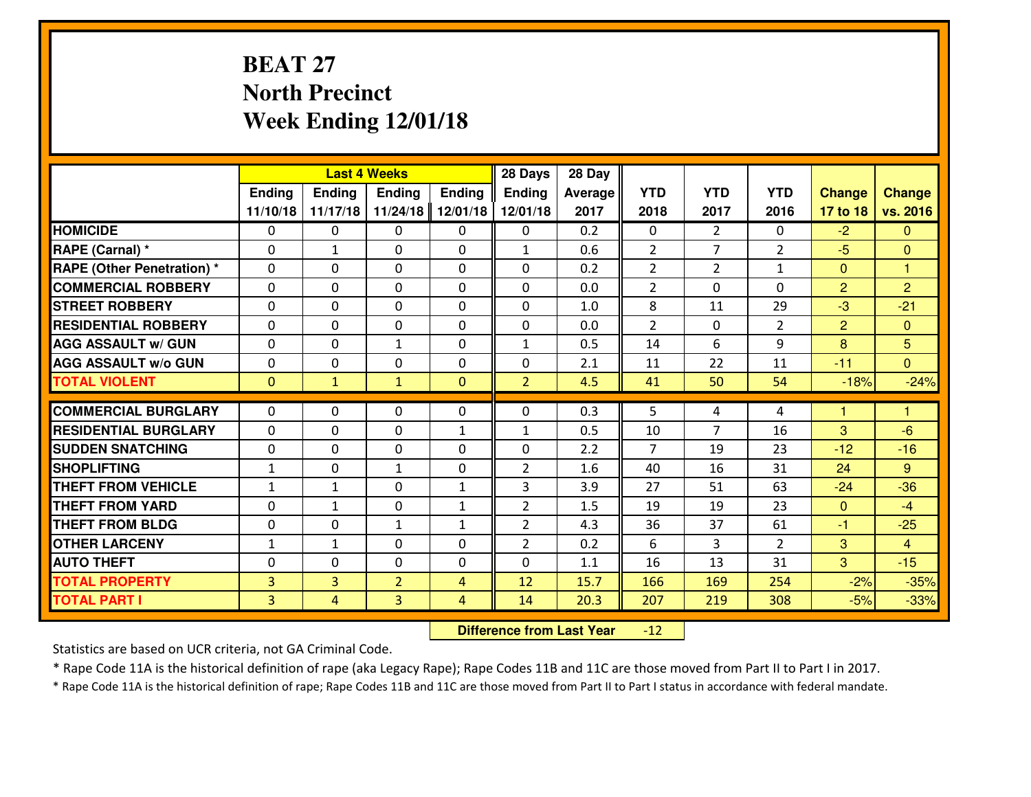# BEAT 27
## North Precinct
## Week Ending 12/01/18

| | Last 4 Weeks | | | | 28 Days | 28 Day | | | | | |
|---|---|---|---|---|---|---|---|---|---|---|---|
| | Ending 11/10/18 | Ending 11/17/18 | Ending 11/24/18 | Ending 12/01/18 | Ending 12/01/18 | Average 2017 | YTD 2018 | YTD 2017 | YTD 2016 | Change 17 to 18 | Change vs. 2016 |
| **HOMICIDE** | 0 | 0 | 0 | 0 | 0 | 0.2 | 0 | 2 | 0 | -2 | 0 |
| **RAPE (Carnal) *** | 0 | 1 | 0 | 0 | 1 | 0.6 | 2 | 7 | 2 | -5 | 0 |
| **RAPE (Other Penetration) *** | 0 | 0 | 0 | 0 | 0 | 0.2 | 2 | 2 | 1 | 0 | 1 |
| **COMMERCIAL ROBBERY** | 0 | 0 | 0 | 0 | 0 | 0.0 | 2 | 0 | 0 | 2 | 2 |
| **STREET ROBBERY** | 0 | 0 | 0 | 0 | 0 | 1.0 | 8 | 11 | 29 | -3 | -21 |
| **RESIDENTIAL ROBBERY** | 0 | 0 | 0 | 0 | 0 | 0.0 | 2 | 0 | 2 | 2 | 0 |
| **AGG ASSAULT w/ GUN** | 0 | 0 | 1 | 0 | 1 | 0.5 | 14 | 6 | 9 | 8 | 5 |
| **AGG ASSAULT w/o GUN** | 0 | 0 | 0 | 0 | 0 | 2.1 | 11 | 22 | 11 | -11 | 0 |
| **TOTAL VIOLENT** | 0 | 1 | 1 | 0 | 2 | 4.5 | 41 | 50 | 54 | -18% | -24% |
| **COMMERCIAL BURGLARY** | 0 | 0 | 0 | 0 | 0 | 0.3 | 5 | 4 | 4 | 1 | 1 |
| **RESIDENTIAL BURGLARY** | 0 | 0 | 0 | 1 | 1 | 0.5 | 10 | 7 | 16 | 3 | -6 |
| **SUDDEN SNATCHING** | 0 | 0 | 0 | 0 | 0 | 2.2 | 7 | 19 | 23 | -12 | -16 |
| **SHOPLIFTING** | 1 | 0 | 1 | 0 | 2 | 1.6 | 40 | 16 | 31 | 24 | 9 |
| **THEFT FROM VEHICLE** | 1 | 1 | 0 | 1 | 3 | 3.9 | 27 | 51 | 63 | -24 | -36 |
| **THEFT FROM YARD** | 0 | 1 | 0 | 1 | 2 | 1.5 | 19 | 19 | 23 | 0 | -4 |
| **THEFT FROM BLDG** | 0 | 0 | 1 | 1 | 2 | 4.3 | 36 | 37 | 61 | -1 | -25 |
| **OTHER LARCENY** | 1 | 1 | 0 | 0 | 2 | 0.2 | 6 | 3 | 2 | 3 | 4 |
| **AUTO THEFT** | 0 | 0 | 0 | 0 | 0 | 1.1 | 16 | 13 | 31 | 3 | -15 |
| **TOTAL PROPERTY** | 3 | 3 | 2 | 4 | 12 | 15.7 | 166 | 169 | 254 | -2% | -35% |
| **TOTAL PART I** | 3 | 4 | 3 | 4 | 14 | 20.3 | 207 | 219 | 308 | -5% | -33% |

**Difference from Last Year** -12

Statistics are based on UCR criteria, not GA Criminal Code.

* Rape Code 11A is the historical definition of rape (aka Legacy Rape); Rape Codes 11B and 11C are those moved from Part II to Part I in 2017.

* Rape Code 11A is the historical definition of rape; Rape Codes 11B and 11C are those moved from Part II to Part I status in accordance with federal mandate.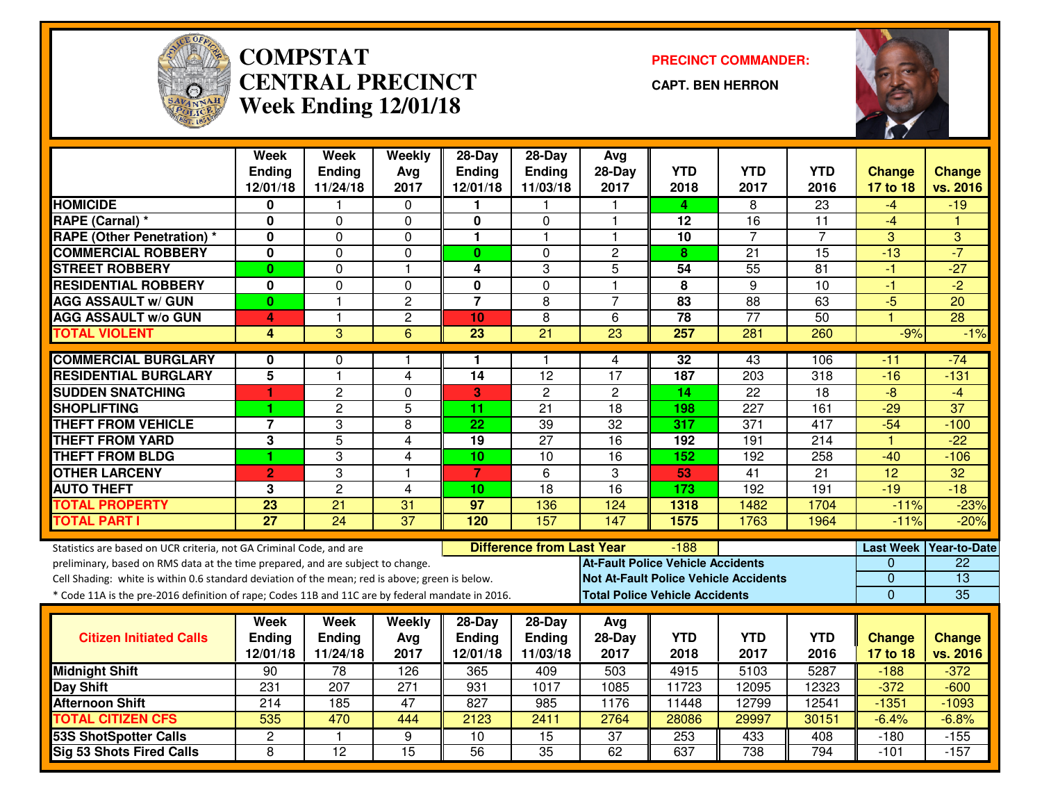# COMPSTAT CENTRAL PRECINCT
## Week Ending 12/01/18

**PRECINCT COMMANDER:**
**CAPT. BEN HERRON**

| | Week Ending 12/01/18 | Week Ending 11/24/18 | Weekly Avg 2017 | 28-Day Ending 12/01/18 | 28-Day Ending 11/03/18 | Avg 28-Day 2017 | YTD 2018 | YTD 2017 | YTD 2016 | Change 17 to 18 | Change vs. 2016 |
|---|---|---|---|---|---|---|---|---|---|---|---|
| **HOMICIDE** | 0 | 1 | 0 | 1 | 1 | 1 | 4 | 8 | 23 | -4 | -19 |
| **RAPE (Carnal) *** | 0 | 0 | 0 | 0 | 0 | 1 | 12 | 16 | 11 | -4 | 1 |
| **RAPE (Other Penetration) *** | 0 | 0 | 0 | 1 | 1 | 1 | 10 | 7 | 7 | 3 | 3 |
| **COMMERCIAL ROBBERY** | 0 | 0 | 0 | 0 | 0 | 2 | 8 | 21 | 15 | -13 | -7 |
| **STREET ROBBERY** | 0 | 0 | 1 | 4 | 3 | 5 | 54 | 55 | 81 | -1 | -27 |
| **RESIDENTIAL ROBBERY** | 0 | 0 | 0 | 0 | 0 | 1 | 8 | 9 | 10 | -1 | -2 |
| **AGG ASSAULT w/ GUN** | 0 | 1 | 2 | 7 | 8 | 7 | 83 | 88 | 63 | -5 | 20 |
| **AGG ASSAULT w/o GUN** | 4 | 1 | 2 | 10 | 8 | 6 | 78 | 77 | 50 | 1 | 28 |
| **TOTAL VIOLENT** | 4 | 3 | 6 | 23 | 21 | 23 | 257 | 281 | 260 | -9% | -1% |
| **COMMERCIAL BURGLARY** | 0 | 0 | 1 | 1 | 1 | 4 | 32 | 43 | 106 | -11 | -74 |
| **RESIDENTIAL BURGLARY** | 5 | 1 | 4 | 14 | 12 | 17 | 187 | 203 | 318 | -16 | -131 |
| **SUDDEN SNATCHING** | 1 | 2 | 0 | 3 | 2 | 2 | 14 | 22 | 18 | -8 | -4 |
| **SHOPLIFTING** | 1 | 2 | 5 | 11 | 21 | 18 | 198 | 227 | 161 | -29 | 37 |
| **THEFT FROM VEHICLE** | 7 | 3 | 8 | 22 | 39 | 32 | 317 | 371 | 417 | -54 | -100 |
| **THEFT FROM YARD** | 3 | 5 | 4 | 19 | 27 | 16 | 192 | 191 | 214 | 1 | -22 |
| **THEFT FROM BLDG** | 1 | 3 | 4 | 10 | 10 | 16 | 152 | 192 | 258 | -40 | -106 |
| **OTHER LARCENY** | 2 | 3 | 1 | 7 | 6 | 3 | 53 | 41 | 21 | 12 | 32 |
| **AUTO THEFT** | 3 | 2 | 4 | 10 | 18 | 16 | 173 | 192 | 191 | -19 | -18 |
| **TOTAL PROPERTY** | 23 | 21 | 31 | 97 | 136 | 124 | 1318 | 1482 | 1704 | -11% | -23% |
| **TOTAL PART I** | 27 | 24 | 37 | 120 | 157 | 147 | 1575 | 1763 | 1964 | -11% | -20% |

Statistics are based on UCR criteria, not GA Criminal Code, and are preliminary, based on RMS data at the time prepared, and are subject to change.
Cell Shading: white is within 0.6 standard deviation of the mean; red is above; green is below.
* Code 11A is the pre-2016 definition of rape; Codes 11B and 11C are by federal mandate in 2016.

**Difference from Last Year:** -188

| | Last Week | Year-to-Date |
|---|---|---|
| **At-Fault Police Vehicle Accidents** | 0 | 22 |
| **Not At-Fault Police Vehicle Accidents** | 0 | 13 |
| **Total Police Vehicle Accidents** | 0 | 35 |

| Citizen Initiated Calls | Week Ending 12/01/18 | Week Ending 11/24/18 | Weekly Avg 2017 | 28-Day Ending 12/01/18 | 28-Day Ending 11/03/18 | Avg 28-Day 2017 | YTD 2018 | YTD 2017 | YTD 2016 | Change 17 to 18 | Change vs. 2016 |
|---|---|---|---|---|---|---|---|---|---|---|---|
| **Midnight Shift** | 90 | 78 | 126 | 365 | 409 | 503 | 4915 | 5103 | 5287 | -188 | -372 |
| **Day Shift** | 231 | 207 | 271 | 931 | 1017 | 1085 | 11723 | 12095 | 12323 | -372 | -600 |
| **Afternoon Shift** | 214 | 185 | 47 | 827 | 985 | 1176 | 11448 | 12799 | 12541 | -1351 | -1093 |
| **TOTAL CITIZEN CFS** | 535 | 470 | 444 | 2123 | 2411 | 2764 | 28086 | 29997 | 30151 | -6.4% | -6.8% |
| **53S ShotSpotter Calls** | 2 | 1 | 9 | 10 | 15 | 37 | 253 | 433 | 408 | -180 | -155 |
| **Sig 53 Shots Fired Calls** | 8 | 12 | 15 | 56 | 35 | 62 | 637 | 738 | 794 | -101 | -157 |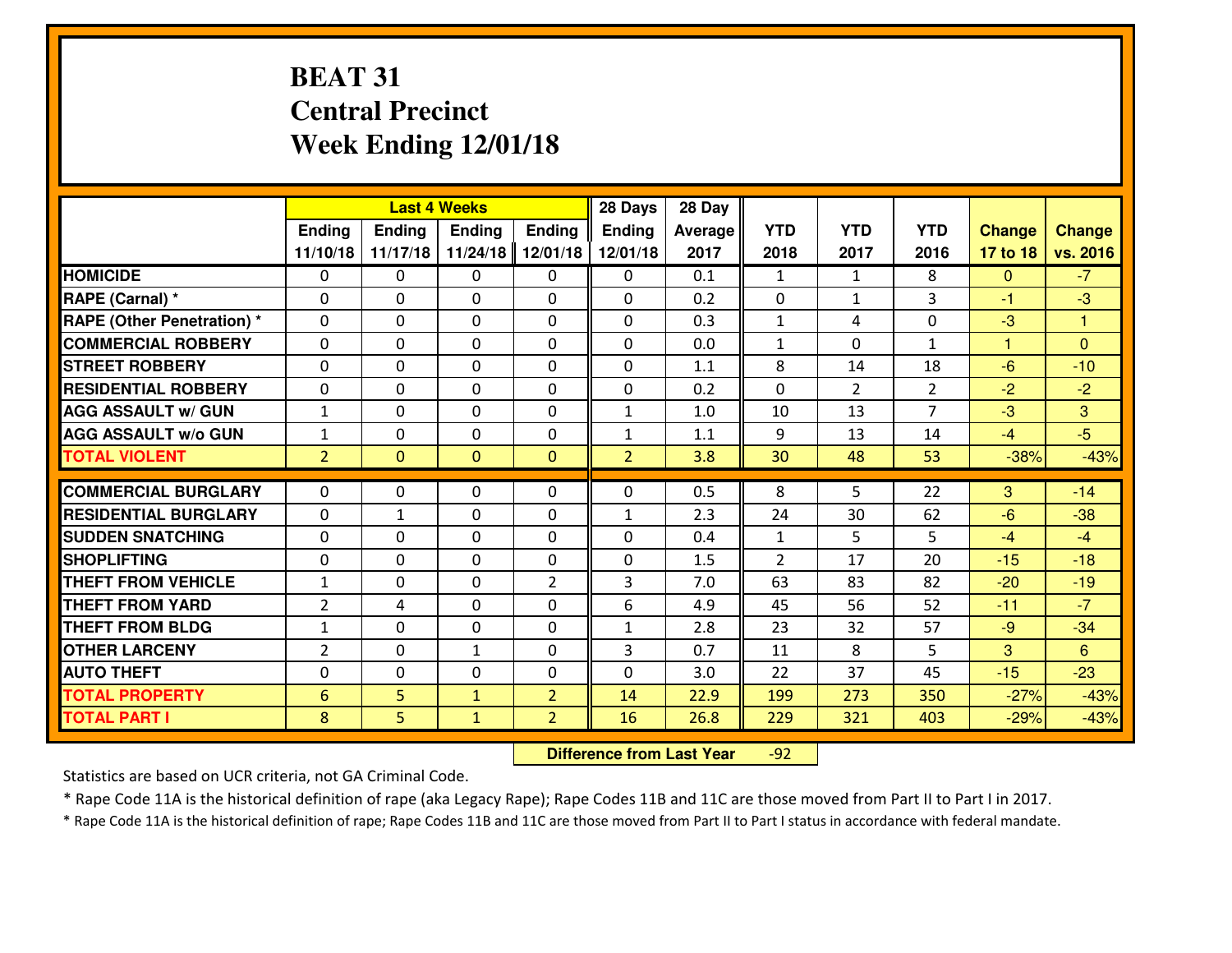# BEAT 31
## Central Precinct
## Week Ending 12/01/18

| | Last 4 Weeks | | | | 28 Days | 28 Day | | | | | |
|---|---|---|---|---|---|---|---|---|---|---|---|
| | Ending 11/10/18 | Ending 11/17/18 | Ending 11/24/18 | Ending 12/01/18 | Ending 12/01/18 | Average 2017 | YTD 2018 | YTD 2017 | YTD 2016 | Change 17 to 18 | Change vs. 2016 |
| HOMICIDE | 0 | 0 | 0 | 0 | 0 | 0.1 | 1 | 1 | 8 | 0 | -7 |
| RAPE (Carnal) * | 0 | 0 | 0 | 0 | 0 | 0.2 | 0 | 1 | 3 | -1 | -3 |
| RAPE (Other Penetration) * | 0 | 0 | 0 | 0 | 0 | 0.3 | 1 | 4 | 0 | -3 | 1 |
| COMMERCIAL ROBBERY | 0 | 0 | 0 | 0 | 0 | 0.0 | 1 | 0 | 1 | 1 | 0 |
| STREET ROBBERY | 0 | 0 | 0 | 0 | 0 | 1.1 | 8 | 14 | 18 | -6 | -10 |
| RESIDENTIAL ROBBERY | 0 | 0 | 0 | 0 | 0 | 0.2 | 0 | 2 | 2 | -2 | -2 |
| AGG ASSAULT w/ GUN | 1 | 0 | 0 | 0 | 1 | 1.0 | 10 | 13 | 7 | -3 | 3 |
| AGG ASSAULT w/o GUN | 1 | 0 | 0 | 0 | 1 | 1.1 | 9 | 13 | 14 | -4 | -5 |
| TOTAL VIOLENT | 2 | 0 | 0 | 0 | 2 | 3.8 | 30 | 48 | 53 | -38% | -43% |
| COMMERCIAL BURGLARY | 0 | 0 | 0 | 0 | 0 | 0.5 | 8 | 5 | 22 | 3 | -14 |
| RESIDENTIAL BURGLARY | 0 | 1 | 0 | 0 | 1 | 2.3 | 24 | 30 | 62 | -6 | -38 |
| SUDDEN SNATCHING | 0 | 0 | 0 | 0 | 0 | 0.4 | 1 | 5 | 5 | -4 | -4 |
| SHOPLIFTING | 0 | 0 | 0 | 0 | 0 | 1.5 | 2 | 17 | 20 | -15 | -18 |
| THEFT FROM VEHICLE | 1 | 0 | 0 | 2 | 3 | 7.0 | 63 | 83 | 82 | -20 | -19 |
| THEFT FROM YARD | 2 | 4 | 0 | 0 | 6 | 4.9 | 45 | 56 | 52 | -11 | -7 |
| THEFT FROM BLDG | 1 | 0 | 0 | 0 | 1 | 2.8 | 23 | 32 | 57 | -9 | -34 |
| OTHER LARCENY | 2 | 0 | 1 | 0 | 3 | 0.7 | 11 | 8 | 5 | 3 | 6 |
| AUTO THEFT | 0 | 0 | 0 | 0 | 0 | 3.0 | 22 | 37 | 45 | -15 | -23 |
| TOTAL PROPERTY | 6 | 5 | 1 | 2 | 14 | 22.9 | 199 | 273 | 350 | -27% | -43% |
| TOTAL PART I | 8 | 5 | 1 | 2 | 16 | 26.8 | 229 | 321 | 403 | -29% | -43% |

**Difference from Last Year** -92

Statistics are based on UCR criteria, not GA Criminal Code.

* Rape Code 11A is the historical definition of rape (aka Legacy Rape); Rape Codes 11B and 11C are those moved from Part II to Part I in 2017.

* Rape Code 11A is the historical definition of rape; Rape Codes 11B and 11C are those moved from Part II to Part I status in accordance with federal mandate.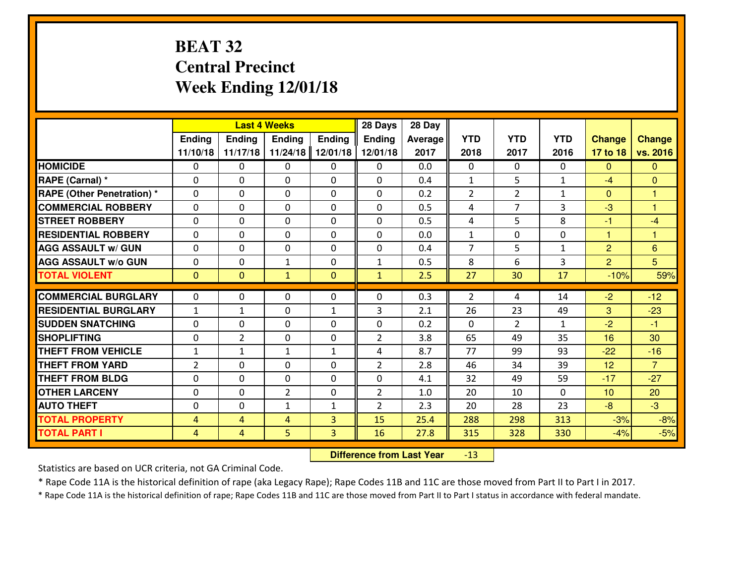# BEAT 32
## Central Precinct
## Week Ending 12/01/18

| | Last 4 Weeks | | | | 28 Days | 28 Day | | | | | |
|---|---|---|---|---|---|---|---|---|---|---|---|
| | Ending 11/10/18 | Ending 11/17/18 | Ending 11/24/18 | Ending 12/01/18 | Ending 12/01/18 | Average 2017 | YTD 2018 | YTD 2017 | YTD 2016 | Change 17 to 18 | Change vs. 2016 |
| HOMICIDE | 0 | 0 | 0 | 0 | 0 | 0.0 | 0 | 0 | 0 | 0 | 0 |
| RAPE (Carnal) * | 0 | 0 | 0 | 0 | 0 | 0.4 | 1 | 5 | 1 | -4 | 0 |
| RAPE (Other Penetration) * | 0 | 0 | 0 | 0 | 0 | 0.2 | 2 | 2 | 1 | 0 | 1 |
| COMMERCIAL ROBBERY | 0 | 0 | 0 | 0 | 0 | 0.5 | 4 | 7 | 3 | -3 | 1 |
| STREET ROBBERY | 0 | 0 | 0 | 0 | 0 | 0.5 | 4 | 5 | 8 | -1 | -4 |
| RESIDENTIAL ROBBERY | 0 | 0 | 0 | 0 | 0 | 0.0 | 1 | 0 | 0 | 1 | 1 |
| AGG ASSAULT w/ GUN | 0 | 0 | 0 | 0 | 0 | 0.4 | 7 | 5 | 1 | 2 | 6 |
| AGG ASSAULT w/o GUN | 0 | 0 | 1 | 0 | 1 | 0.5 | 8 | 6 | 3 | 2 | 5 |
| TOTAL VIOLENT | 0 | 0 | 1 | 0 | 1 | 2.5 | 27 | 30 | 17 | -10% | 59% |
| COMMERCIAL BURGLARY | 0 | 0 | 0 | 0 | 0 | 0.3 | 2 | 4 | 14 | -2 | -12 |
| RESIDENTIAL BURGLARY | 1 | 1 | 0 | 1 | 3 | 2.1 | 26 | 23 | 49 | 3 | -23 |
| SUDDEN SNATCHING | 0 | 0 | 0 | 0 | 0 | 0.2 | 0 | 2 | 1 | -2 | -1 |
| SHOPLIFTING | 0 | 2 | 0 | 0 | 2 | 3.8 | 65 | 49 | 35 | 16 | 30 |
| THEFT FROM VEHICLE | 1 | 1 | 1 | 1 | 4 | 8.7 | 77 | 99 | 93 | -22 | -16 |
| THEFT FROM YARD | 2 | 0 | 0 | 0 | 2 | 2.8 | 46 | 34 | 39 | 12 | 7 |
| THEFT FROM BLDG | 0 | 0 | 0 | 0 | 0 | 4.1 | 32 | 49 | 59 | -17 | -27 |
| OTHER LARCENY | 0 | 0 | 2 | 0 | 2 | 1.0 | 20 | 10 | 0 | 10 | 20 |
| AUTO THEFT | 0 | 0 | 1 | 1 | 2 | 2.3 | 20 | 28 | 23 | -8 | -3 |
| TOTAL PROPERTY | 4 | 4 | 4 | 3 | 15 | 25.4 | 288 | 298 | 313 | -3% | -8% |
| TOTAL PART I | 4 | 4 | 5 | 3 | 16 | 27.8 | 315 | 328 | 330 | -4% | -5% |

**Difference from Last Year** -13

Statistics are based on UCR criteria, not GA Criminal Code.

* Rape Code 11A is the historical definition of rape (aka Legacy Rape); Rape Codes 11B and 11C are those moved from Part II to Part I in 2017.

* Rape Code 11A is the historical definition of rape; Rape Codes 11B and 11C are those moved from Part II to Part I status in accordance with federal mandate.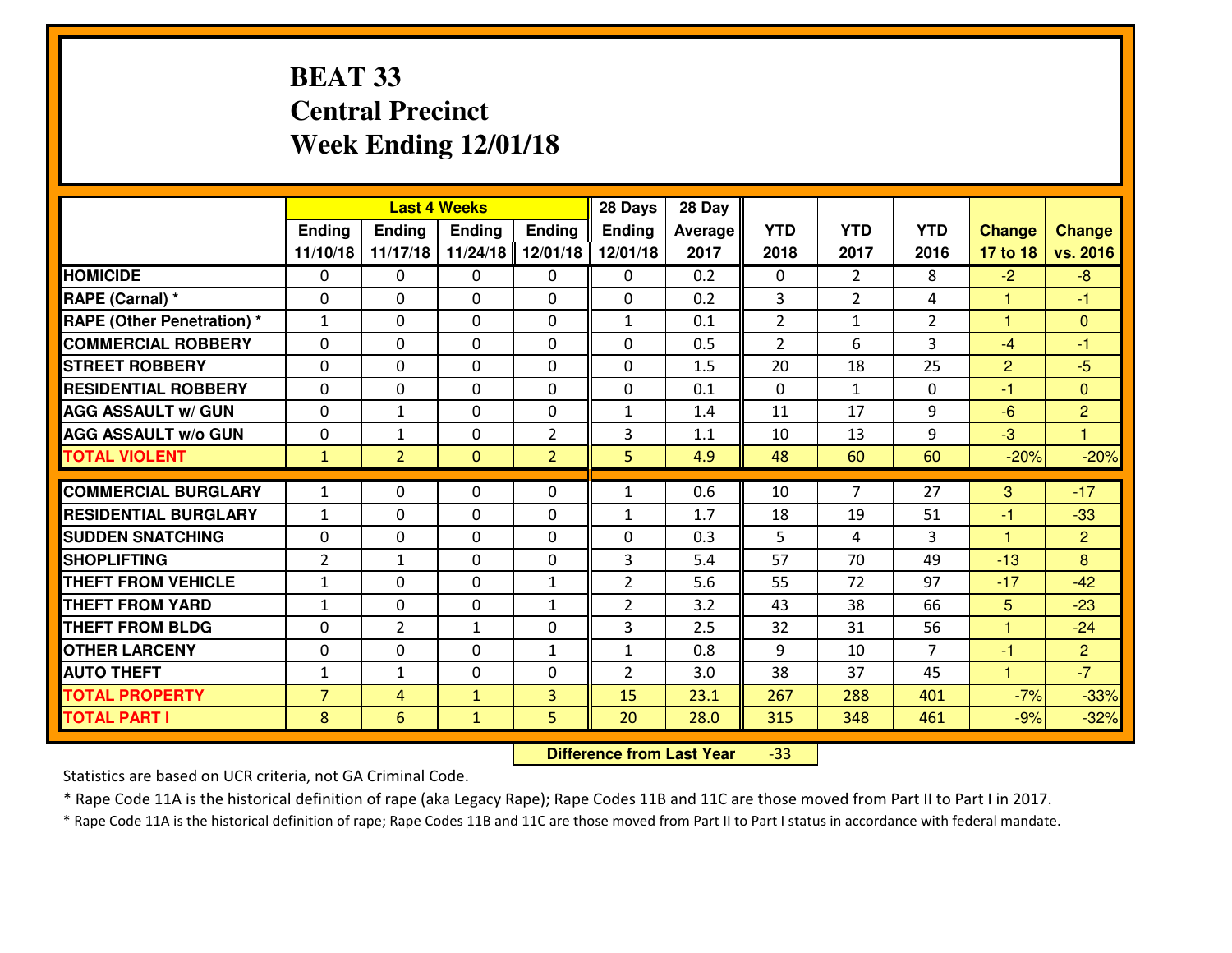# BEAT 33
# Central Precinct
# Week Ending 12/01/18

| | Last 4 Weeks | | | | 28 Days | 28 Day | | | | | |
|---|---|---|---|---|---|---|---|---|---|---|---|
| | Ending 11/10/18 | Ending 11/17/18 | Ending 11/24/18 | Ending 12/01/18 | Ending 12/01/18 | Average 2017 | YTD 2018 | YTD 2017 | YTD 2016 | Change 17 to 18 | Change vs. 2016 |
| HOMICIDE | 0 | 0 | 0 | 0 | 0 | 0.2 | 0 | 2 | 8 | -2 | -8 |
| RAPE (Carnal) * | 0 | 0 | 0 | 0 | 0 | 0.2 | 3 | 2 | 4 | 1 | -1 |
| RAPE (Other Penetration) * | 1 | 0 | 0 | 0 | 1 | 0.1 | 2 | 1 | 2 | 1 | 0 |
| COMMERCIAL ROBBERY | 0 | 0 | 0 | 0 | 0 | 0.5 | 2 | 6 | 3 | -4 | -1 |
| STREET ROBBERY | 0 | 0 | 0 | 0 | 0 | 1.5 | 20 | 18 | 25 | 2 | -5 |
| RESIDENTIAL ROBBERY | 0 | 0 | 0 | 0 | 0 | 0.1 | 0 | 1 | 0 | -1 | 0 |
| AGG ASSAULT w/ GUN | 0 | 1 | 0 | 0 | 1 | 1.4 | 11 | 17 | 9 | -6 | 2 |
| AGG ASSAULT w/o GUN | 0 | 1 | 0 | 2 | 3 | 1.1 | 10 | 13 | 9 | -3 | 1 |
| TOTAL VIOLENT | 1 | 2 | 0 | 2 | 5 | 4.9 | 48 | 60 | 60 | -20% | -20% |
| COMMERCIAL BURGLARY | 1 | 0 | 0 | 0 | 1 | 0.6 | 10 | 7 | 27 | 3 | -17 |
| RESIDENTIAL BURGLARY | 1 | 0 | 0 | 0 | 1 | 1.7 | 18 | 19 | 51 | -1 | -33 |
| SUDDEN SNATCHING | 0 | 0 | 0 | 0 | 0 | 0.3 | 5 | 4 | 3 | 1 | 2 |
| SHOPLIFTING | 2 | 1 | 0 | 0 | 3 | 5.4 | 57 | 70 | 49 | -13 | 8 |
| THEFT FROM VEHICLE | 1 | 0 | 0 | 1 | 2 | 5.6 | 55 | 72 | 97 | -17 | -42 |
| THEFT FROM YARD | 1 | 0 | 0 | 1 | 2 | 3.2 | 43 | 38 | 66 | 5 | -23 |
| THEFT FROM BLDG | 0 | 2 | 1 | 0 | 3 | 2.5 | 32 | 31 | 56 | 1 | -24 |
| OTHER LARCENY | 0 | 0 | 0 | 1 | 1 | 0.8 | 9 | 10 | 7 | -1 | 2 |
| AUTO THEFT | 1 | 1 | 0 | 0 | 2 | 3.0 | 38 | 37 | 45 | 1 | -7 |
| TOTAL PROPERTY | 7 | 4 | 1 | 3 | 15 | 23.1 | 267 | 288 | 401 | -7% | -33% |
| TOTAL PART I | 8 | 6 | 1 | 5 | 20 | 28.0 | 315 | 348 | 461 | -9% | -32% |

**Difference from Last Year** -33

Statistics are based on UCR criteria, not GA Criminal Code.

* Rape Code 11A is the historical definition of rape (aka Legacy Rape); Rape Codes 11B and 11C are those moved from Part II to Part I in 2017.

* Rape Code 11A is the historical definition of rape; Rape Codes 11B and 11C are those moved from Part II to Part I status in accordance with federal mandate.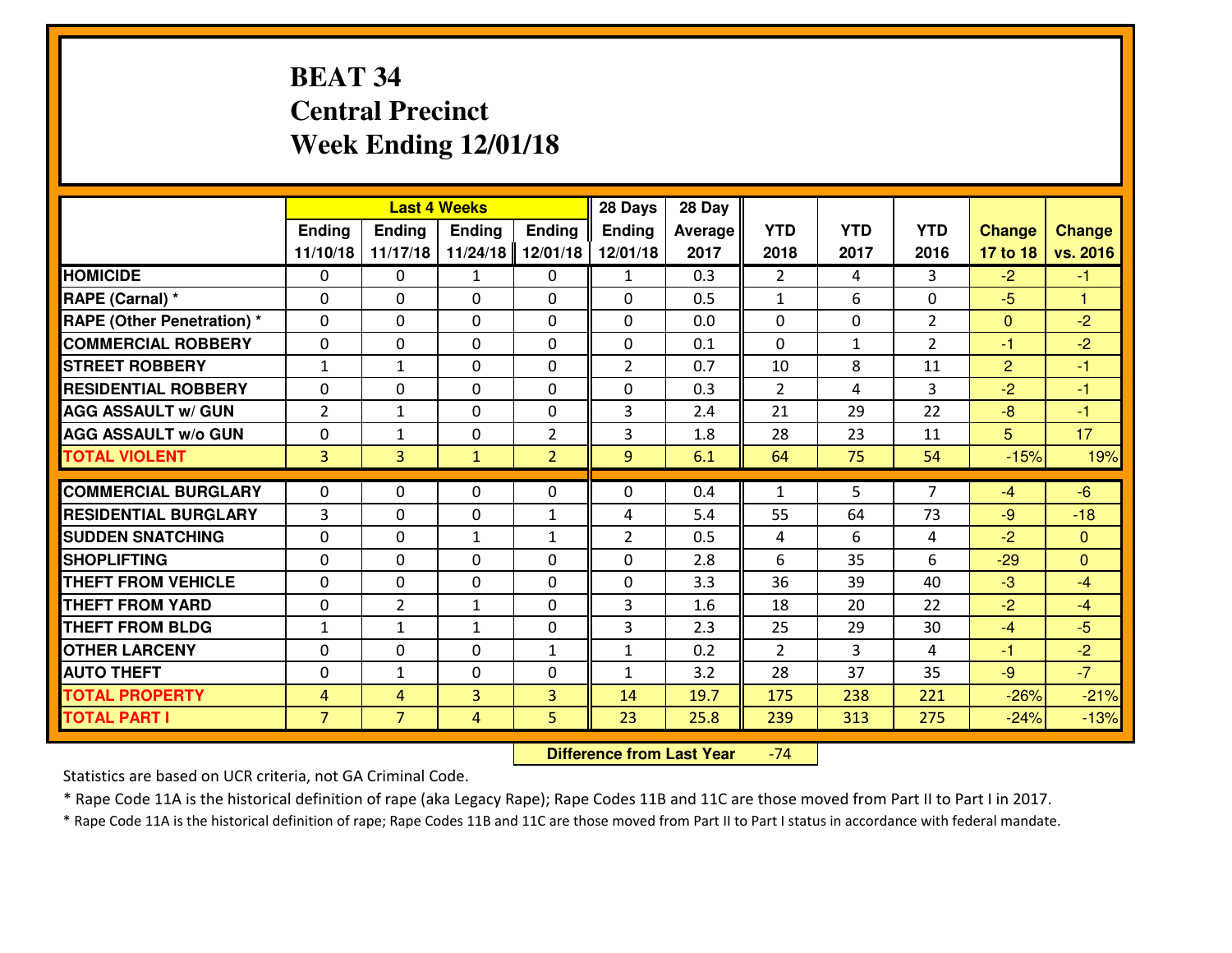# BEAT 34
## Central Precinct
## Week Ending 12/01/18

| | Last 4 Weeks | | | | 28 Days | 28 Day | | | | | |
|---|---|---|---|---|---|---|---|---|---|---|---|
| | Ending 11/10/18 | Ending 11/17/18 | Ending 11/24/18 | Ending 12/01/18 | Ending 12/01/18 | Average 2017 | YTD 2018 | YTD 2017 | YTD 2016 | Change 17 to 18 | Change vs. 2016 |
| HOMICIDE | 0 | 0 | 1 | 0 | 1 | 0.3 | 2 | 4 | 3 | -2 | -1 |
| RAPE (Carnal) * | 0 | 0 | 0 | 0 | 0 | 0.5 | 1 | 6 | 0 | -5 | 1 |
| RAPE (Other Penetration) * | 0 | 0 | 0 | 0 | 0 | 0.0 | 0 | 0 | 2 | 0 | -2 |
| COMMERCIAL ROBBERY | 0 | 0 | 0 | 0 | 0 | 0.1 | 0 | 1 | 2 | -1 | -2 |
| STREET ROBBERY | 1 | 1 | 0 | 0 | 2 | 0.7 | 10 | 8 | 11 | 2 | -1 |
| RESIDENTIAL ROBBERY | 0 | 0 | 0 | 0 | 0 | 0.3 | 2 | 4 | 3 | -2 | -1 |
| AGG ASSAULT w/ GUN | 2 | 1 | 0 | 0 | 3 | 2.4 | 21 | 29 | 22 | -8 | -1 |
| AGG ASSAULT w/o GUN | 0 | 1 | 0 | 2 | 3 | 1.8 | 28 | 23 | 11 | 5 | 17 |
| TOTAL VIOLENT | 3 | 3 | 1 | 2 | 9 | 6.1 | 64 | 75 | 54 | -15% | 19% |
| COMMERCIAL BURGLARY | 0 | 0 | 0 | 0 | 0 | 0.4 | 1 | 5 | 7 | -4 | -6 |
| RESIDENTIAL BURGLARY | 3 | 0 | 0 | 1 | 4 | 5.4 | 55 | 64 | 73 | -9 | -18 |
| SUDDEN SNATCHING | 0 | 0 | 1 | 1 | 2 | 0.5 | 4 | 6 | 4 | -2 | 0 |
| SHOPLIFTING | 0 | 0 | 0 | 0 | 0 | 2.8 | 6 | 35 | 6 | -29 | 0 |
| THEFT FROM VEHICLE | 0 | 0 | 0 | 0 | 0 | 3.3 | 36 | 39 | 40 | -3 | -4 |
| THEFT FROM YARD | 0 | 2 | 1 | 0 | 3 | 1.6 | 18 | 20 | 22 | -2 | -4 |
| THEFT FROM BLDG | 1 | 1 | 1 | 0 | 3 | 2.3 | 25 | 29 | 30 | -4 | -5 |
| OTHER LARCENY | 0 | 0 | 0 | 1 | 1 | 0.2 | 2 | 3 | 4 | -1 | -2 |
| AUTO THEFT | 0 | 1 | 0 | 0 | 1 | 3.2 | 28 | 37 | 35 | -9 | -7 |
| TOTAL PROPERTY | 4 | 4 | 3 | 3 | 14 | 19.7 | 175 | 238 | 221 | -26% | -21% |
| TOTAL PART I | 7 | 7 | 4 | 5 | 23 | 25.8 | 239 | 313 | 275 | -24% | -13% |

**Difference from Last Year** -74

Statistics are based on UCR criteria, not GA Criminal Code.

* Rape Code 11A is the historical definition of rape (aka Legacy Rape); Rape Codes 11B and 11C are those moved from Part II to Part I in 2017.

* Rape Code 11A is the historical definition of rape; Rape Codes 11B and 11C are those moved from Part II to Part I status in accordance with federal mandate.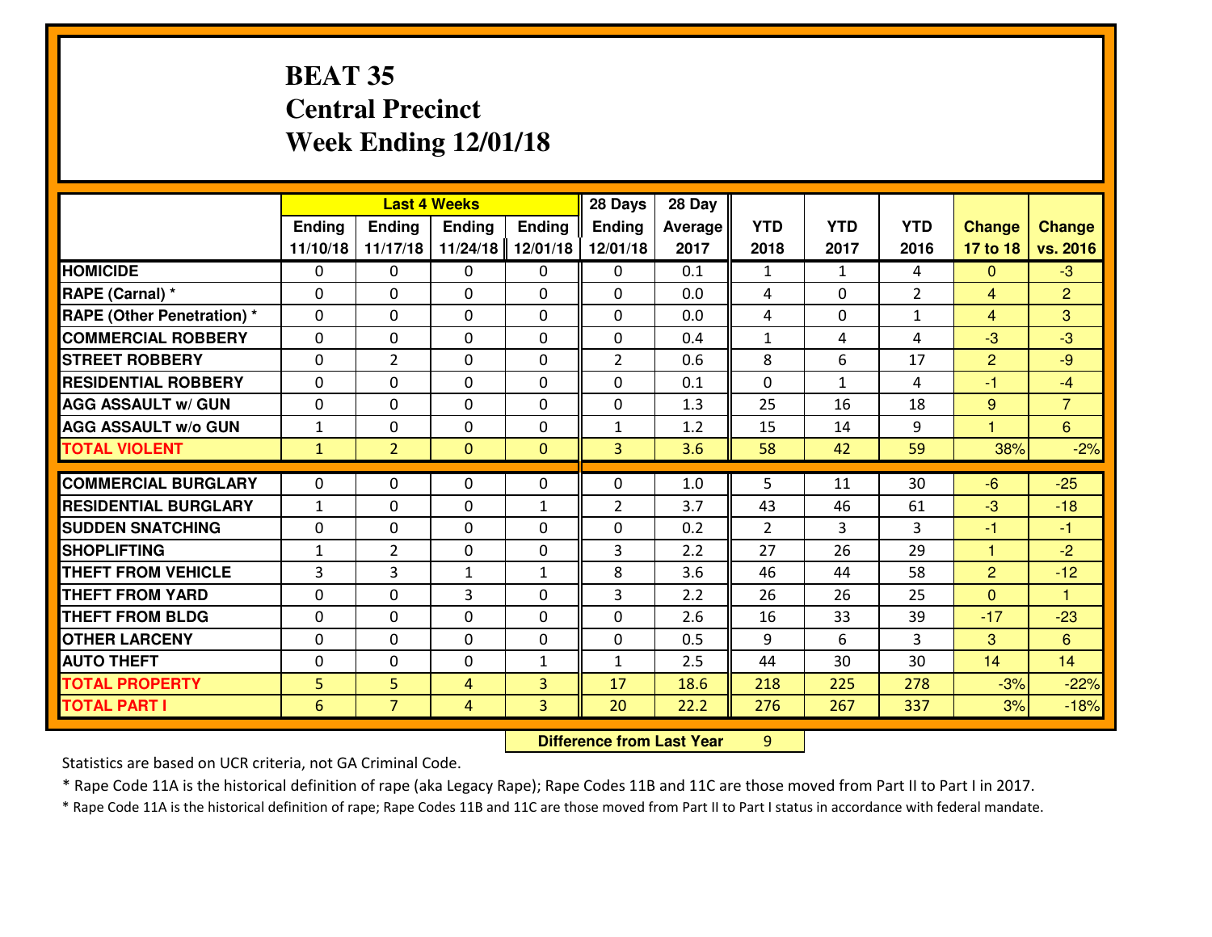# BEAT 35
## Central Precinct
## Week Ending 12/01/18

| | Last 4 Weeks | | | | 28 Days | 28 Day | | | | | |
|---|---|---|---|---|---|---|---|---|---|---|---|
| | Ending 11/10/18 | Ending 11/17/18 | Ending 11/24/18 | Ending 12/01/18 | Ending 12/01/18 | Average 2017 | YTD 2018 | YTD 2017 | YTD 2016 | Change 17 to 18 | Change vs. 2016 |
| **HOMICIDE** | 0 | 0 | 0 | 0 | 0 | 0.1 | 1 | 1 | 4 | 0 | -3 |
| **RAPE (Carnal) *** | 0 | 0 | 0 | 0 | 0 | 0.0 | 4 | 0 | 2 | 4 | 2 |
| **RAPE (Other Penetration) *** | 0 | 0 | 0 | 0 | 0 | 0.0 | 4 | 0 | 1 | 4 | 3 |
| **COMMERCIAL ROBBERY** | 0 | 0 | 0 | 0 | 0 | 0.4 | 1 | 4 | 4 | -3 | -3 |
| **STREET ROBBERY** | 0 | 2 | 0 | 0 | 2 | 0.6 | 8 | 6 | 17 | 2 | -9 |
| **RESIDENTIAL ROBBERY** | 0 | 0 | 0 | 0 | 0 | 0.1 | 0 | 1 | 4 | -1 | -4 |
| **AGG ASSAULT w/ GUN** | 0 | 0 | 0 | 0 | 0 | 1.3 | 25 | 16 | 18 | 9 | 7 |
| **AGG ASSAULT w/o GUN** | 1 | 0 | 0 | 0 | 1 | 1.2 | 15 | 14 | 9 | 1 | 6 |
| **TOTAL VIOLENT** | 1 | 2 | 0 | 0 | 3 | 3.6 | 58 | 42 | 59 | 38% | -2% |
| **COMMERCIAL BURGLARY** | 0 | 0 | 0 | 0 | 0 | 1.0 | 5 | 11 | 30 | -6 | -25 |
| **RESIDENTIAL BURGLARY** | 1 | 0 | 0 | 1 | 2 | 3.7 | 43 | 46 | 61 | -3 | -18 |
| **SUDDEN SNATCHING** | 0 | 0 | 0 | 0 | 0 | 0.2 | 2 | 3 | 3 | -1 | -1 |
| **SHOPLIFTING** | 1 | 2 | 0 | 0 | 3 | 2.2 | 27 | 26 | 29 | 1 | -2 |
| **THEFT FROM VEHICLE** | 3 | 3 | 1 | 1 | 8 | 3.6 | 46 | 44 | 58 | 2 | -12 |
| **THEFT FROM YARD** | 0 | 0 | 3 | 0 | 3 | 2.2 | 26 | 26 | 25 | 0 | 1 |
| **THEFT FROM BLDG** | 0 | 0 | 0 | 0 | 0 | 2.6 | 16 | 33 | 39 | -17 | -23 |
| **OTHER LARCENY** | 0 | 0 | 0 | 0 | 0 | 0.5 | 9 | 6 | 3 | 3 | 6 |
| **AUTO THEFT** | 0 | 0 | 0 | 1 | 1 | 2.5 | 44 | 30 | 30 | 14 | 14 |
| **TOTAL PROPERTY** | 5 | 5 | 4 | 3 | 17 | 18.6 | 218 | 225 | 278 | -3% | -22% |
| **TOTAL PART I** | 6 | 7 | 4 | 3 | 20 | 22.2 | 276 | 267 | 337 | 3% | -18% |

**Difference from Last Year** 9

Statistics are based on UCR criteria, not GA Criminal Code.

* Rape Code 11A is the historical definition of rape (aka Legacy Rape); Rape Codes 11B and 11C are those moved from Part II to Part I in 2017.

* Rape Code 11A is the historical definition of rape; Rape Codes 11B and 11C are those moved from Part II to Part I status in accordance with federal mandate.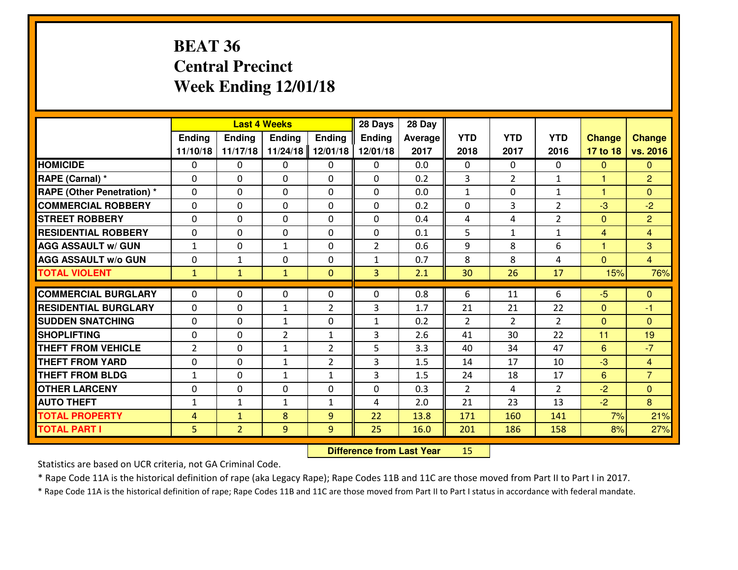# BEAT 36
# Central Precinct
# Week Ending 12/01/18

| | Last 4 Weeks | | | | 28 Days | 28 Day | | | | | |
|---|---|---|---|---|---|---|---|---|---|---|---|
| | Ending 11/10/18 | Ending 11/17/18 | Ending 11/24/18 | Ending 12/01/18 | Ending 12/01/18 | Average 2017 | YTD 2018 | YTD 2017 | YTD 2016 | Change 17 to 18 | Change vs. 2016 |
| HOMICIDE | 0 | 0 | 0 | 0 | 0 | 0.0 | 0 | 0 | 0 | 0 | 0 |
| RAPE (Carnal) * | 0 | 0 | 0 | 0 | 0 | 0.2 | 3 | 2 | 1 | 1 | 2 |
| RAPE (Other Penetration) * | 0 | 0 | 0 | 0 | 0 | 0.0 | 1 | 0 | 1 | 1 | 0 |
| COMMERCIAL ROBBERY | 0 | 0 | 0 | 0 | 0 | 0.2 | 0 | 3 | 2 | -3 | -2 |
| STREET ROBBERY | 0 | 0 | 0 | 0 | 0 | 0.4 | 4 | 4 | 2 | 0 | 2 |
| RESIDENTIAL ROBBERY | 0 | 0 | 0 | 0 | 0 | 0.1 | 5 | 1 | 1 | 4 | 4 |
| AGG ASSAULT w/ GUN | 1 | 0 | 1 | 0 | 2 | 0.6 | 9 | 8 | 6 | 1 | 3 |
| AGG ASSAULT w/o GUN | 0 | 1 | 0 | 0 | 1 | 0.7 | 8 | 8 | 4 | 0 | 4 |
| TOTAL VIOLENT | 1 | 1 | 1 | 0 | 3 | 2.1 | 30 | 26 | 17 | 15% | 76% |
| COMMERCIAL BURGLARY | 0 | 0 | 0 | 0 | 0 | 0.8 | 6 | 11 | 6 | -5 | 0 |
| RESIDENTIAL BURGLARY | 0 | 0 | 1 | 2 | 3 | 1.7 | 21 | 21 | 22 | 0 | -1 |
| SUDDEN SNATCHING | 0 | 0 | 1 | 0 | 1 | 0.2 | 2 | 2 | 2 | 0 | 0 |
| SHOPLIFTING | 0 | 0 | 2 | 1 | 3 | 2.6 | 41 | 30 | 22 | 11 | 19 |
| THEFT FROM VEHICLE | 2 | 0 | 1 | 2 | 5 | 3.3 | 40 | 34 | 47 | 6 | -7 |
| THEFT FROM YARD | 0 | 0 | 1 | 2 | 3 | 1.5 | 14 | 17 | 10 | -3 | 4 |
| THEFT FROM BLDG | 1 | 0 | 1 | 1 | 3 | 1.5 | 24 | 18 | 17 | 6 | 7 |
| OTHER LARCENY | 0 | 0 | 0 | 0 | 0 | 0.3 | 2 | 4 | 2 | -2 | 0 |
| AUTO THEFT | 1 | 1 | 1 | 1 | 4 | 2.0 | 21 | 23 | 13 | -2 | 8 |
| TOTAL PROPERTY | 4 | 1 | 8 | 9 | 22 | 13.8 | 171 | 160 | 141 | 7% | 21% |
| TOTAL PART I | 5 | 2 | 9 | 9 | 25 | 16.0 | 201 | 186 | 158 | 8% | 27% |

**Difference from Last Year** 15

Statistics are based on UCR criteria, not GA Criminal Code.

* Rape Code 11A is the historical definition of rape (aka Legacy Rape); Rape Codes 11B and 11C are those moved from Part II to Part I in 2017.

* Rape Code 11A is the historical definition of rape; Rape Codes 11B and 11C are those moved from Part II to Part I status in accordance with federal mandate.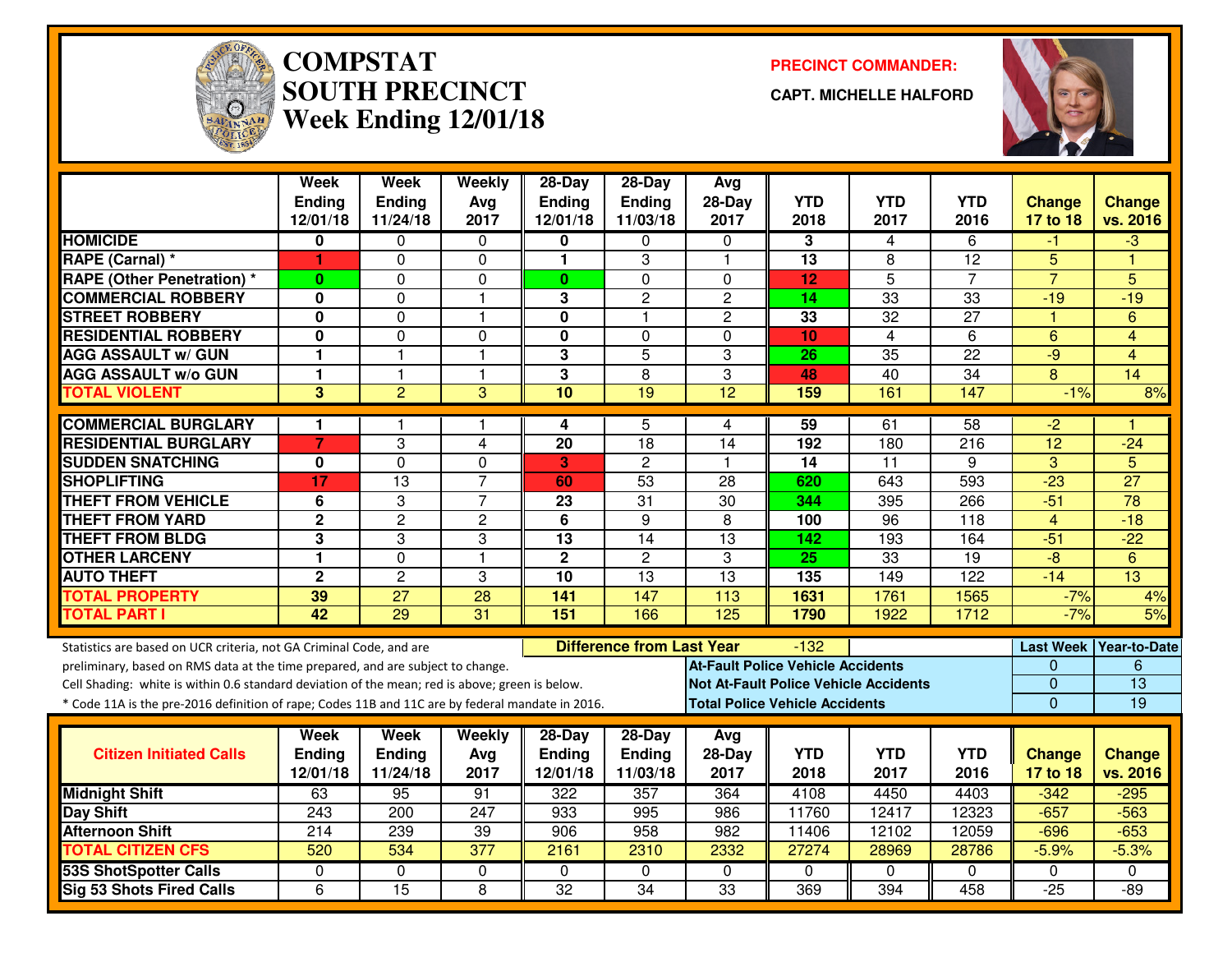# COMPSTAT
# SOUTH PRECINCT
## Week Ending 12/01/18

**PRECINCT COMMANDER:**

**CAPT. MICHELLE HALFORD**

| | Week Ending 12/01/18 | Week Ending 11/24/18 | Weekly Avg 2017 | 28-Day Ending 12/01/18 | 28-Day Ending 11/03/18 | Avg 28-Day 2017 | YTD 2018 | YTD 2017 | YTD 2016 | Change 17 to 18 | Change vs. 2016 |
|---|---|---|---|---|---|---|---|---|---|---|---|
| HOMICIDE | 0 | 0 | 0 | 0 | 0 | 0 | 3 | 4 | 6 | -1 | -3 |
| RAPE (Carnal) * | 1 | 0 | 0 | 1 | 3 | 1 | 13 | 8 | 12 | 5 | 1 |
| RAPE (Other Penetration) * | 0 | 0 | 0 | 0 | 0 | 0 | 12 | 5 | 7 | 7 | 5 |
| COMMERCIAL ROBBERY | 0 | 0 | 1 | 3 | 2 | 2 | 14 | 33 | 33 | -19 | -19 |
| STREET ROBBERY | 0 | 0 | 1 | 0 | 1 | 2 | 33 | 32 | 27 | 1 | 6 |
| RESIDENTIAL ROBBERY | 0 | 0 | 0 | 0 | 0 | 0 | 10 | 4 | 6 | 6 | 4 |
| AGG ASSAULT w/ GUN | 1 | 1 | 1 | 3 | 5 | 3 | 26 | 35 | 22 | -9 | 4 |
| AGG ASSAULT w/o GUN | 1 | 1 | 1 | 3 | 8 | 3 | 48 | 40 | 34 | 8 | 14 |
| TOTAL VIOLENT | 3 | 2 | 3 | 10 | 19 | 12 | 159 | 161 | 147 | -1% | 8% |
| COMMERCIAL BURGLARY | 1 | 1 | 1 | 4 | 5 | 4 | 59 | 61 | 58 | -2 | 1 |
| RESIDENTIAL BURGLARY | 7 | 3 | 4 | 20 | 18 | 14 | 192 | 180 | 216 | 12 | -24 |
| SUDDEN SNATCHING | 0 | 0 | 0 | 3 | 2 | 1 | 14 | 11 | 9 | 3 | 5 |
| SHOPLIFTING | 17 | 13 | 7 | 60 | 53 | 28 | 620 | 643 | 593 | -23 | 27 |
| THEFT FROM VEHICLE | 6 | 3 | 7 | 23 | 31 | 30 | 344 | 395 | 266 | -51 | 78 |
| THEFT FROM YARD | 2 | 2 | 2 | 6 | 9 | 8 | 100 | 96 | 118 | 4 | -18 |
| THEFT FROM BLDG | 3 | 3 | 3 | 13 | 14 | 13 | 142 | 193 | 164 | -51 | -22 |
| OTHER LARCENY | 1 | 0 | 1 | 2 | 2 | 3 | 25 | 33 | 19 | -8 | 6 |
| AUTO THEFT | 2 | 2 | 3 | 10 | 13 | 13 | 135 | 149 | 122 | -14 | 13 |
| TOTAL PROPERTY | 39 | 27 | 28 | 141 | 147 | 113 | 1631 | 1761 | 1565 | -7% | 4% |
| TOTAL PART I | 42 | 29 | 31 | 151 | 166 | 125 | 1790 | 1922 | 1712 | -7% | 5% |

Statistics are based on UCR criteria, not GA Criminal Code, and are preliminary, based on RMS data at the time prepared, and are subject to change.
Cell Shading: white is within 0.6 standard deviation of the mean; red is above; green is below.
* Code 11A is the pre-2016 definition of rape; Codes 11B and 11C are by federal mandate in 2016.

**Difference from Last Year:** -132

| | Last Week | Year-to-Date |
|---|---|---|
| At-Fault Police Vehicle Accidents | 0 | 6 |
| Not At-Fault Police Vehicle Accidents | 0 | 13 |
| Total Police Vehicle Accidents | 0 | 19 |

| Citizen Initiated Calls | Week Ending 12/01/18 | Week Ending 11/24/18 | Weekly Avg 2017 | 28-Day Ending 12/01/18 | 28-Day Ending 11/03/18 | Avg 28-Day 2017 | YTD 2018 | YTD 2017 | YTD 2016 | Change 17 to 18 | Change vs. 2016 |
|---|---|---|---|---|---|---|---|---|---|---|---|
| Midnight Shift | 63 | 95 | 91 | 322 | 357 | 364 | 4108 | 4450 | 4403 | -342 | -295 |
| Day Shift | 243 | 200 | 247 | 933 | 995 | 986 | 11760 | 12417 | 12323 | -657 | -563 |
| Afternoon Shift | 214 | 239 | 39 | 906 | 958 | 982 | 11406 | 12102 | 12059 | -696 | -653 |
| TOTAL CITIZEN CFS | 520 | 534 | 377 | 2161 | 2310 | 2332 | 27274 | 28969 | 28786 | -5.9% | -5.3% |
| 53S ShotSpotter Calls | 0 | 0 | 0 | 0 | 0 | 0 | 0 | 0 | 0 | 0 | 0 |
| Sig 53 Shots Fired Calls | 6 | 15 | 8 | 32 | 34 | 33 | 369 | 394 | 458 | -25 | -89 |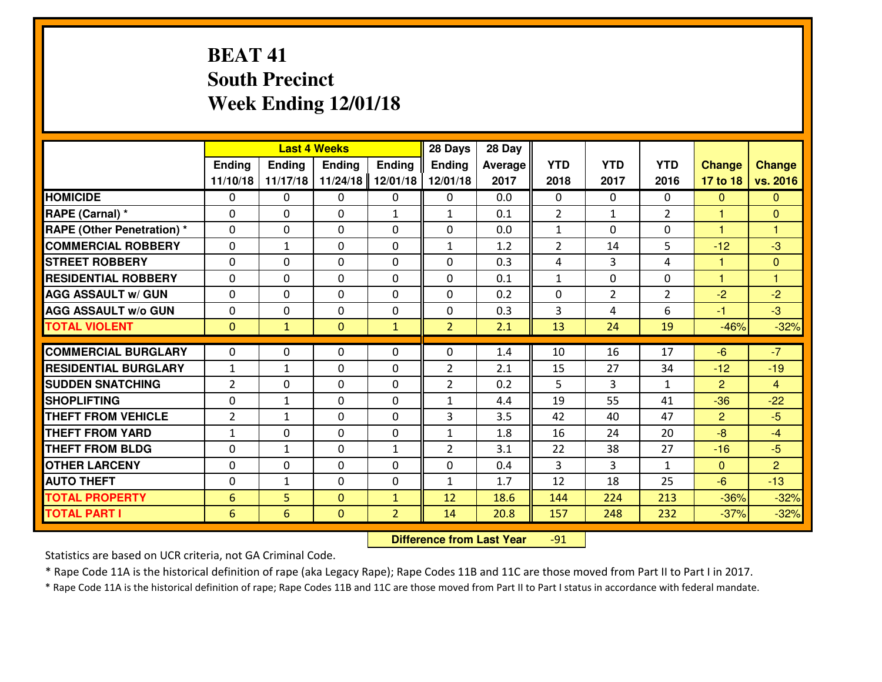# BEAT 41
## South Precinct
## Week Ending 12/01/18

| | Last 4 Weeks | | | | 28 Days | 28 Day | | | | | |
|---|---|---|---|---|---|---|---|---|---|---|---|
| | Ending 11/10/18 | Ending 11/17/18 | Ending 11/24/18 | Ending 12/01/18 | Ending 12/01/18 | Average 2017 | YTD 2018 | YTD 2017 | YTD 2016 | Change 17 to 18 | Change vs. 2016 |
| **HOMICIDE** | 0 | 0 | 0 | 0 | 0 | 0.0 | 0 | 0 | 0 | 0 | 0 |
| **RAPE (Carnal) *** | 0 | 0 | 0 | 1 | 1 | 0.1 | 2 | 1 | 2 | 1 | 0 |
| **RAPE (Other Penetration) *** | 0 | 0 | 0 | 0 | 0 | 0.0 | 1 | 0 | 0 | 1 | 1 |
| **COMMERCIAL ROBBERY** | 0 | 1 | 0 | 0 | 1 | 1.2 | 2 | 14 | 5 | -12 | -3 |
| **STREET ROBBERY** | 0 | 0 | 0 | 0 | 0 | 0.3 | 4 | 3 | 4 | 1 | 0 |
| **RESIDENTIAL ROBBERY** | 0 | 0 | 0 | 0 | 0 | 0.1 | 1 | 0 | 0 | 1 | 1 |
| **AGG ASSAULT w/ GUN** | 0 | 0 | 0 | 0 | 0 | 0.2 | 0 | 2 | 2 | -2 | -2 |
| **AGG ASSAULT w/o GUN** | 0 | 0 | 0 | 0 | 0 | 0.3 | 3 | 4 | 6 | -1 | -3 |
| **TOTAL VIOLENT** | 0 | 1 | 0 | 1 | 2 | 2.1 | 13 | 24 | 19 | -46% | -32% |
| **COMMERCIAL BURGLARY** | 0 | 0 | 0 | 0 | 0 | 1.4 | 10 | 16 | 17 | -6 | -7 |
| **RESIDENTIAL BURGLARY** | 1 | 1 | 0 | 0 | 2 | 2.1 | 15 | 27 | 34 | -12 | -19 |
| **SUDDEN SNATCHING** | 2 | 0 | 0 | 0 | 2 | 0.2 | 5 | 3 | 1 | 2 | 4 |
| **SHOPLIFTING** | 0 | 1 | 0 | 0 | 1 | 4.4 | 19 | 55 | 41 | -36 | -22 |
| **THEFT FROM VEHICLE** | 2 | 1 | 0 | 0 | 3 | 3.5 | 42 | 40 | 47 | 2 | -5 |
| **THEFT FROM YARD** | 1 | 0 | 0 | 0 | 1 | 1.8 | 16 | 24 | 20 | -8 | -4 |
| **THEFT FROM BLDG** | 0 | 1 | 0 | 1 | 2 | 3.1 | 22 | 38 | 27 | -16 | -5 |
| **OTHER LARCENY** | 0 | 0 | 0 | 0 | 0 | 0.4 | 3 | 3 | 1 | 0 | 2 |
| **AUTO THEFT** | 0 | 1 | 0 | 0 | 1 | 1.7 | 12 | 18 | 25 | -6 | -13 |
| **TOTAL PROPERTY** | 6 | 5 | 0 | 1 | 12 | 18.6 | 144 | 224 | 213 | -36% | -32% |
| **TOTAL PART I** | 6 | 6 | 0 | 2 | 14 | 20.8 | 157 | 248 | 232 | -37% | -32% |

**Difference from Last Year** -91

Statistics are based on UCR criteria, not GA Criminal Code.

* Rape Code 11A is the historical definition of rape (aka Legacy Rape); Rape Codes 11B and 11C are those moved from Part II to Part I in 2017.

* Rape Code 11A is the historical definition of rape; Rape Codes 11B and 11C are those moved from Part II to Part I status in accordance with federal mandate.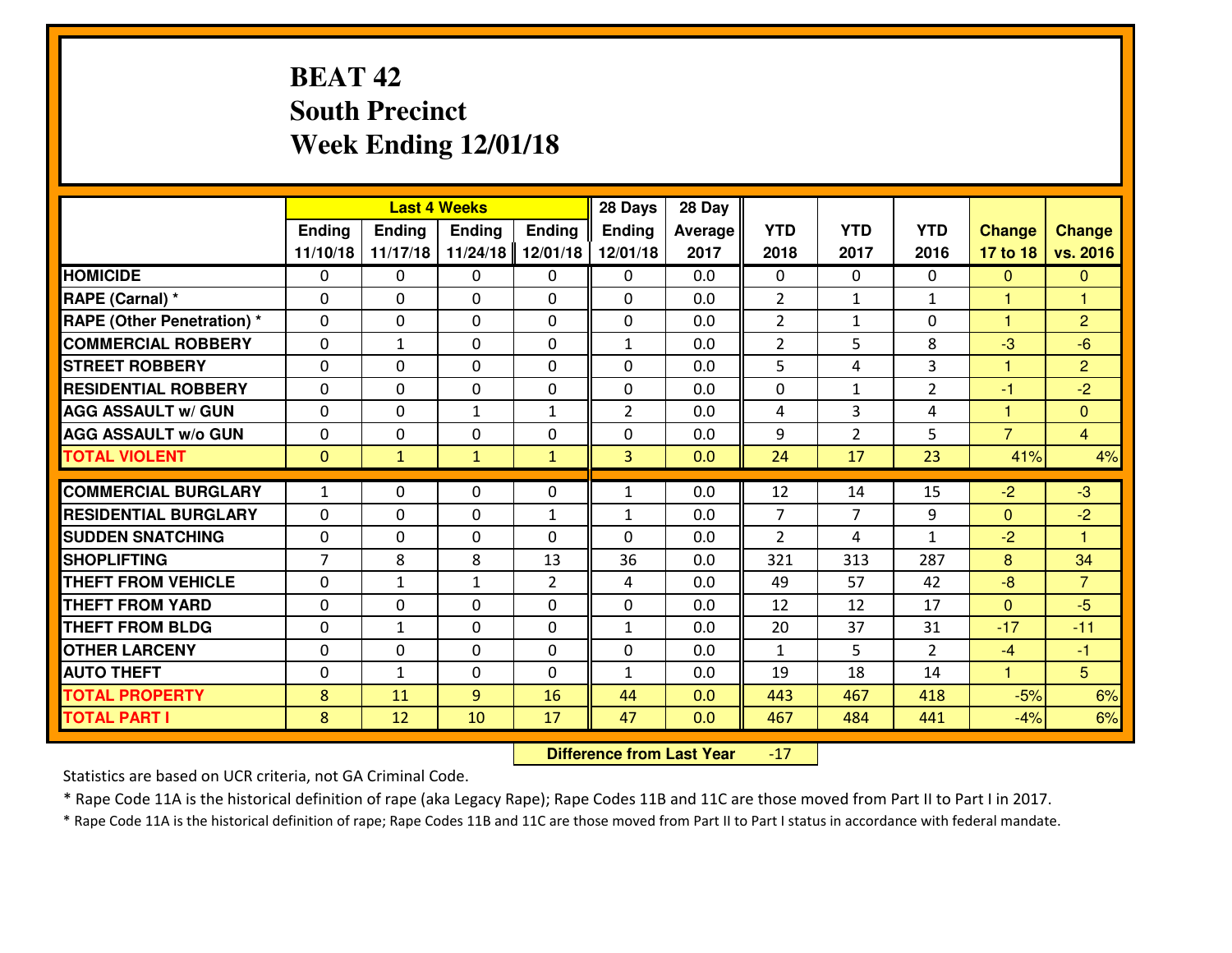# BEAT 42
## South Precinct
## Week Ending 12/01/18

| | Last 4 Weeks | | | | 28 Days | 28 Day | | | | | |
|---|---|---|---|---|---|---|---|---|---|---|---|
| | Ending 11/10/18 | Ending 11/17/18 | Ending 11/24/18 | Ending 12/01/18 | Ending 12/01/18 | Average 2017 | YTD 2018 | YTD 2017 | YTD 2016 | Change 17 to 18 | Change vs. 2016 |
| HOMICIDE | 0 | 0 | 0 | 0 | 0 | 0.0 | 0 | 0 | 0 | 0 | 0 |
| RAPE (Carnal) * | 0 | 0 | 0 | 0 | 0 | 0.0 | 2 | 1 | 1 | 1 | 1 |
| RAPE (Other Penetration) * | 0 | 0 | 0 | 0 | 0 | 0.0 | 2 | 1 | 0 | 1 | 2 |
| COMMERCIAL ROBBERY | 0 | 1 | 0 | 0 | 1 | 0.0 | 2 | 5 | 8 | -3 | -6 |
| STREET ROBBERY | 0 | 0 | 0 | 0 | 0 | 0.0 | 5 | 4 | 3 | 1 | 2 |
| RESIDENTIAL ROBBERY | 0 | 0 | 0 | 0 | 0 | 0.0 | 0 | 1 | 2 | -1 | -2 |
| AGG ASSAULT w/ GUN | 0 | 0 | 1 | 1 | 2 | 0.0 | 4 | 3 | 4 | 1 | 0 |
| AGG ASSAULT w/o GUN | 0 | 0 | 0 | 0 | 0 | 0.0 | 9 | 2 | 5 | 7 | 4 |
| TOTAL VIOLENT | 0 | 1 | 1 | 1 | 3 | 0.0 | 24 | 17 | 23 | 41% | 4% |
| COMMERCIAL BURGLARY | 1 | 0 | 0 | 0 | 1 | 0.0 | 12 | 14 | 15 | -2 | -3 |
| RESIDENTIAL BURGLARY | 0 | 0 | 0 | 1 | 1 | 0.0 | 7 | 7 | 9 | 0 | -2 |
| SUDDEN SNATCHING | 0 | 0 | 0 | 0 | 0 | 0.0 | 2 | 4 | 1 | -2 | 1 |
| SHOPLIFTING | 7 | 8 | 8 | 13 | 36 | 0.0 | 321 | 313 | 287 | 8 | 34 |
| THEFT FROM VEHICLE | 0 | 1 | 1 | 2 | 4 | 0.0 | 49 | 57 | 42 | -8 | 7 |
| THEFT FROM YARD | 0 | 0 | 0 | 0 | 0 | 0.0 | 12 | 12 | 17 | 0 | -5 |
| THEFT FROM BLDG | 0 | 1 | 0 | 0 | 1 | 0.0 | 20 | 37 | 31 | -17 | -11 |
| OTHER LARCENY | 0 | 0 | 0 | 0 | 0 | 0.0 | 1 | 5 | 2 | -4 | -1 |
| AUTO THEFT | 0 | 1 | 0 | 0 | 1 | 0.0 | 19 | 18 | 14 | 1 | 5 |
| TOTAL PROPERTY | 8 | 11 | 9 | 16 | 44 | 0.0 | 443 | 467 | 418 | -5% | 6% |
| TOTAL PART I | 8 | 12 | 10 | 17 | 47 | 0.0 | 467 | 484 | 441 | -4% | 6% |

**Difference from Last Year** -17

Statistics are based on UCR criteria, not GA Criminal Code.

* Rape Code 11A is the historical definition of rape (aka Legacy Rape); Rape Codes 11B and 11C are those moved from Part II to Part I in 2017.

* Rape Code 11A is the historical definition of rape; Rape Codes 11B and 11C are those moved from Part II to Part I status in accordance with federal mandate.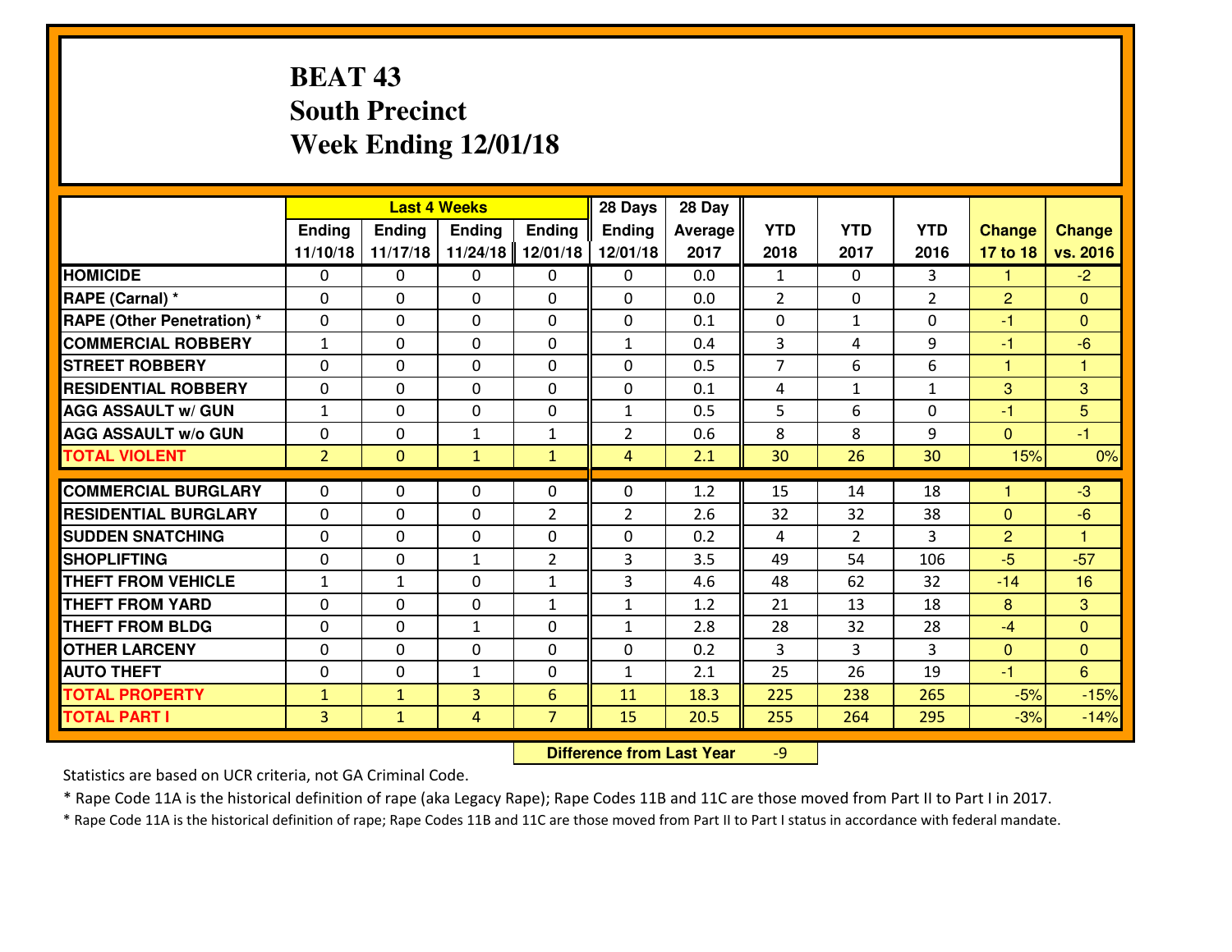# BEAT 43
## South Precinct
## Week Ending 12/01/18

| | Last 4 Weeks | | | | 28 Days | 28 Day | | | | | |
|---|---|---|---|---|---|---|---|---|---|---|---|
| | Ending 11/10/18 | Ending 11/17/18 | Ending 11/24/18 | Ending 12/01/18 | Ending 12/01/18 | Average 2017 | YTD 2018 | YTD 2017 | YTD 2016 | Change 17 to 18 | Change vs. 2016 |
| HOMICIDE | 0 | 0 | 0 | 0 | 0 | 0.0 | 1 | 0 | 3 | 1 | -2 |
| RAPE (Carnal) * | 0 | 0 | 0 | 0 | 0 | 0.0 | 2 | 0 | 2 | 2 | 0 |
| RAPE (Other Penetration) * | 0 | 0 | 0 | 0 | 0 | 0.1 | 0 | 1 | 0 | -1 | 0 |
| COMMERCIAL ROBBERY | 1 | 0 | 0 | 0 | 1 | 0.4 | 3 | 4 | 9 | -1 | -6 |
| STREET ROBBERY | 0 | 0 | 0 | 0 | 0 | 0.5 | 7 | 6 | 6 | 1 | 1 |
| RESIDENTIAL ROBBERY | 0 | 0 | 0 | 0 | 0 | 0.1 | 4 | 1 | 1 | 3 | 3 |
| AGG ASSAULT w/ GUN | 1 | 0 | 0 | 0 | 1 | 0.5 | 5 | 6 | 0 | -1 | 5 |
| AGG ASSAULT w/o GUN | 0 | 0 | 1 | 1 | 2 | 0.6 | 8 | 8 | 9 | 0 | -1 |
| TOTAL VIOLENT | 2 | 0 | 1 | 1 | 4 | 2.1 | 30 | 26 | 30 | 15% | 0% |
| COMMERCIAL BURGLARY | 0 | 0 | 0 | 0 | 0 | 1.2 | 15 | 14 | 18 | 1 | -3 |
| RESIDENTIAL BURGLARY | 0 | 0 | 0 | 2 | 2 | 2.6 | 32 | 32 | 38 | 0 | -6 |
| SUDDEN SNATCHING | 0 | 0 | 0 | 0 | 0 | 0.2 | 4 | 2 | 3 | 2 | 1 |
| SHOPLIFTING | 0 | 0 | 1 | 2 | 3 | 3.5 | 49 | 54 | 106 | -5 | -57 |
| THEFT FROM VEHICLE | 1 | 1 | 0 | 1 | 3 | 4.6 | 48 | 62 | 32 | -14 | 16 |
| THEFT FROM YARD | 0 | 0 | 0 | 1 | 1 | 1.2 | 21 | 13 | 18 | 8 | 3 |
| THEFT FROM BLDG | 0 | 0 | 1 | 0 | 1 | 2.8 | 28 | 32 | 28 | -4 | 0 |
| OTHER LARCENY | 0 | 0 | 0 | 0 | 0 | 0.2 | 3 | 3 | 3 | 0 | 0 |
| AUTO THEFT | 0 | 0 | 1 | 0 | 1 | 2.1 | 25 | 26 | 19 | -1 | 6 |
| TOTAL PROPERTY | 1 | 1 | 3 | 6 | 11 | 18.3 | 225 | 238 | 265 | -5% | -15% |
| TOTAL PART I | 3 | 1 | 4 | 7 | 15 | 20.5 | 255 | 264 | 295 | -3% | -14% |

**Difference from Last Year** -9

Statistics are based on UCR criteria, not GA Criminal Code.

* Rape Code 11A is the historical definition of rape (aka Legacy Rape); Rape Codes 11B and 11C are those moved from Part II to Part I in 2017.

* Rape Code 11A is the historical definition of rape; Rape Codes 11B and 11C are those moved from Part II to Part I status in accordance with federal mandate.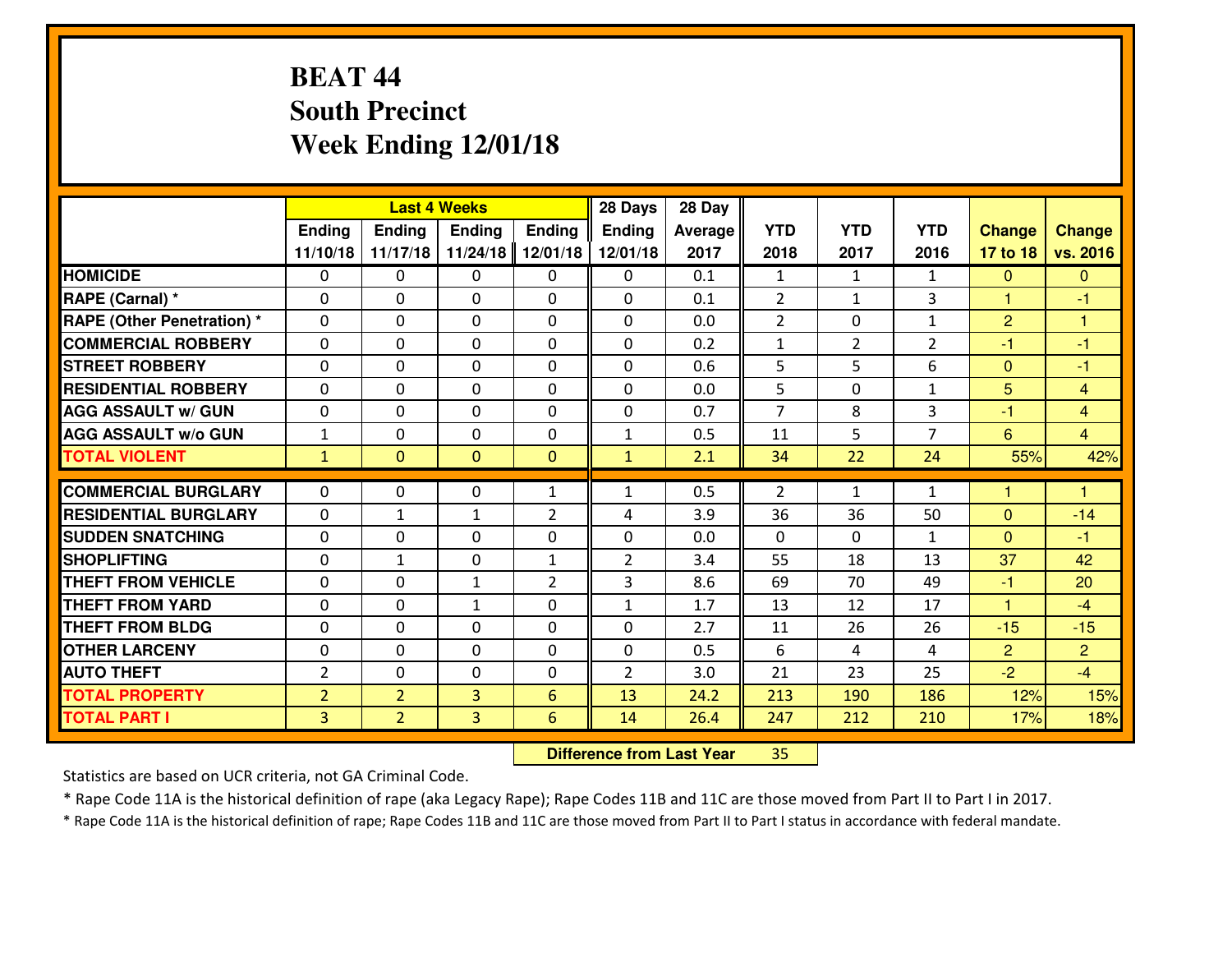# BEAT 44
# South Precinct
# Week Ending 12/01/18

| | Last 4 Weeks | | | | 28 Days | 28 Day | | | | | |
|---|---|---|---|---|---|---|---|---|---|---|---|
| | Ending 11/10/18 | Ending 11/17/18 | Ending 11/24/18 | Ending 12/01/18 | Ending 12/01/18 | Average 2017 | YTD 2018 | YTD 2017 | YTD 2016 | Change 17 to 18 | Change vs. 2016 |
| **HOMICIDE** | 0 | 0 | 0 | 0 | 0 | 0.1 | 1 | 1 | 1 | 0 | 0 |
| **RAPE (Carnal) *** | 0 | 0 | 0 | 0 | 0 | 0.1 | 2 | 1 | 3 | 1 | -1 |
| **RAPE (Other Penetration) *** | 0 | 0 | 0 | 0 | 0 | 0.0 | 2 | 0 | 1 | 2 | 1 |
| **COMMERCIAL ROBBERY** | 0 | 0 | 0 | 0 | 0 | 0.2 | 1 | 2 | 2 | -1 | -1 |
| **STREET ROBBERY** | 0 | 0 | 0 | 0 | 0 | 0.6 | 5 | 5 | 6 | 0 | -1 |
| **RESIDENTIAL ROBBERY** | 0 | 0 | 0 | 0 | 0 | 0.0 | 5 | 0 | 1 | 5 | 4 |
| **AGG ASSAULT w/ GUN** | 0 | 0 | 0 | 0 | 0 | 0.7 | 7 | 8 | 3 | -1 | 4 |
| **AGG ASSAULT w/o GUN** | 1 | 0 | 0 | 0 | 1 | 0.5 | 11 | 5 | 7 | 6 | 4 |
| **TOTAL VIOLENT** | 1 | 0 | 0 | 0 | 1 | 2.1 | 34 | 22 | 24 | 55% | 42% |
| **COMMERCIAL BURGLARY** | 0 | 0 | 0 | 1 | 1 | 0.5 | 2 | 1 | 1 | 1 | 1 |
| **RESIDENTIAL BURGLARY** | 0 | 1 | 1 | 2 | 4 | 3.9 | 36 | 36 | 50 | 0 | -14 |
| **SUDDEN SNATCHING** | 0 | 0 | 0 | 0 | 0 | 0.0 | 0 | 0 | 1 | 0 | -1 |
| **SHOPLIFTING** | 0 | 1 | 0 | 1 | 2 | 3.4 | 55 | 18 | 13 | 37 | 42 |
| **THEFT FROM VEHICLE** | 0 | 0 | 1 | 2 | 3 | 8.6 | 69 | 70 | 49 | -1 | 20 |
| **THEFT FROM YARD** | 0 | 0 | 1 | 0 | 1 | 1.7 | 13 | 12 | 17 | 1 | -4 |
| **THEFT FROM BLDG** | 0 | 0 | 0 | 0 | 0 | 2.7 | 11 | 26 | 26 | -15 | -15 |
| **OTHER LARCENY** | 0 | 0 | 0 | 0 | 0 | 0.5 | 6 | 4 | 4 | 2 | 2 |
| **AUTO THEFT** | 2 | 0 | 0 | 0 | 2 | 3.0 | 21 | 23 | 25 | -2 | -4 |
| **TOTAL PROPERTY** | 2 | 2 | 3 | 6 | 13 | 24.2 | 213 | 190 | 186 | 12% | 15% |
| **TOTAL PART I** | 3 | 2 | 3 | 6 | 14 | 26.4 | 247 | 212 | 210 | 17% | 18% |

**Difference from Last Year** 35

Statistics are based on UCR criteria, not GA Criminal Code.

* Rape Code 11A is the historical definition of rape (aka Legacy Rape); Rape Codes 11B and 11C are those moved from Part II to Part I in 2017.

* Rape Code 11A is the historical definition of rape; Rape Codes 11B and 11C are those moved from Part II to Part I status in accordance with federal mandate.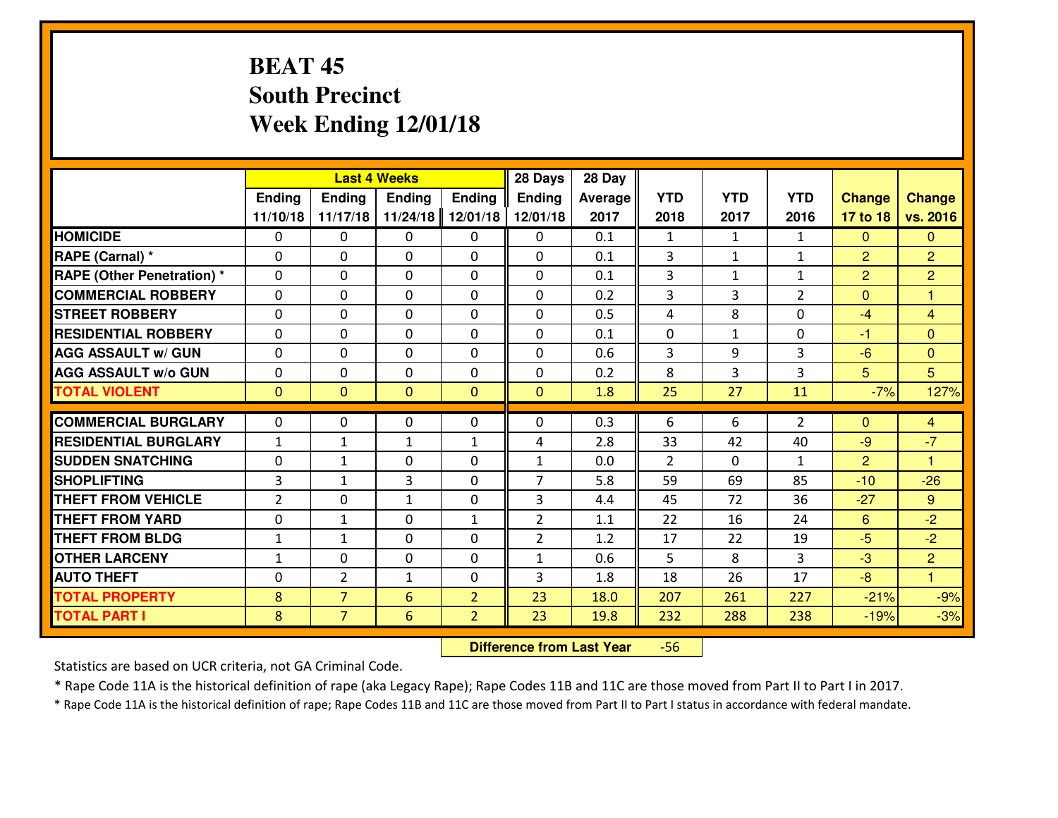# BEAT 45
## South Precinct
## Week Ending 12/01/18

| | Last 4 Weeks | | | | 28 Days | 28 Day | | | | | |
|---|---|---|---|---|---|---|---|---|---|---|---|
| | Ending 11/10/18 | Ending 11/17/18 | Ending 11/24/18 | Ending 12/01/18 | Ending 12/01/18 | Average 2017 | YTD 2018 | YTD 2017 | YTD 2016 | Change 17 to 18 | Change vs. 2016 |
| HOMICIDE | 0 | 0 | 0 | 0 | 0 | 0.1 | 1 | 1 | 1 | 0 | 0 |
| RAPE (Carnal) * | 0 | 0 | 0 | 0 | 0 | 0.1 | 3 | 1 | 1 | 2 | 2 |
| RAPE (Other Penetration) * | 0 | 0 | 0 | 0 | 0 | 0.1 | 3 | 1 | 1 | 2 | 2 |
| COMMERCIAL ROBBERY | 0 | 0 | 0 | 0 | 0 | 0.2 | 3 | 3 | 2 | 0 | 1 |
| STREET ROBBERY | 0 | 0 | 0 | 0 | 0 | 0.5 | 4 | 8 | 0 | -4 | 4 |
| RESIDENTIAL ROBBERY | 0 | 0 | 0 | 0 | 0 | 0.1 | 0 | 1 | 0 | -1 | 0 |
| AGG ASSAULT w/ GUN | 0 | 0 | 0 | 0 | 0 | 0.6 | 3 | 9 | 3 | -6 | 0 |
| AGG ASSAULT w/o GUN | 0 | 0 | 0 | 0 | 0 | 0.2 | 8 | 3 | 3 | 5 | 5 |
| TOTAL VIOLENT | 0 | 0 | 0 | 0 | 0 | 1.8 | 25 | 27 | 11 | -7% | 127% |
| COMMERCIAL BURGLARY | 0 | 0 | 0 | 0 | 0 | 0.3 | 6 | 6 | 2 | 0 | 4 |
| RESIDENTIAL BURGLARY | 1 | 1 | 1 | 1 | 4 | 2.8 | 33 | 42 | 40 | -9 | -7 |
| SUDDEN SNATCHING | 0 | 1 | 0 | 0 | 1 | 0.0 | 2 | 0 | 1 | 2 | 1 |
| SHOPLIFTING | 3 | 1 | 3 | 0 | 7 | 5.8 | 59 | 69 | 85 | -10 | -26 |
| THEFT FROM VEHICLE | 2 | 0 | 1 | 0 | 3 | 4.4 | 45 | 72 | 36 | -27 | 9 |
| THEFT FROM YARD | 0 | 1 | 0 | 1 | 2 | 1.1 | 22 | 16 | 24 | 6 | -2 |
| THEFT FROM BLDG | 1 | 1 | 0 | 0 | 2 | 1.2 | 17 | 22 | 19 | -5 | -2 |
| OTHER LARCENY | 1 | 0 | 0 | 0 | 1 | 0.6 | 5 | 8 | 3 | -3 | 2 |
| AUTO THEFT | 0 | 2 | 1 | 0 | 3 | 1.8 | 18 | 26 | 17 | -8 | 1 |
| TOTAL PROPERTY | 8 | 7 | 6 | 2 | 23 | 18.0 | 207 | 261 | 227 | -21% | -9% |
| TOTAL PART I | 8 | 7 | 6 | 2 | 23 | 19.8 | 232 | 288 | 238 | -19% | -3% |

**Difference from Last Year** -56

Statistics are based on UCR criteria, not GA Criminal Code.

* Rape Code 11A is the historical definition of rape (aka Legacy Rape); Rape Codes 11B and 11C are those moved from Part II to Part I in 2017.

* Rape Code 11A is the historical definition of rape; Rape Codes 11B and 11C are those moved from Part II to Part I status in accordance with federal mandate.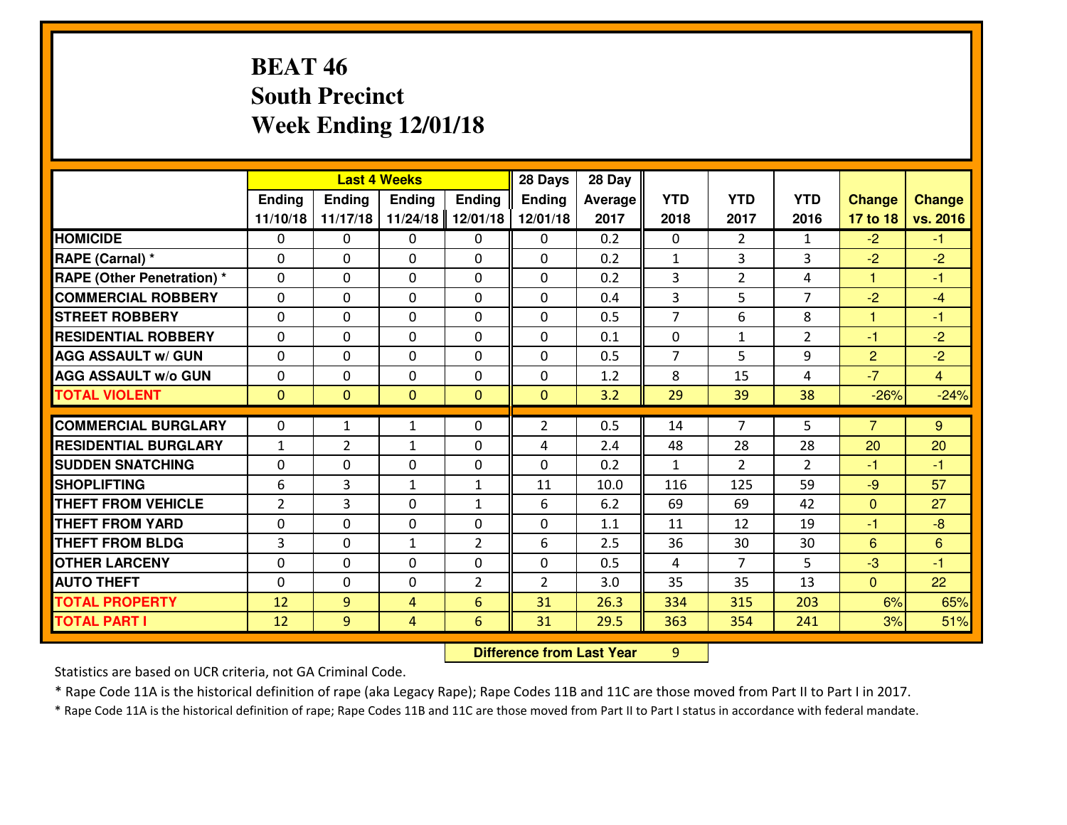# BEAT 46
## South Precinct
## Week Ending 12/01/18

| | Last 4 Weeks | | | | 28 Days | 28 Day | | | | | |
|---|---|---|---|---|---|---|---|---|---|---|---|
| | Ending 11/10/18 | Ending 11/17/18 | Ending 11/24/18 | Ending 12/01/18 | Ending 12/01/18 | Average 2017 | YTD 2018 | YTD 2017 | YTD 2016 | Change 17 to 18 | Change vs. 2016 |
| **HOMICIDE** | 0 | 0 | 0 | 0 | 0 | 0.2 | 0 | 2 | 1 | -2 | -1 |
| **RAPE (Carnal) *** | 0 | 0 | 0 | 0 | 0 | 0.2 | 1 | 3 | 3 | -2 | -2 |
| **RAPE (Other Penetration) *** | 0 | 0 | 0 | 0 | 0 | 0.2 | 3 | 2 | 4 | 1 | -1 |
| **COMMERCIAL ROBBERY** | 0 | 0 | 0 | 0 | 0 | 0.4 | 3 | 5 | 7 | -2 | -4 |
| **STREET ROBBERY** | 0 | 0 | 0 | 0 | 0 | 0.5 | 7 | 6 | 8 | 1 | -1 |
| **RESIDENTIAL ROBBERY** | 0 | 0 | 0 | 0 | 0 | 0.1 | 0 | 1 | 2 | -1 | -2 |
| **AGG ASSAULT w/ GUN** | 0 | 0 | 0 | 0 | 0 | 0.5 | 7 | 5 | 9 | 2 | -2 |
| **AGG ASSAULT w/o GUN** | 0 | 0 | 0 | 0 | 0 | 1.2 | 8 | 15 | 4 | -7 | 4 |
| **TOTAL VIOLENT** | 0 | 0 | 0 | 0 | 0 | 3.2 | 29 | 39 | 38 | -26% | -24% |
| **COMMERCIAL BURGLARY** | 0 | 1 | 1 | 0 | 2 | 0.5 | 14 | 7 | 5 | 7 | 9 |
| **RESIDENTIAL BURGLARY** | 1 | 2 | 1 | 0 | 4 | 2.4 | 48 | 28 | 28 | 20 | 20 |
| **SUDDEN SNATCHING** | 0 | 0 | 0 | 0 | 0 | 0.2 | 1 | 2 | 2 | -1 | -1 |
| **SHOPLIFTING** | 6 | 3 | 1 | 1 | 11 | 10.0 | 116 | 125 | 59 | -9 | 57 |
| **THEFT FROM VEHICLE** | 2 | 3 | 0 | 1 | 6 | 6.2 | 69 | 69 | 42 | 0 | 27 |
| **THEFT FROM YARD** | 0 | 0 | 0 | 0 | 0 | 1.1 | 11 | 12 | 19 | -1 | -8 |
| **THEFT FROM BLDG** | 3 | 0 | 1 | 2 | 6 | 2.5 | 36 | 30 | 30 | 6 | 6 |
| **OTHER LARCENY** | 0 | 0 | 0 | 0 | 0 | 0.5 | 4 | 7 | 5 | -3 | -1 |
| **AUTO THEFT** | 0 | 0 | 0 | 2 | 2 | 3.0 | 35 | 35 | 13 | 0 | 22 |
| **TOTAL PROPERTY** | 12 | 9 | 4 | 6 | 31 | 26.3 | 334 | 315 | 203 | 6% | 65% |
| **TOTAL PART I** | 12 | 9 | 4 | 6 | 31 | 29.5 | 363 | 354 | 241 | 3% | 51% |

**Difference from Last Year** 9

Statistics are based on UCR criteria, not GA Criminal Code.

* Rape Code 11A is the historical definition of rape (aka Legacy Rape); Rape Codes 11B and 11C are those moved from Part II to Part I in 2017.

* Rape Code 11A is the historical definition of rape; Rape Codes 11B and 11C are those moved from Part II to Part I status in accordance with federal mandate.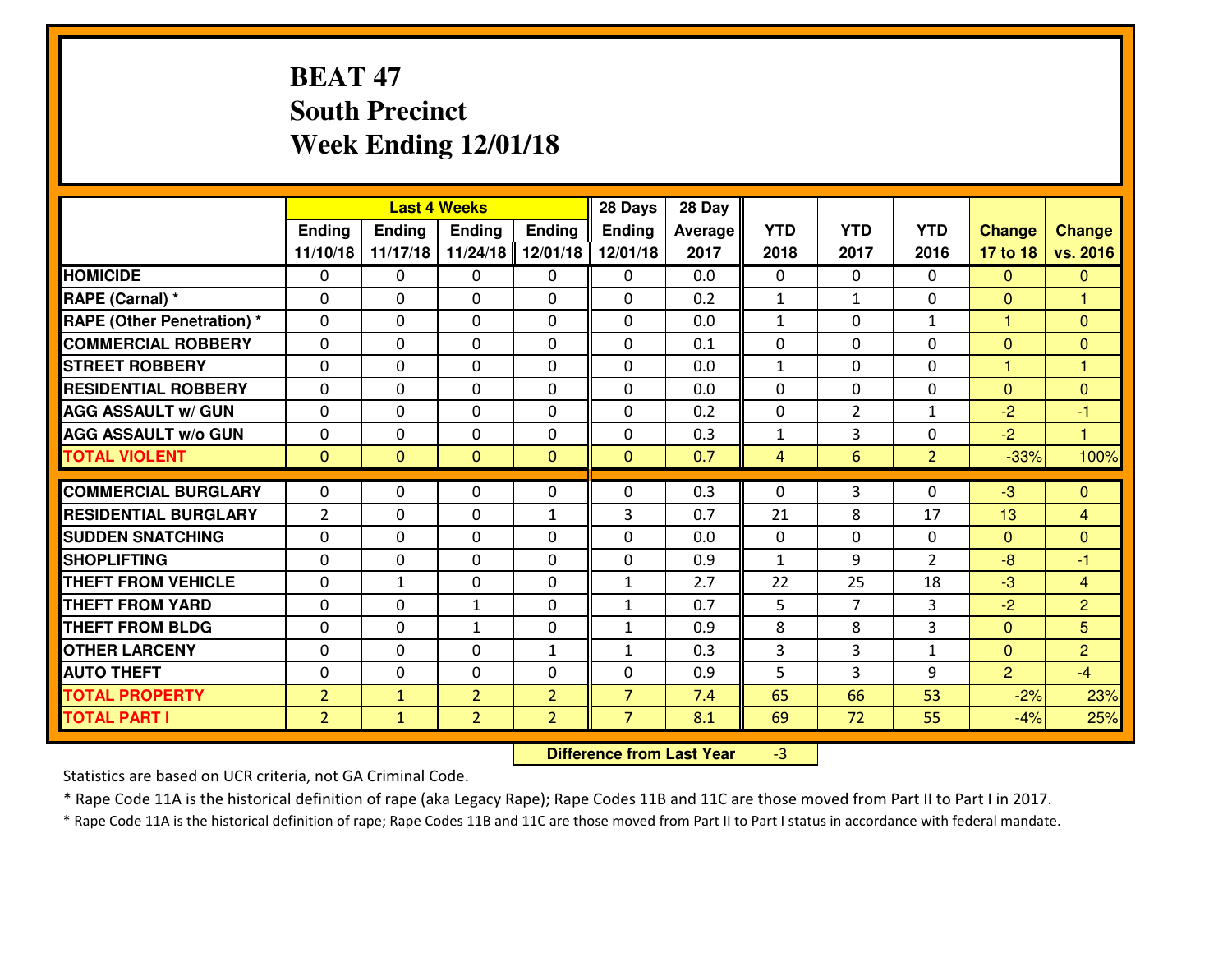# BEAT 47
# South Precinct
# Week Ending 12/01/18

| | Last 4 Weeks | | | | 28 Days | 28 Day | | | | | |
|---|---|---|---|---|---|---|---|---|---|---|---|
| | Ending 11/10/18 | Ending 11/17/18 | Ending 11/24/18 | Ending 12/01/18 | Ending 12/01/18 | Average 2017 | YTD 2018 | YTD 2017 | YTD 2016 | Change 17 to 18 | Change vs. 2016 |
| **HOMICIDE** | 0 | 0 | 0 | 0 | 0 | 0.0 | 0 | 0 | 0 | 0 | 0 |
| **RAPE (Carnal) *** | 0 | 0 | 0 | 0 | 0 | 0.2 | 1 | 1 | 0 | 0 | 1 |
| **RAPE (Other Penetration) *** | 0 | 0 | 0 | 0 | 0 | 0.0 | 1 | 0 | 1 | 1 | 0 |
| **COMMERCIAL ROBBERY** | 0 | 0 | 0 | 0 | 0 | 0.1 | 0 | 0 | 0 | 0 | 0 |
| **STREET ROBBERY** | 0 | 0 | 0 | 0 | 0 | 0.0 | 1 | 0 | 0 | 1 | 1 |
| **RESIDENTIAL ROBBERY** | 0 | 0 | 0 | 0 | 0 | 0.0 | 0 | 0 | 0 | 0 | 0 |
| **AGG ASSAULT w/ GUN** | 0 | 0 | 0 | 0 | 0 | 0.2 | 0 | 2 | 1 | -2 | -1 |
| **AGG ASSAULT w/o GUN** | 0 | 0 | 0 | 0 | 0 | 0.3 | 1 | 3 | 0 | -2 | 1 |
| **TOTAL VIOLENT** | 0 | 0 | 0 | 0 | 0 | 0.7 | 4 | 6 | 2 | -33% | 100% |
| **COMMERCIAL BURGLARY** | 0 | 0 | 0 | 0 | 0 | 0.3 | 0 | 3 | 0 | -3 | 0 |
| **RESIDENTIAL BURGLARY** | 2 | 0 | 0 | 1 | 3 | 0.7 | 21 | 8 | 17 | 13 | 4 |
| **SUDDEN SNATCHING** | 0 | 0 | 0 | 0 | 0 | 0.0 | 0 | 0 | 0 | 0 | 0 |
| **SHOPLIFTING** | 0 | 0 | 0 | 0 | 0 | 0.9 | 1 | 9 | 2 | -8 | -1 |
| **THEFT FROM VEHICLE** | 0 | 1 | 0 | 0 | 1 | 2.7 | 22 | 25 | 18 | -3 | 4 |
| **THEFT FROM YARD** | 0 | 0 | 1 | 0 | 1 | 0.7 | 5 | 7 | 3 | -2 | 2 |
| **THEFT FROM BLDG** | 0 | 0 | 1 | 0 | 1 | 0.9 | 8 | 8 | 3 | 0 | 5 |
| **OTHER LARCENY** | 0 | 0 | 0 | 1 | 1 | 0.3 | 3 | 3 | 1 | 0 | 2 |
| **AUTO THEFT** | 0 | 0 | 0 | 0 | 0 | 0.9 | 5 | 3 | 9 | 2 | -4 |
| **TOTAL PROPERTY** | 2 | 1 | 2 | 2 | 7 | 7.4 | 65 | 66 | 53 | -2% | 23% |
| **TOTAL PART I** | 2 | 1 | 2 | 2 | 7 | 8.1 | 69 | 72 | 55 | -4% | 25% |

**Difference from Last Year** -3

Statistics are based on UCR criteria, not GA Criminal Code.

* Rape Code 11A is the historical definition of rape (aka Legacy Rape); Rape Codes 11B and 11C are those moved from Part II to Part I in 2017.

* Rape Code 11A is the historical definition of rape; Rape Codes 11B and 11C are those moved from Part II to Part I status in accordance with federal mandate.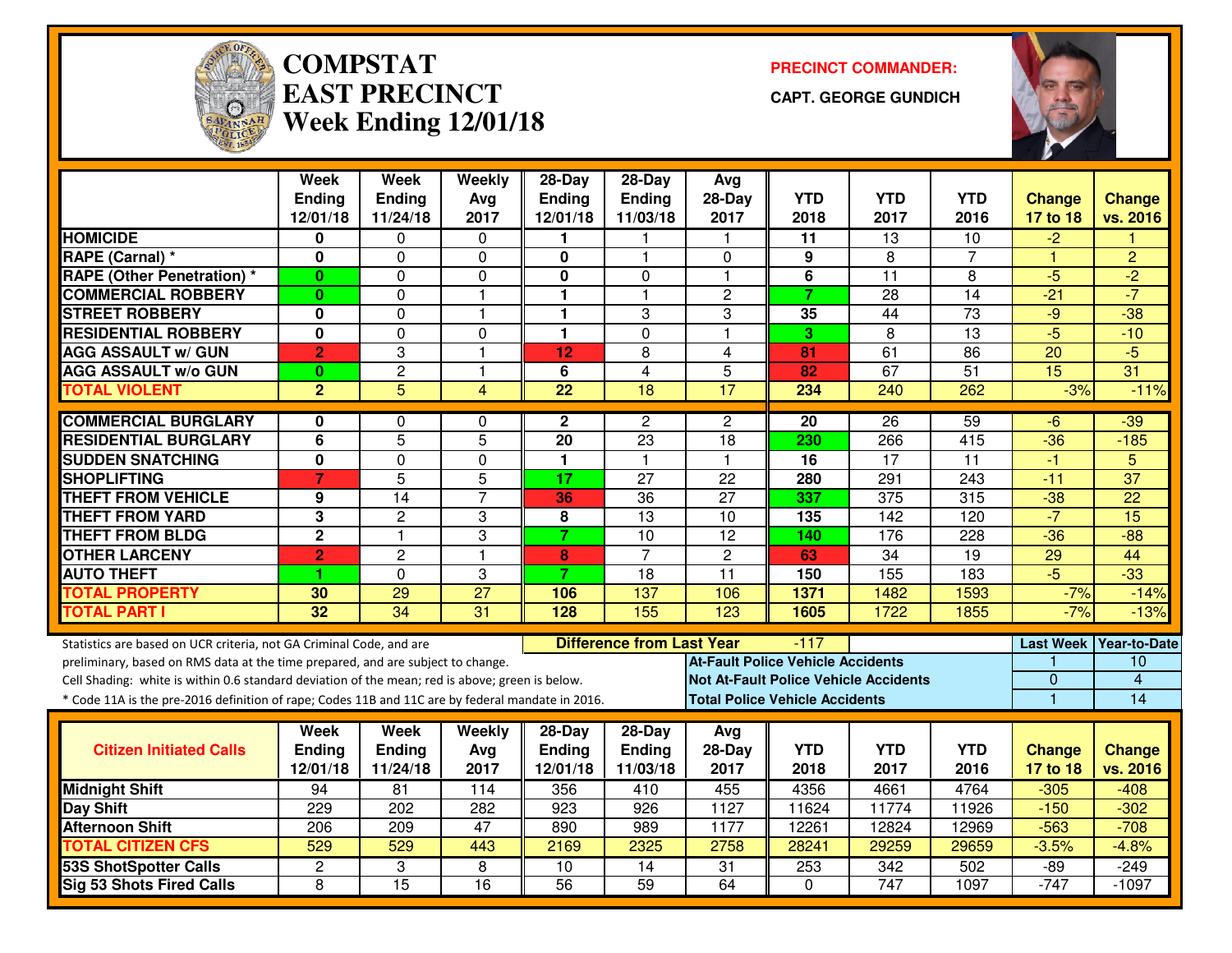# COMPSTAT EAST PRECINCT
## Week Ending 12/01/18

**PRECINCT COMMANDER:**

**CAPT. GEORGE GUNDICH**

| | Week Ending 12/01/18 | Week Ending 11/24/18 | Weekly Avg 2017 | 28-Day Ending 12/01/18 | 28-Day Ending 11/03/18 | Avg 28-Day 2017 | YTD 2018 | YTD 2017 | YTD 2016 | Change 17 to 18 | Change vs. 2016 |
|---|---|---|---|---|---|---|---|---|---|---|---|
| HOMICIDE | 0 | 0 | 0 | 1 | 1 | 1 | 11 | 13 | 10 | -2 | 1 |
| RAPE (Carnal) * | 0 | 0 | 0 | 0 | 1 | 0 | 9 | 8 | 7 | 1 | 2 |
| RAPE (Other Penetration) * | 0 | 0 | 0 | 0 | 0 | 1 | 6 | 11 | 8 | -5 | -2 |
| COMMERCIAL ROBBERY | 0 | 0 | 1 | 1 | 1 | 2 | 7 | 28 | 14 | -21 | -7 |
| STREET ROBBERY | 0 | 0 | 1 | 1 | 3 | 3 | 35 | 44 | 73 | -9 | -38 |
| RESIDENTIAL ROBBERY | 0 | 0 | 0 | 1 | 0 | 1 | 3 | 8 | 13 | -5 | -10 |
| AGG ASSAULT w/ GUN | 2 | 3 | 1 | 12 | 8 | 4 | 81 | 61 | 86 | 20 | -5 |
| AGG ASSAULT w/o GUN | 0 | 2 | 1 | 6 | 4 | 5 | 82 | 67 | 51 | 15 | 31 |
| TOTAL VIOLENT | 2 | 5 | 4 | 22 | 18 | 17 | 234 | 240 | 262 | -3% | -11% |
| COMMERCIAL BURGLARY | 0 | 0 | 0 | 2 | 2 | 2 | 20 | 26 | 59 | -6 | -39 |
| RESIDENTIAL BURGLARY | 6 | 5 | 5 | 20 | 23 | 18 | 230 | 266 | 415 | -36 | -185 |
| SUDDEN SNATCHING | 0 | 0 | 0 | 1 | 1 | 1 | 16 | 17 | 11 | -1 | 5 |
| SHOPLIFTING | 7 | 5 | 5 | 17 | 27 | 22 | 280 | 291 | 243 | -11 | 37 |
| THEFT FROM VEHICLE | 9 | 14 | 7 | 36 | 36 | 27 | 337 | 375 | 315 | -38 | 22 |
| THEFT FROM YARD | 3 | 2 | 3 | 8 | 13 | 10 | 135 | 142 | 120 | -7 | 15 |
| THEFT FROM BLDG | 2 | 1 | 3 | 7 | 10 | 12 | 140 | 176 | 228 | -36 | -88 |
| OTHER LARCENY | 2 | 2 | 1 | 8 | 7 | 2 | 63 | 34 | 19 | 29 | 44 |
| AUTO THEFT | 1 | 0 | 3 | 7 | 18 | 11 | 150 | 155 | 183 | -5 | -33 |
| TOTAL PROPERTY | 30 | 29 | 27 | 106 | 137 | 106 | 1371 | 1482 | 1593 | -7% | -14% |
| TOTAL PART I | 32 | 34 | 31 | 128 | 155 | 123 | 1605 | 1722 | 1855 | -7% | -13% |

**Difference from Last Year:** -117

Statistics are based on UCR criteria, not GA Criminal Code, and are preliminary, based on RMS data at the time prepared, and are subject to change.

Cell Shading: white is within 0.6 standard deviation of the mean; red is above; green is below.

* Code 11A is the pre-2016 definition of rape; Codes 11B and 11C are by federal mandate in 2016.

| | Last Week | Year-to-Date |
|---|---|---|
| At-Fault Police Vehicle Accidents | 1 | 10 |
| Not At-Fault Police Vehicle Accidents | 0 | 4 |
| Total Police Vehicle Accidents | 1 | 14 |

| Citizen Initiated Calls | Week Ending 12/01/18 | Week Ending 11/24/18 | Weekly Avg 2017 | 28-Day Ending 12/01/18 | 28-Day Ending 11/03/18 | Avg 28-Day 2017 | YTD 2018 | YTD 2017 | YTD 2016 | Change 17 to 18 | Change vs. 2016 |
|---|---|---|---|---|---|---|---|---|---|---|---|
| Midnight Shift | 94 | 81 | 114 | 356 | 410 | 455 | 4356 | 4661 | 4764 | -305 | -408 |
| Day Shift | 229 | 202 | 282 | 923 | 926 | 1127 | 11624 | 11774 | 11926 | -150 | -302 |
| Afternoon Shift | 206 | 209 | 47 | 890 | 989 | 1177 | 12261 | 12824 | 12969 | -563 | -708 |
| TOTAL CITIZEN CFS | 529 | 529 | 443 | 2169 | 2325 | 2758 | 28241 | 29259 | 29659 | -3.5% | -4.8% |
| 53S ShotSpotter Calls | 2 | 3 | 8 | 10 | 14 | 31 | 253 | 342 | 502 | -89 | -249 |
| Sig 53 Shots Fired Calls | 8 | 15 | 16 | 56 | 59 | 64 | 0 | 747 | 1097 | -747 | -1097 |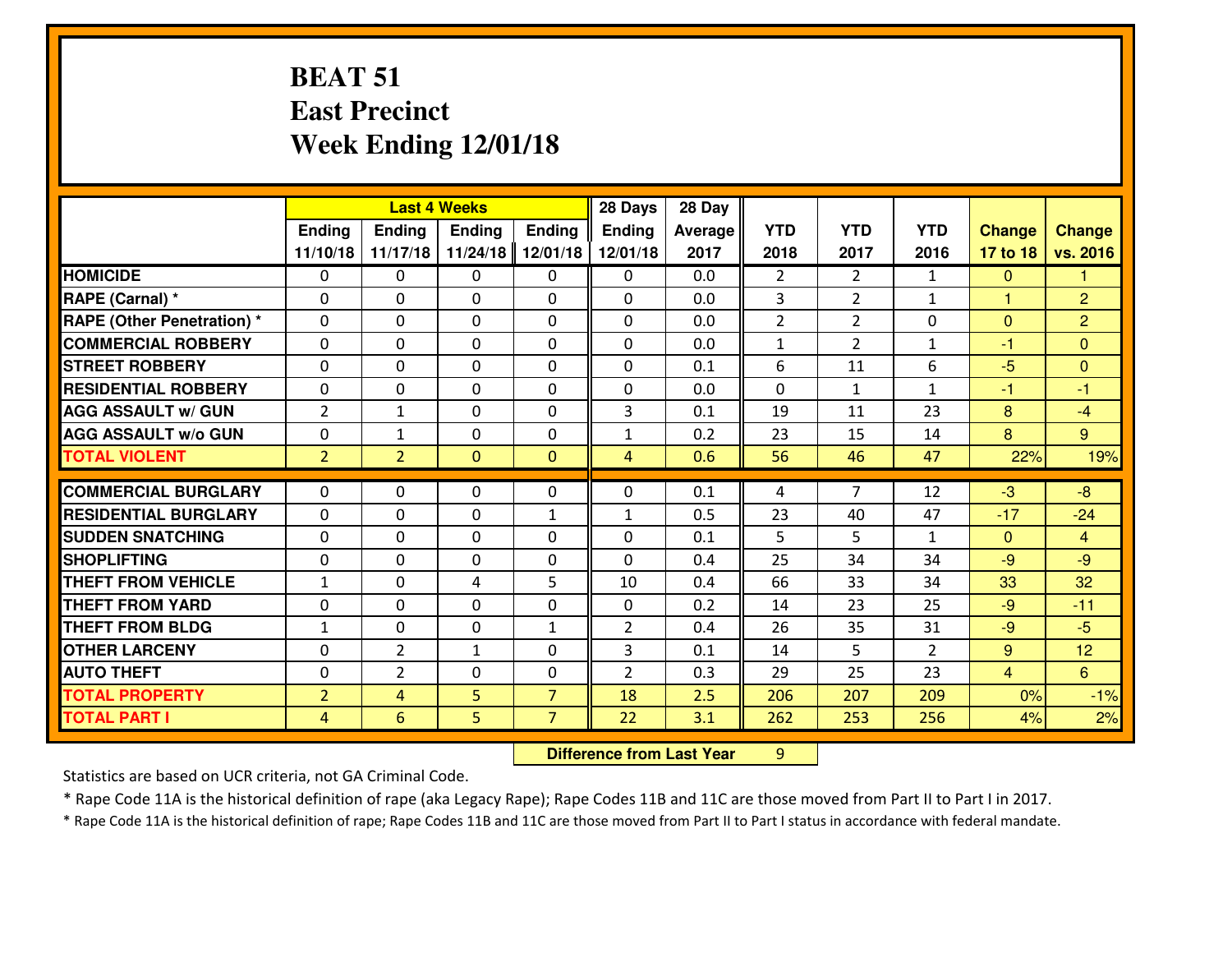# BEAT 51
## East Precinct
## Week Ending 12/01/18

| | Last 4 Weeks | | | | 28 Days | 28 Day | | | | | |
|---|---|---|---|---|---|---|---|---|---|---|---|
| | Ending 11/10/18 | Ending 11/17/18 | Ending 11/24/18 | Ending 12/01/18 | Ending 12/01/18 | Average 2017 | YTD 2018 | YTD 2017 | YTD 2016 | Change 17 to 18 | Change vs. 2016 |
| HOMICIDE | 0 | 0 | 0 | 0 | 0 | 0.0 | 2 | 2 | 1 | 0 | 1 |
| RAPE (Carnal) * | 0 | 0 | 0 | 0 | 0 | 0.0 | 3 | 2 | 1 | 1 | 2 |
| RAPE (Other Penetration) * | 0 | 0 | 0 | 0 | 0 | 0.0 | 2 | 2 | 0 | 0 | 2 |
| COMMERCIAL ROBBERY | 0 | 0 | 0 | 0 | 0 | 0.0 | 1 | 2 | 1 | -1 | 0 |
| STREET ROBBERY | 0 | 0 | 0 | 0 | 0 | 0.1 | 6 | 11 | 6 | -5 | 0 |
| RESIDENTIAL ROBBERY | 0 | 0 | 0 | 0 | 0 | 0.0 | 0 | 1 | 1 | -1 | -1 |
| AGG ASSAULT w/ GUN | 2 | 1 | 0 | 0 | 3 | 0.1 | 19 | 11 | 23 | 8 | -4 |
| AGG ASSAULT w/o GUN | 0 | 1 | 0 | 0 | 1 | 0.2 | 23 | 15 | 14 | 8 | 9 |
| TOTAL VIOLENT | 2 | 2 | 0 | 0 | 4 | 0.6 | 56 | 46 | 47 | 22% | 19% |
| COMMERCIAL BURGLARY | 0 | 0 | 0 | 0 | 0 | 0.1 | 4 | 7 | 12 | -3 | -8 |
| RESIDENTIAL BURGLARY | 0 | 0 | 0 | 1 | 1 | 0.5 | 23 | 40 | 47 | -17 | -24 |
| SUDDEN SNATCHING | 0 | 0 | 0 | 0 | 0 | 0.1 | 5 | 5 | 1 | 0 | 4 |
| SHOPLIFTING | 0 | 0 | 0 | 0 | 0 | 0.4 | 25 | 34 | 34 | -9 | -9 |
| THEFT FROM VEHICLE | 1 | 0 | 4 | 5 | 10 | 0.4 | 66 | 33 | 34 | 33 | 32 |
| THEFT FROM YARD | 0 | 0 | 0 | 0 | 0 | 0.2 | 14 | 23 | 25 | -9 | -11 |
| THEFT FROM BLDG | 1 | 0 | 0 | 1 | 2 | 0.4 | 26 | 35 | 31 | -9 | -5 |
| OTHER LARCENY | 0 | 2 | 1 | 0 | 3 | 0.1 | 14 | 5 | 2 | 9 | 12 |
| AUTO THEFT | 0 | 2 | 0 | 0 | 2 | 0.3 | 29 | 25 | 23 | 4 | 6 |
| TOTAL PROPERTY | 2 | 4 | 5 | 7 | 18 | 2.5 | 206 | 207 | 209 | 0% | -1% |
| TOTAL PART I | 4 | 6 | 5 | 7 | 22 | 3.1 | 262 | 253 | 256 | 4% | 2% |

**Difference from Last Year** 9

Statistics are based on UCR criteria, not GA Criminal Code.

* Rape Code 11A is the historical definition of rape (aka Legacy Rape); Rape Codes 11B and 11C are those moved from Part II to Part I in 2017.

* Rape Code 11A is the historical definition of rape; Rape Codes 11B and 11C are those moved from Part II to Part I status in accordance with federal mandate.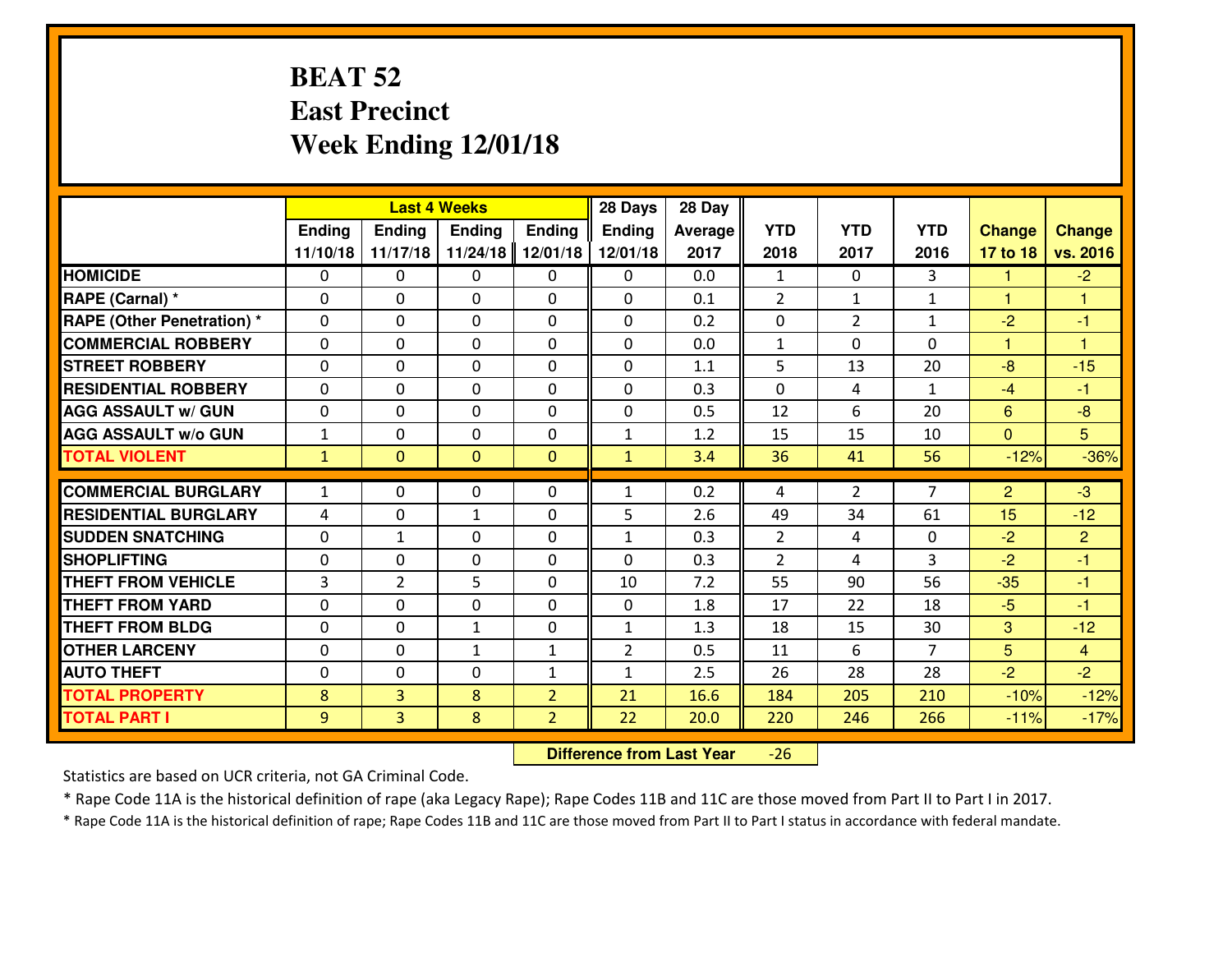# BEAT 52
## East Precinct
## Week Ending 12/01/18

| | Last 4 Weeks | | | | 28 Days | 28 Day | | | | | |
|---|---|---|---|---|---|---|---|---|---|---|---|
| | Ending 11/10/18 | Ending 11/17/18 | Ending 11/24/18 | Ending 12/01/18 | Ending 12/01/18 | Average 2017 | YTD 2018 | YTD 2017 | YTD 2016 | Change 17 to 18 | Change vs. 2016 |
| **HOMICIDE** | 0 | 0 | 0 | 0 | 0 | 0.0 | 1 | 0 | 3 | 1 | -2 |
| **RAPE (Carnal) *** | 0 | 0 | 0 | 0 | 0 | 0.1 | 2 | 1 | 1 | 1 | 1 |
| **RAPE (Other Penetration) *** | 0 | 0 | 0 | 0 | 0 | 0.2 | 0 | 2 | 1 | -2 | -1 |
| **COMMERCIAL ROBBERY** | 0 | 0 | 0 | 0 | 0 | 0.0 | 1 | 0 | 0 | 1 | 1 |
| **STREET ROBBERY** | 0 | 0 | 0 | 0 | 0 | 1.1 | 5 | 13 | 20 | -8 | -15 |
| **RESIDENTIAL ROBBERY** | 0 | 0 | 0 | 0 | 0 | 0.3 | 0 | 4 | 1 | -4 | -1 |
| **AGG ASSAULT w/ GUN** | 0 | 0 | 0 | 0 | 0 | 0.5 | 12 | 6 | 20 | 6 | -8 |
| **AGG ASSAULT w/o GUN** | 1 | 0 | 0 | 0 | 1 | 1.2 | 15 | 15 | 10 | 0 | 5 |
| **TOTAL VIOLENT** | 1 | 0 | 0 | 0 | 1 | 3.4 | 36 | 41 | 56 | -12% | -36% |
| **COMMERCIAL BURGLARY** | 1 | 0 | 0 | 0 | 1 | 0.2 | 4 | 2 | 7 | 2 | -3 |
| **RESIDENTIAL BURGLARY** | 4 | 0 | 1 | 0 | 5 | 2.6 | 49 | 34 | 61 | 15 | -12 |
| **SUDDEN SNATCHING** | 0 | 1 | 0 | 0 | 1 | 0.3 | 2 | 4 | 0 | -2 | 2 |
| **SHOPLIFTING** | 0 | 0 | 0 | 0 | 0 | 0.3 | 2 | 4 | 3 | -2 | -1 |
| **THEFT FROM VEHICLE** | 3 | 2 | 5 | 0 | 10 | 7.2 | 55 | 90 | 56 | -35 | -1 |
| **THEFT FROM YARD** | 0 | 0 | 0 | 0 | 0 | 1.8 | 17 | 22 | 18 | -5 | -1 |
| **THEFT FROM BLDG** | 0 | 0 | 1 | 0 | 1 | 1.3 | 18 | 15 | 30 | 3 | -12 |
| **OTHER LARCENY** | 0 | 0 | 1 | 1 | 2 | 0.5 | 11 | 6 | 7 | 5 | 4 |
| **AUTO THEFT** | 0 | 0 | 0 | 1 | 1 | 2.5 | 26 | 28 | 28 | -2 | -2 |
| **TOTAL PROPERTY** | 8 | 3 | 8 | 2 | 21 | 16.6 | 184 | 205 | 210 | -10% | -12% |
| **TOTAL PART I** | 9 | 3 | 8 | 2 | 22 | 20.0 | 220 | 246 | 266 | -11% | -17% |

**Difference from Last Year** -26

Statistics are based on UCR criteria, not GA Criminal Code.

* Rape Code 11A is the historical definition of rape (aka Legacy Rape); Rape Codes 11B and 11C are those moved from Part II to Part I in 2017.

* Rape Code 11A is the historical definition of rape; Rape Codes 11B and 11C are those moved from Part II to Part I status in accordance with federal mandate.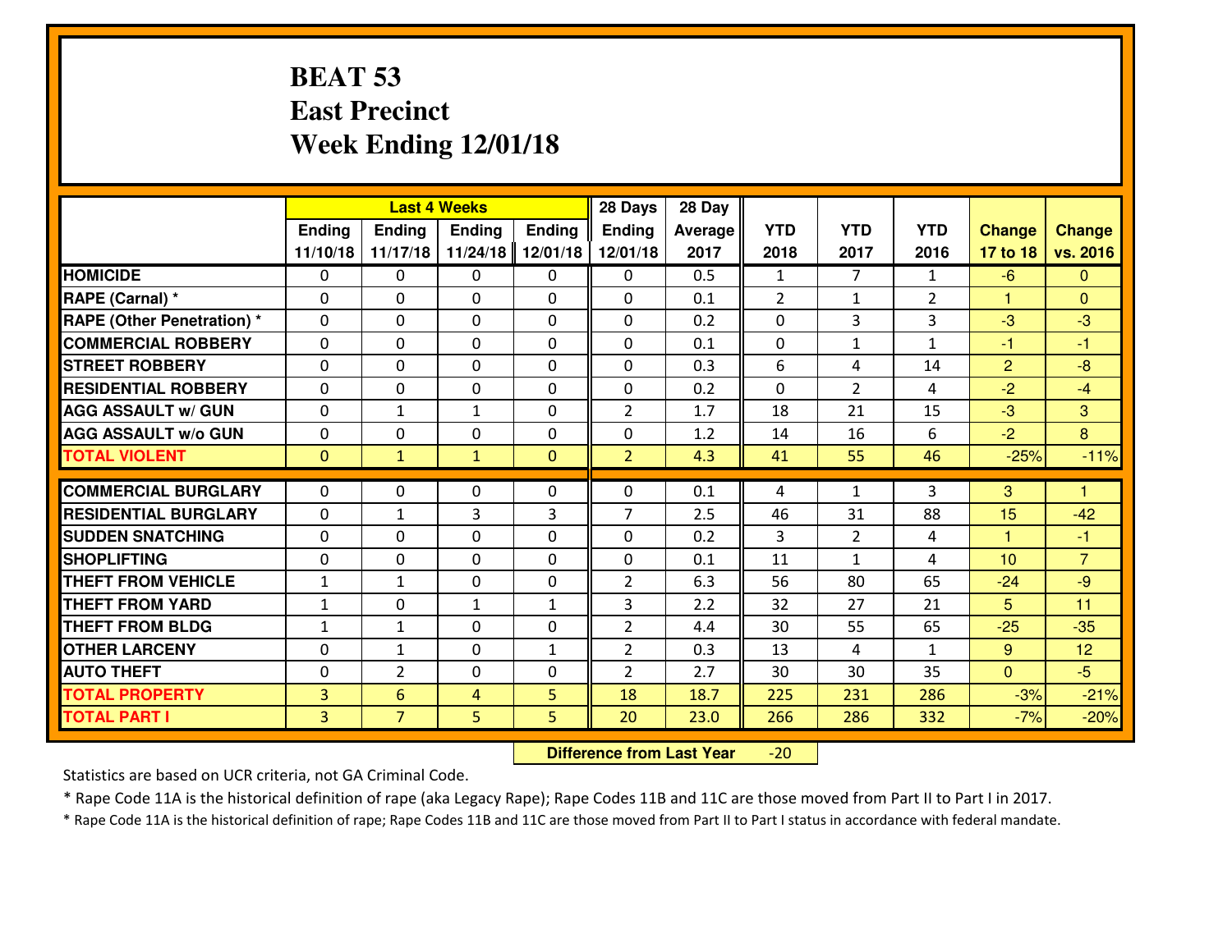# BEAT 53
## East Precinct
## Week Ending 12/01/18

| | Last 4 Weeks | | | | 28 Days | 28 Day | | | | | |
|---|---|---|---|---|---|---|---|---|---|---|---|
| | Ending 11/10/18 | Ending 11/17/18 | Ending 11/24/18 | Ending 12/01/18 | Ending 12/01/18 | Average 2017 | YTD 2018 | YTD 2017 | YTD 2016 | Change 17 to 18 | Change vs. 2016 |
| HOMICIDE | 0 | 0 | 0 | 0 | 0 | 0.5 | 1 | 7 | 1 | -6 | 0 |
| RAPE (Carnal) * | 0 | 0 | 0 | 0 | 0 | 0.1 | 2 | 1 | 2 | 1 | 0 |
| RAPE (Other Penetration) * | 0 | 0 | 0 | 0 | 0 | 0.2 | 0 | 3 | 3 | -3 | -3 |
| COMMERCIAL ROBBERY | 0 | 0 | 0 | 0 | 0 | 0.1 | 0 | 1 | 1 | -1 | -1 |
| STREET ROBBERY | 0 | 0 | 0 | 0 | 0 | 0.3 | 6 | 4 | 14 | 2 | -8 |
| RESIDENTIAL ROBBERY | 0 | 0 | 0 | 0 | 0 | 0.2 | 0 | 2 | 4 | -2 | -4 |
| AGG ASSAULT w/ GUN | 0 | 1 | 1 | 0 | 2 | 1.7 | 18 | 21 | 15 | -3 | 3 |
| AGG ASSAULT w/o GUN | 0 | 0 | 0 | 0 | 0 | 1.2 | 14 | 16 | 6 | -2 | 8 |
| TOTAL VIOLENT | 0 | 1 | 1 | 0 | 2 | 4.3 | 41 | 55 | 46 | -25% | -11% |
| COMMERCIAL BURGLARY | 0 | 0 | 0 | 0 | 0 | 0.1 | 4 | 1 | 3 | 3 | 1 |
| RESIDENTIAL BURGLARY | 0 | 1 | 3 | 3 | 7 | 2.5 | 46 | 31 | 88 | 15 | -42 |
| SUDDEN SNATCHING | 0 | 0 | 0 | 0 | 0 | 0.2 | 3 | 2 | 4 | 1 | -1 |
| SHOPLIFTING | 0 | 0 | 0 | 0 | 0 | 0.1 | 11 | 1 | 4 | 10 | 7 |
| THEFT FROM VEHICLE | 1 | 1 | 0 | 0 | 2 | 6.3 | 56 | 80 | 65 | -24 | -9 |
| THEFT FROM YARD | 1 | 0 | 1 | 1 | 3 | 2.2 | 32 | 27 | 21 | 5 | 11 |
| THEFT FROM BLDG | 1 | 1 | 0 | 0 | 2 | 4.4 | 30 | 55 | 65 | -25 | -35 |
| OTHER LARCENY | 0 | 1 | 0 | 1 | 2 | 0.3 | 13 | 4 | 1 | 9 | 12 |
| AUTO THEFT | 0 | 2 | 0 | 0 | 2 | 2.7 | 30 | 30 | 35 | 0 | -5 |
| TOTAL PROPERTY | 3 | 6 | 4 | 5 | 18 | 18.7 | 225 | 231 | 286 | -3% | -21% |
| TOTAL PART I | 3 | 7 | 5 | 5 | 20 | 23.0 | 266 | 286 | 332 | -7% | -20% |

**Difference from Last Year** -20

Statistics are based on UCR criteria, not GA Criminal Code.

* Rape Code 11A is the historical definition of rape (aka Legacy Rape); Rape Codes 11B and 11C are those moved from Part II to Part I in 2017.

* Rape Code 11A is the historical definition of rape; Rape Codes 11B and 11C are those moved from Part II to Part I status in accordance with federal mandate.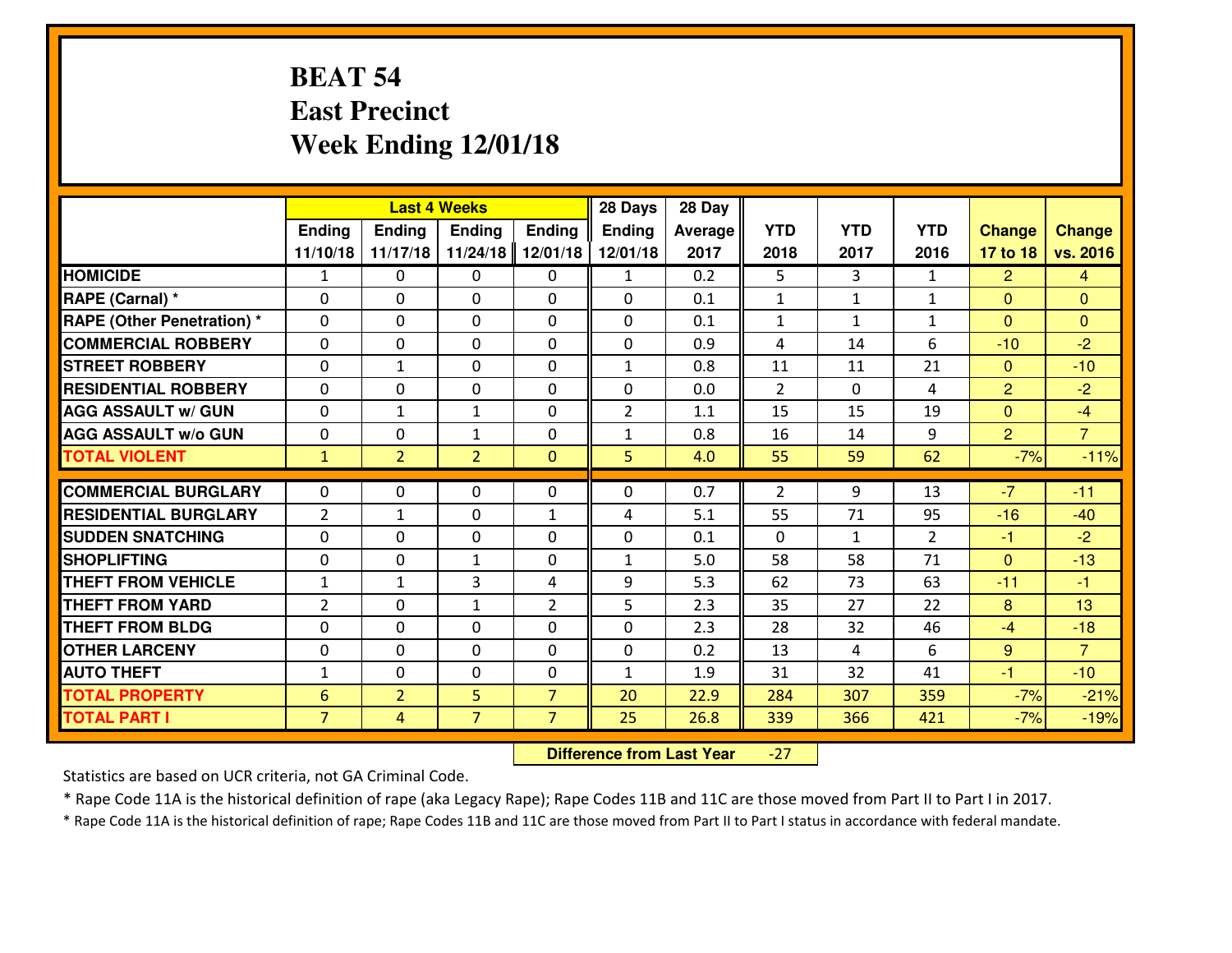# BEAT 54
## East Precinct
## Week Ending 12/01/18

| | Last 4 Weeks | | | | 28 Days | 28 Day | | | | | |
|---|---|---|---|---|---|---|---|---|---|---|---|
| | Ending 11/10/18 | Ending 11/17/18 | Ending 11/24/18 | Ending 12/01/18 | Ending 12/01/18 | Average 2017 | YTD 2018 | YTD 2017 | YTD 2016 | Change 17 to 18 | Change vs. 2016 |
| **HOMICIDE** | 1 | 0 | 0 | 0 | 1 | 0.2 | 5 | 3 | 1 | 2 | 4 |
| **RAPE (Carnal) *** | 0 | 0 | 0 | 0 | 0 | 0.1 | 1 | 1 | 1 | 0 | 0 |
| **RAPE (Other Penetration) *** | 0 | 0 | 0 | 0 | 0 | 0.1 | 1 | 1 | 1 | 0 | 0 |
| **COMMERCIAL ROBBERY** | 0 | 0 | 0 | 0 | 0 | 0.9 | 4 | 14 | 6 | -10 | -2 |
| **STREET ROBBERY** | 0 | 1 | 0 | 0 | 1 | 0.8 | 11 | 11 | 21 | 0 | -10 |
| **RESIDENTIAL ROBBERY** | 0 | 0 | 0 | 0 | 0 | 0.0 | 2 | 0 | 4 | 2 | -2 |
| **AGG ASSAULT w/ GUN** | 0 | 1 | 1 | 0 | 2 | 1.1 | 15 | 15 | 19 | 0 | -4 |
| **AGG ASSAULT w/o GUN** | 0 | 0 | 1 | 0 | 1 | 0.8 | 16 | 14 | 9 | 2 | 7 |
| **TOTAL VIOLENT** | 1 | 2 | 2 | 0 | 5 | 4.0 | 55 | 59 | 62 | -7% | -11% |
| **COMMERCIAL BURGLARY** | 0 | 0 | 0 | 0 | 0 | 0.7 | 2 | 9 | 13 | -7 | -11 |
| **RESIDENTIAL BURGLARY** | 2 | 1 | 0 | 1 | 4 | 5.1 | 55 | 71 | 95 | -16 | -40 |
| **SUDDEN SNATCHING** | 0 | 0 | 0 | 0 | 0 | 0.1 | 0 | 1 | 2 | -1 | -2 |
| **SHOPLIFTING** | 0 | 0 | 1 | 0 | 1 | 5.0 | 58 | 58 | 71 | 0 | -13 |
| **THEFT FROM VEHICLE** | 1 | 1 | 3 | 4 | 9 | 5.3 | 62 | 73 | 63 | -11 | -1 |
| **THEFT FROM YARD** | 2 | 0 | 1 | 2 | 5 | 2.3 | 35 | 27 | 22 | 8 | 13 |
| **THEFT FROM BLDG** | 0 | 0 | 0 | 0 | 0 | 2.3 | 28 | 32 | 46 | -4 | -18 |
| **OTHER LARCENY** | 0 | 0 | 0 | 0 | 0 | 0.2 | 13 | 4 | 6 | 9 | 7 |
| **AUTO THEFT** | 1 | 0 | 0 | 0 | 1 | 1.9 | 31 | 32 | 41 | -1 | -10 |
| **TOTAL PROPERTY** | 6 | 2 | 5 | 7 | 20 | 22.9 | 284 | 307 | 359 | -7% | -21% |
| **TOTAL PART I** | 7 | 4 | 7 | 7 | 25 | 26.8 | 339 | 366 | 421 | -7% | -19% |

**Difference from Last Year** -27

Statistics are based on UCR criteria, not GA Criminal Code.

* Rape Code 11A is the historical definition of rape (aka Legacy Rape); Rape Codes 11B and 11C are those moved from Part II to Part I in 2017.

* Rape Code 11A is the historical definition of rape; Rape Codes 11B and 11C are those moved from Part II to Part I status in accordance with federal mandate.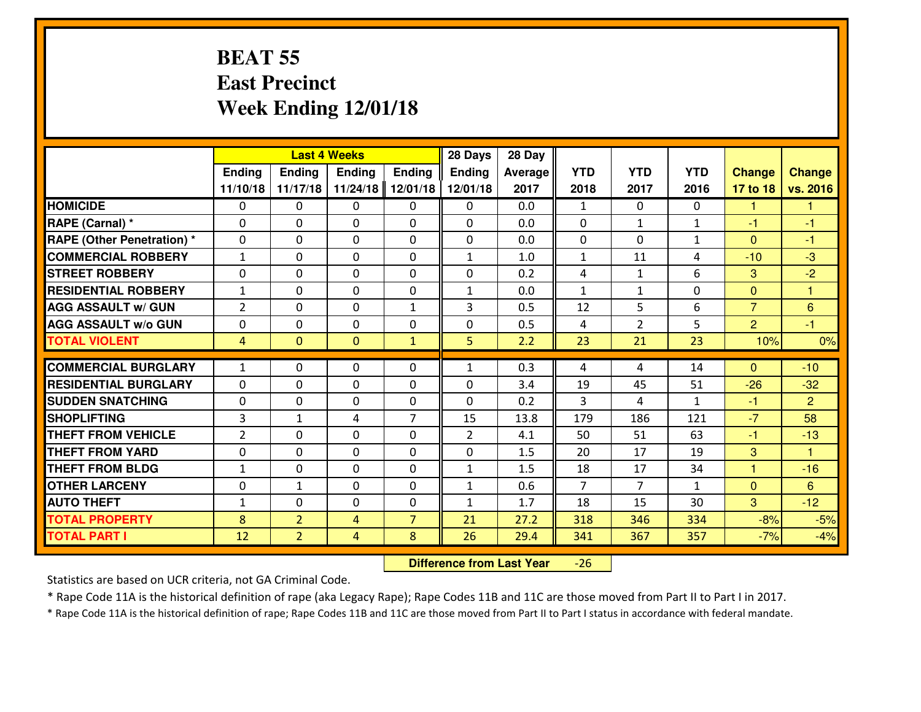# BEAT 55
## East Precinct
## Week Ending 12/01/18

| | Last 4 Weeks | | | | 28 Days | 28 Day | | | | | |
|---|---|---|---|---|---|---|---|---|---|---|---|
| | Ending 11/10/18 | Ending 11/17/18 | Ending 11/24/18 | Ending 12/01/18 | Ending 12/01/18 | Average 2017 | YTD 2018 | YTD 2017 | YTD 2016 | Change 17 to 18 | Change vs. 2016 |
| **HOMICIDE** | 0 | 0 | 0 | 0 | 0 | 0.0 | 1 | 0 | 0 | 1 | 1 |
| **RAPE (Carnal) *** | 0 | 0 | 0 | 0 | 0 | 0.0 | 0 | 1 | 1 | -1 | -1 |
| **RAPE (Other Penetration) *** | 0 | 0 | 0 | 0 | 0 | 0.0 | 0 | 0 | 1 | 0 | -1 |
| **COMMERCIAL ROBBERY** | 1 | 0 | 0 | 0 | 1 | 1.0 | 1 | 11 | 4 | -10 | -3 |
| **STREET ROBBERY** | 0 | 0 | 0 | 0 | 0 | 0.2 | 4 | 1 | 6 | 3 | -2 |
| **RESIDENTIAL ROBBERY** | 1 | 0 | 0 | 0 | 1 | 0.0 | 1 | 1 | 0 | 0 | 1 |
| **AGG ASSAULT w/ GUN** | 2 | 0 | 0 | 1 | 3 | 0.5 | 12 | 5 | 6 | 7 | 6 |
| **AGG ASSAULT w/o GUN** | 0 | 0 | 0 | 0 | 0 | 0.5 | 4 | 2 | 5 | 2 | -1 |
| **TOTAL VIOLENT** | 4 | 0 | 0 | 1 | 5 | 2.2 | 23 | 21 | 23 | 10% | 0% |
| **COMMERCIAL BURGLARY** | 1 | 0 | 0 | 0 | 1 | 0.3 | 4 | 4 | 14 | 0 | -10 |
| **RESIDENTIAL BURGLARY** | 0 | 0 | 0 | 0 | 0 | 3.4 | 19 | 45 | 51 | -26 | -32 |
| **SUDDEN SNATCHING** | 0 | 0 | 0 | 0 | 0 | 0.2 | 3 | 4 | 1 | -1 | 2 |
| **SHOPLIFTING** | 3 | 1 | 4 | 7 | 15 | 13.8 | 179 | 186 | 121 | -7 | 58 |
| **THEFT FROM VEHICLE** | 2 | 0 | 0 | 0 | 2 | 4.1 | 50 | 51 | 63 | -1 | -13 |
| **THEFT FROM YARD** | 0 | 0 | 0 | 0 | 0 | 1.5 | 20 | 17 | 19 | 3 | 1 |
| **THEFT FROM BLDG** | 1 | 0 | 0 | 0 | 1 | 1.5 | 18 | 17 | 34 | 1 | -16 |
| **OTHER LARCENY** | 0 | 1 | 0 | 0 | 1 | 0.6 | 7 | 7 | 1 | 0 | 6 |
| **AUTO THEFT** | 1 | 0 | 0 | 0 | 1 | 1.7 | 18 | 15 | 30 | 3 | -12 |
| **TOTAL PROPERTY** | 8 | 2 | 4 | 7 | 21 | 27.2 | 318 | 346 | 334 | -8% | -5% |
| **TOTAL PART I** | 12 | 2 | 4 | 8 | 26 | 29.4 | 341 | 367 | 357 | -7% | -4% |

**Difference from Last Year** -26

Statistics are based on UCR criteria, not GA Criminal Code.

* Rape Code 11A is the historical definition of rape (aka Legacy Rape); Rape Codes 11B and 11C are those moved from Part II to Part I in 2017.

* Rape Code 11A is the historical definition of rape; Rape Codes 11B and 11C are those moved from Part II to Part I status in accordance with federal mandate.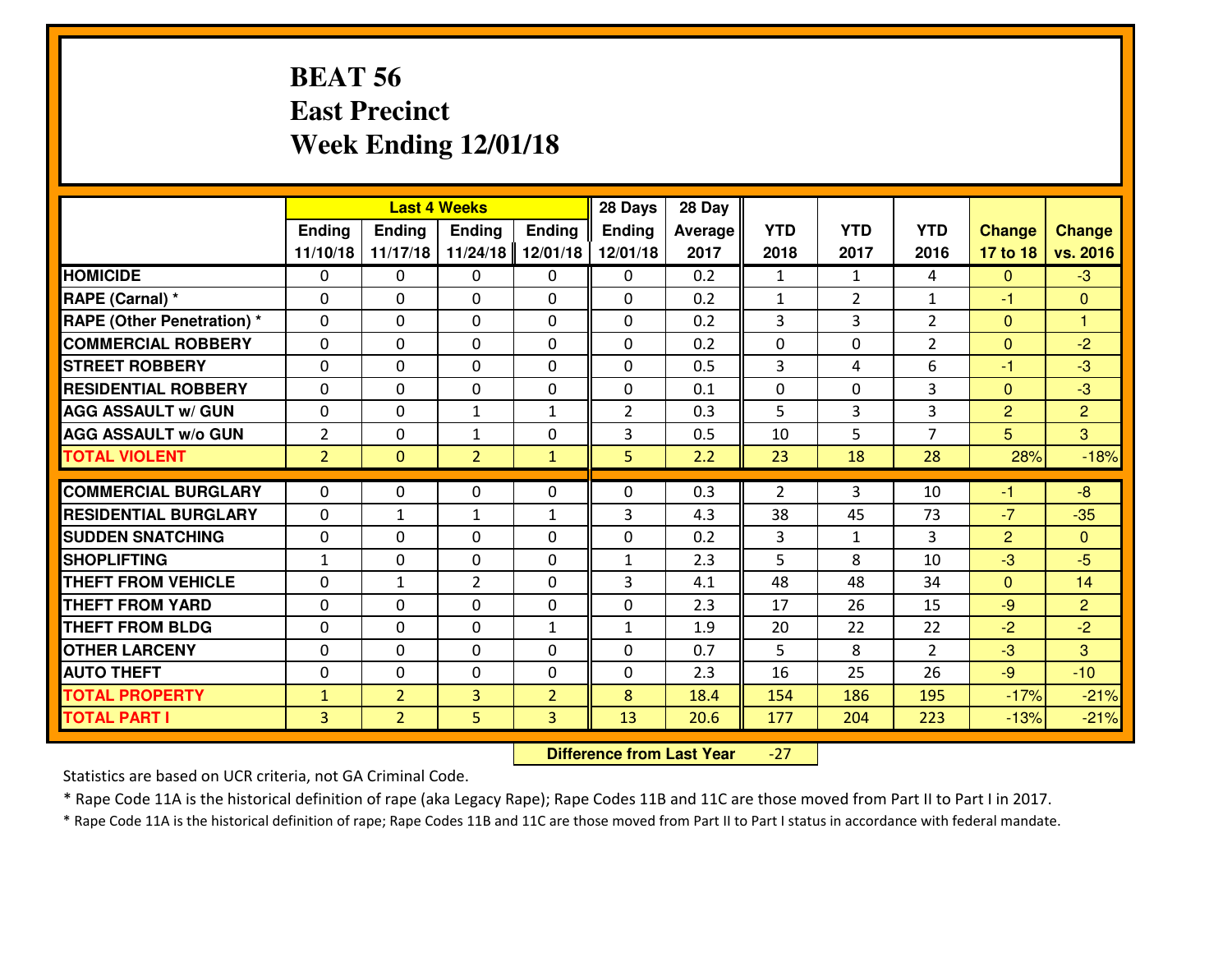# BEAT 56
## East Precinct
## Week Ending 12/01/18

| | Last 4 Weeks | | | | 28 Days | 28 Day | | | | | |
|---|---|---|---|---|---|---|---|---|---|---|---|
| | Ending 11/10/18 | Ending 11/17/18 | Ending 11/24/18 | Ending 12/01/18 | Ending 12/01/18 | Average 2017 | YTD 2018 | YTD 2017 | YTD 2016 | Change 17 to 18 | Change vs. 2016 |
| HOMICIDE | 0 | 0 | 0 | 0 | 0 | 0.2 | 1 | 1 | 4 | 0 | -3 |
| RAPE (Carnal) * | 0 | 0 | 0 | 0 | 0 | 0.2 | 1 | 2 | 1 | -1 | 0 |
| RAPE (Other Penetration) * | 0 | 0 | 0 | 0 | 0 | 0.2 | 3 | 3 | 2 | 0 | 1 |
| COMMERCIAL ROBBERY | 0 | 0 | 0 | 0 | 0 | 0.2 | 0 | 0 | 2 | 0 | -2 |
| STREET ROBBERY | 0 | 0 | 0 | 0 | 0 | 0.5 | 3 | 4 | 6 | -1 | -3 |
| RESIDENTIAL ROBBERY | 0 | 0 | 0 | 0 | 0 | 0.1 | 0 | 0 | 3 | 0 | -3 |
| AGG ASSAULT w/ GUN | 0 | 0 | 1 | 1 | 2 | 0.3 | 5 | 3 | 3 | 2 | 2 |
| AGG ASSAULT w/o GUN | 2 | 0 | 1 | 0 | 3 | 0.5 | 10 | 5 | 7 | 5 | 3 |
| TOTAL VIOLENT | 2 | 0 | 2 | 1 | 5 | 2.2 | 23 | 18 | 28 | 28% | -18% |
| COMMERCIAL BURGLARY | 0 | 0 | 0 | 0 | 0 | 0.3 | 2 | 3 | 10 | -1 | -8 |
| RESIDENTIAL BURGLARY | 0 | 1 | 1 | 1 | 3 | 4.3 | 38 | 45 | 73 | -7 | -35 |
| SUDDEN SNATCHING | 0 | 0 | 0 | 0 | 0 | 0.2 | 3 | 1 | 3 | 2 | 0 |
| SHOPLIFTING | 1 | 0 | 0 | 0 | 1 | 2.3 | 5 | 8 | 10 | -3 | -5 |
| THEFT FROM VEHICLE | 0 | 1 | 2 | 0 | 3 | 4.1 | 48 | 48 | 34 | 0 | 14 |
| THEFT FROM YARD | 0 | 0 | 0 | 0 | 0 | 2.3 | 17 | 26 | 15 | -9 | 2 |
| THEFT FROM BLDG | 0 | 0 | 0 | 1 | 1 | 1.9 | 20 | 22 | 22 | -2 | -2 |
| OTHER LARCENY | 0 | 0 | 0 | 0 | 0 | 0.7 | 5 | 8 | 2 | -3 | 3 |
| AUTO THEFT | 0 | 0 | 0 | 0 | 0 | 2.3 | 16 | 25 | 26 | -9 | -10 |
| TOTAL PROPERTY | 1 | 2 | 3 | 2 | 8 | 18.4 | 154 | 186 | 195 | -17% | -21% |
| TOTAL PART I | 3 | 2 | 5 | 3 | 13 | 20.6 | 177 | 204 | 223 | -13% | -21% |

**Difference from Last Year** -27

Statistics are based on UCR criteria, not GA Criminal Code.

* Rape Code 11A is the historical definition of rape (aka Legacy Rape); Rape Codes 11B and 11C are those moved from Part II to Part I in 2017.

* Rape Code 11A is the historical definition of rape; Rape Codes 11B and 11C are those moved from Part II to Part I status in accordance with federal mandate.